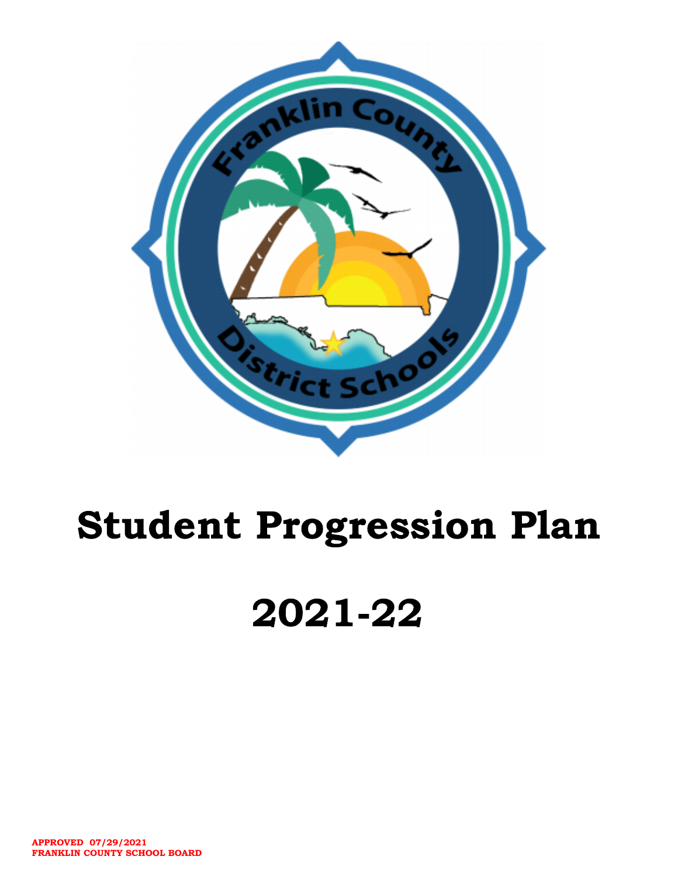# Student Progression Plan

# 2021-22

**APPROVED 07/29/2021**
**FRANKLIN COUNTY SCHOOL BOARD**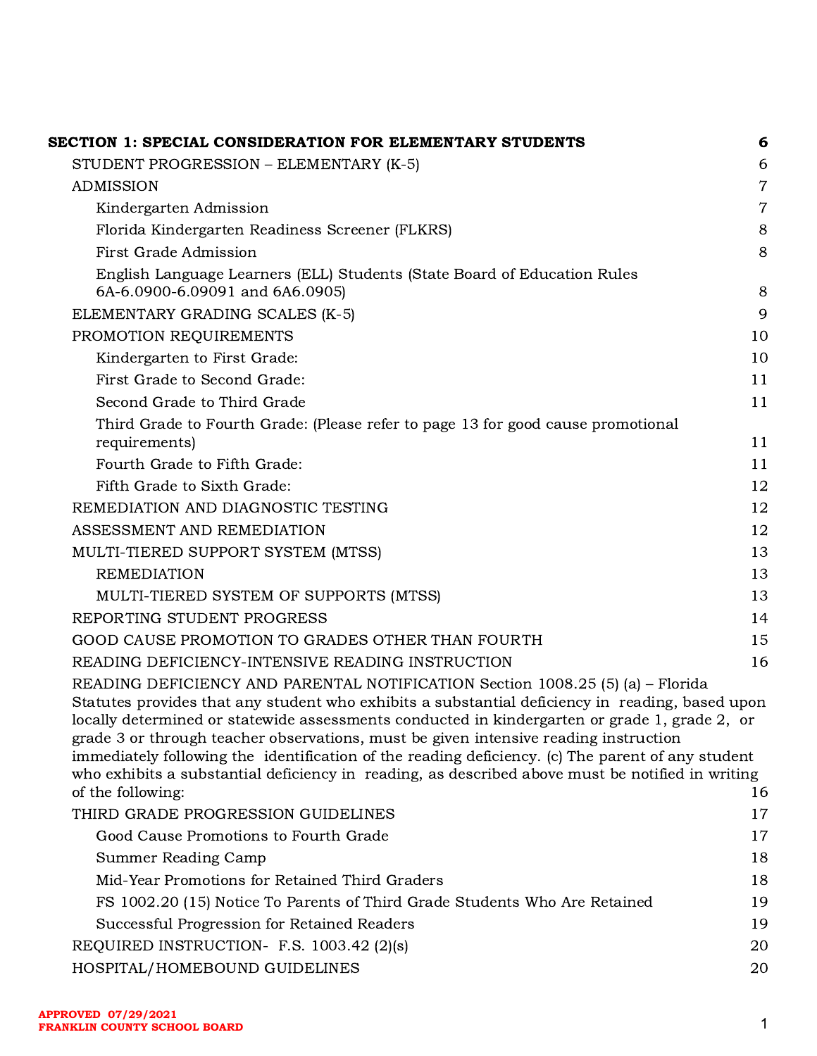| | |
|---|---|
| **SECTION 1: SPECIAL CONSIDERATION FOR ELEMENTARY STUDENTS** | **6** |
| STUDENT PROGRESSION – ELEMENTARY (K-5) | 6 |
| ADMISSION | 7 |
| Kindergarten Admission | 7 |
| Florida Kindergarten Readiness Screener (FLKRS) | 8 |
| First Grade Admission | 8 |
| English Language Learners (ELL) Students (State Board of Education Rules 6A-6.0900-6.09091 and 6A6.0905) | 8 |
| ELEMENTARY GRADING SCALES (K-5) | 9 |
| PROMOTION REQUIREMENTS | 10 |
| Kindergarten to First Grade: | 10 |
| First Grade to Second Grade: | 11 |
| Second Grade to Third Grade | 11 |
| Third Grade to Fourth Grade: (Please refer to page 13 for good cause promotional requirements) | 11 |
| Fourth Grade to Fifth Grade: | 11 |
| Fifth Grade to Sixth Grade: | 12 |
| REMEDIATION AND DIAGNOSTIC TESTING | 12 |
| ASSESSMENT AND REMEDIATION | 12 |
| MULTI-TIERED SUPPORT SYSTEM (MTSS) | 13 |
| REMEDIATION | 13 |
| MULTI-TIERED SYSTEM OF SUPPORTS (MTSS) | 13 |
| REPORTING STUDENT PROGRESS | 14 |
| GOOD CAUSE PROMOTION TO GRADES OTHER THAN FOURTH | 15 |
| READING DEFICIENCY-INTENSIVE READING INSTRUCTION | 16 |
| READING DEFICIENCY AND PARENTAL NOTIFICATION Section 1008.25 (5) (a) – Florida Statutes provides that any student who exhibits a substantial deficiency in reading, based upon locally determined or statewide assessments conducted in kindergarten or grade 1, grade 2, or grade 3 or through teacher observations, must be given intensive reading instruction immediately following the identification of the reading deficiency. (c) The parent of any student who exhibits a substantial deficiency in reading, as described above must be notified in writing of the following: | 16 |
| THIRD GRADE PROGRESSION GUIDELINES | 17 |
| Good Cause Promotions to Fourth Grade | 17 |
| Summer Reading Camp | 18 |
| Mid-Year Promotions for Retained Third Graders | 18 |
| FS 1002.20 (15) Notice To Parents of Third Grade Students Who Are Retained | 19 |
| Successful Progression for Retained Readers | 19 |
| REQUIRED INSTRUCTION- F.S. 1003.42 (2)(s) | 20 |
| HOSPITAL/HOMEBOUND GUIDELINES | 20 |

**APPROVED 07/29/2021**
**FRANKLIN COUNTY SCHOOL BOARD**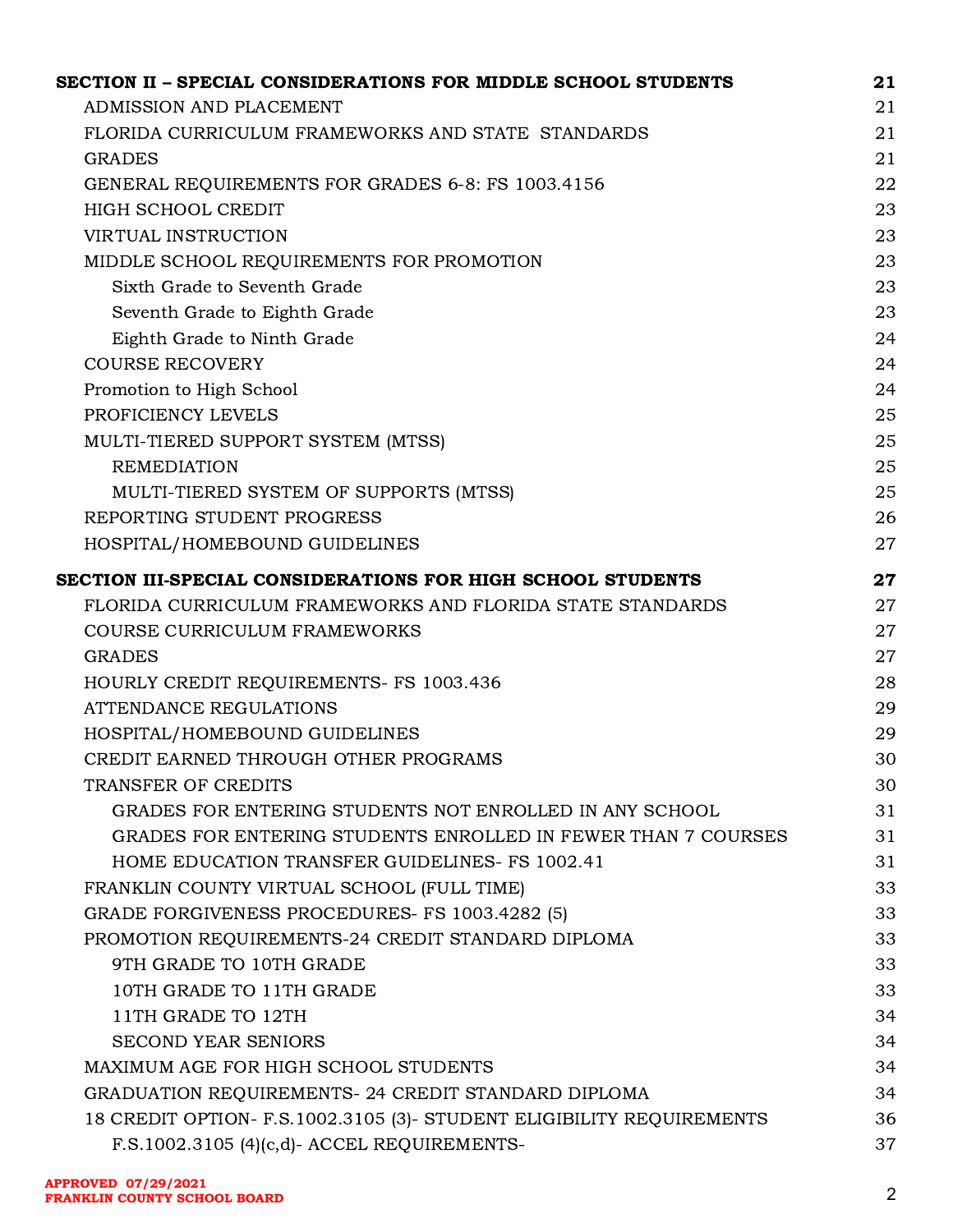| | |
|---|---|
| **SECTION II – SPECIAL CONSIDERATIONS FOR MIDDLE SCHOOL STUDENTS** | **21** |
| ADMISSION AND PLACEMENT | 21 |
| FLORIDA CURRICULUM FRAMEWORKS AND STATE STANDARDS | 21 |
| GRADES | 21 |
| GENERAL REQUIREMENTS FOR GRADES 6-8: FS 1003.4156 | 22 |
| HIGH SCHOOL CREDIT | 23 |
| VIRTUAL INSTRUCTION | 23 |
| MIDDLE SCHOOL REQUIREMENTS FOR PROMOTION | 23 |
| Sixth Grade to Seventh Grade | 23 |
| Seventh Grade to Eighth Grade | 23 |
| Eighth Grade to Ninth Grade | 24 |
| COURSE RECOVERY | 24 |
| Promotion to High School | 24 |
| PROFICIENCY LEVELS | 25 |
| MULTI-TIERED SUPPORT SYSTEM (MTSS) | 25 |
| REMEDIATION | 25 |
| MULTI-TIERED SYSTEM OF SUPPORTS (MTSS) | 25 |
| REPORTING STUDENT PROGRESS | 26 |
| HOSPITAL/HOMEBOUND GUIDELINES | 27 |
| **SECTION III-SPECIAL CONSIDERATIONS FOR HIGH SCHOOL STUDENTS** | **27** |
| FLORIDA CURRICULUM FRAMEWORKS AND FLORIDA STATE STANDARDS | 27 |
| COURSE CURRICULUM FRAMEWORKS | 27 |
| GRADES | 27 |
| HOURLY CREDIT REQUIREMENTS- FS 1003.436 | 28 |
| ATTENDANCE REGULATIONS | 29 |
| HOSPITAL/HOMEBOUND GUIDELINES | 29 |
| CREDIT EARNED THROUGH OTHER PROGRAMS | 30 |
| TRANSFER OF CREDITS | 30 |
| GRADES FOR ENTERING STUDENTS NOT ENROLLED IN ANY SCHOOL | 31 |
| GRADES FOR ENTERING STUDENTS ENROLLED IN FEWER THAN 7 COURSES | 31 |
| HOME EDUCATION TRANSFER GUIDELINES- FS 1002.41 | 31 |
| FRANKLIN COUNTY VIRTUAL SCHOOL (FULL TIME) | 33 |
| GRADE FORGIVENESS PROCEDURES- FS 1003.4282 (5) | 33 |
| PROMOTION REQUIREMENTS-24 CREDIT STANDARD DIPLOMA | 33 |
| 9TH GRADE TO 10TH GRADE | 33 |
| 10TH GRADE TO 11TH GRADE | 33 |
| 11TH GRADE TO 12TH | 34 |
| SECOND YEAR SENIORS | 34 |
| MAXIMUM AGE FOR HIGH SCHOOL STUDENTS | 34 |
| GRADUATION REQUIREMENTS- 24 CREDIT STANDARD DIPLOMA | 34 |
| 18 CREDIT OPTION- F.S.1002.3105 (3)- STUDENT ELIGIBILITY REQUIREMENTS | 36 |
| F.S.1002.3105 (4)(c,d)- ACCEL REQUIREMENTS- | 37 |

**APPROVED 07/29/2021**
**FRANKLIN COUNTY SCHOOL BOARD**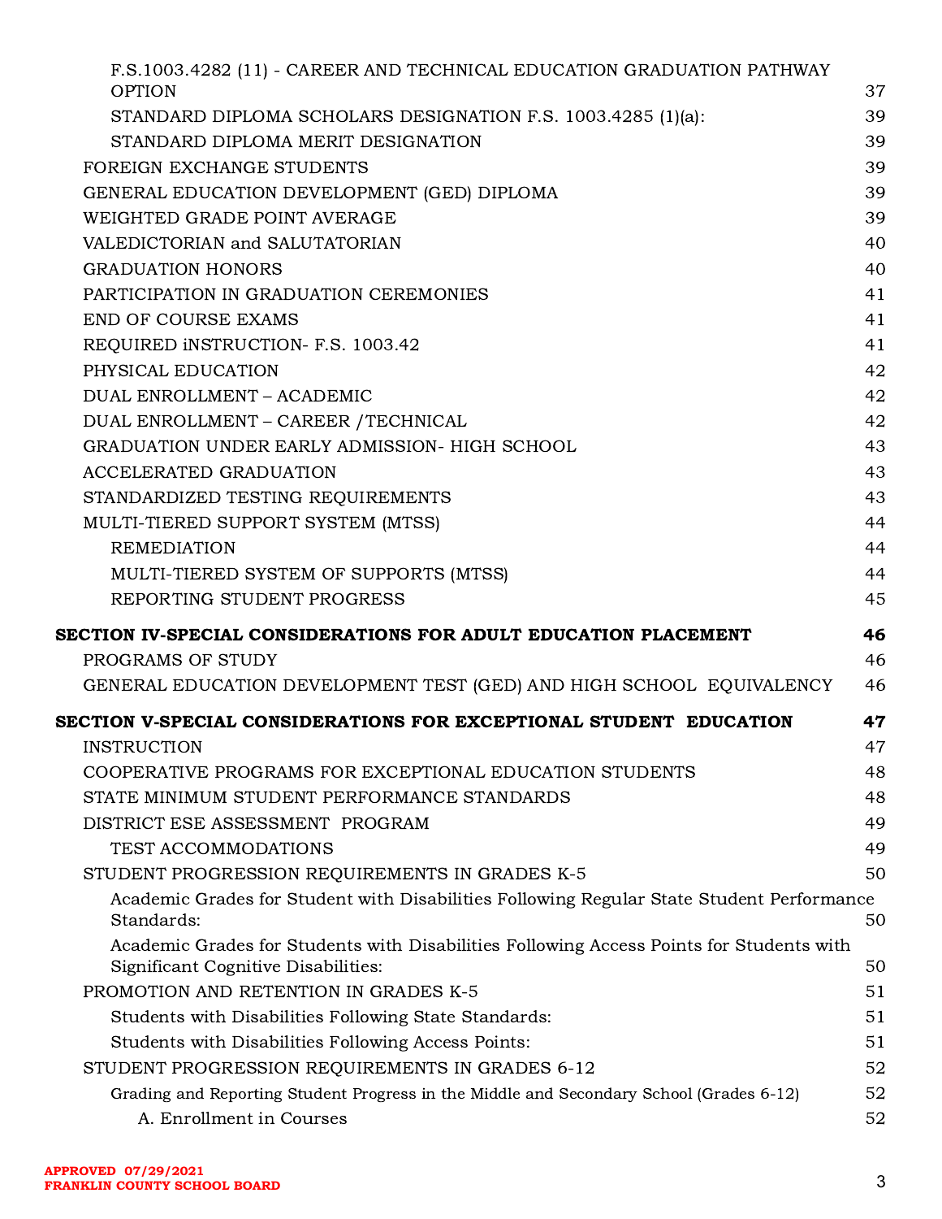F.S.1003.4282 (11) - CAREER AND TECHNICAL EDUCATION GRADUATION PATHWAY OPTION 37
STANDARD DIPLOMA SCHOLARS DESIGNATION F.S. 1003.4285 (1)(a): 39
STANDARD DIPLOMA MERIT DESIGNATION 39
FOREIGN EXCHANGE STUDENTS 39
GENERAL EDUCATION DEVELOPMENT (GED) DIPLOMA 39
WEIGHTED GRADE POINT AVERAGE 39
VALEDICTORIAN and SALUTATORIAN 40
GRADUATION HONORS 40
PARTICIPATION IN GRADUATION CEREMONIES 41
END OF COURSE EXAMS 41
REQUIRED iNSTRUCTION- F.S. 1003.42 41
PHYSICAL EDUCATION 42
DUAL ENROLLMENT – ACADEMIC 42
DUAL ENROLLMENT – CAREER /TECHNICAL 42
GRADUATION UNDER EARLY ADMISSION- HIGH SCHOOL 43
ACCELERATED GRADUATION 43
STANDARDIZED TESTING REQUIREMENTS 43
MULTI-TIERED SUPPORT SYSTEM (MTSS) 44
REMEDIATION 44
MULTI-TIERED SYSTEM OF SUPPORTS (MTSS) 44
REPORTING STUDENT PROGRESS 45

**SECTION IV-SPECIAL CONSIDERATIONS FOR ADULT EDUCATION PLACEMENT 46**

PROGRAMS OF STUDY 46
GENERAL EDUCATION DEVELOPMENT TEST (GED) AND HIGH SCHOOL EQUIVALENCY 46

**SECTION V-SPECIAL CONSIDERATIONS FOR EXCEPTIONAL STUDENT EDUCATION 47**

INSTRUCTION 47
COOPERATIVE PROGRAMS FOR EXCEPTIONAL EDUCATION STUDENTS 48
STATE MINIMUM STUDENT PERFORMANCE STANDARDS 48
DISTRICT ESE ASSESSMENT PROGRAM 49
TEST ACCOMMODATIONS 49
STUDENT PROGRESSION REQUIREMENTS IN GRADES K-5 50
Academic Grades for Student with Disabilities Following Regular State Student Performance Standards: 50
Academic Grades for Students with Disabilities Following Access Points for Students with Significant Cognitive Disabilities: 50
PROMOTION AND RETENTION IN GRADES K-5 51
Students with Disabilities Following State Standards: 51
Students with Disabilities Following Access Points: 51
STUDENT PROGRESSION REQUIREMENTS IN GRADES 6-12 52
Grading and Reporting Student Progress in the Middle and Secondary School (Grades 6-12) 52
A. Enrollment in Courses 52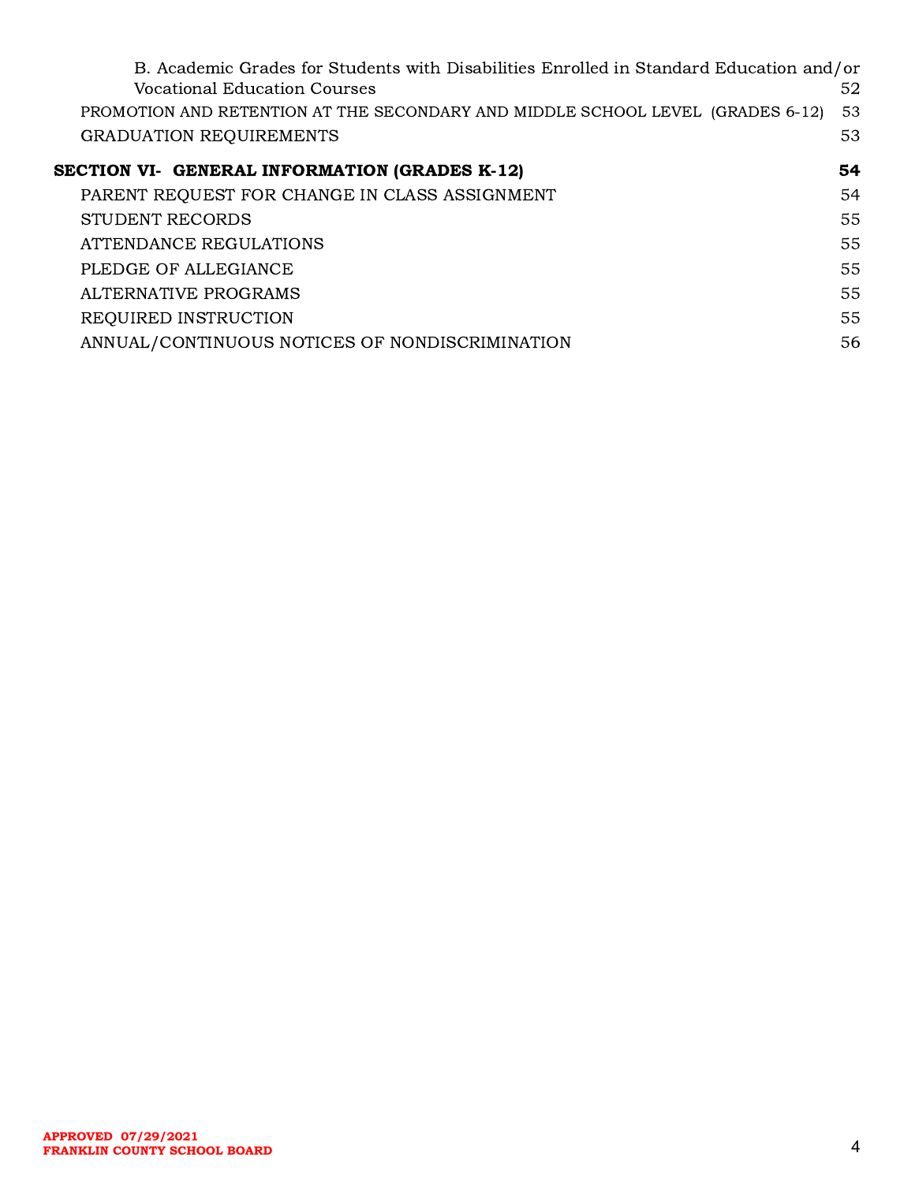B. Academic Grades for Students with Disabilities Enrolled in Standard Education and/or Vocational Education Courses 52

PROMOTION AND RETENTION AT THE SECONDARY AND MIDDLE SCHOOL LEVEL (GRADES 6-12) 53

GRADUATION REQUIREMENTS 53

**SECTION VI- GENERAL INFORMATION (GRADES K-12) 54**

PARENT REQUEST FOR CHANGE IN CLASS ASSIGNMENT 54

STUDENT RECORDS 55

ATTENDANCE REGULATIONS 55

PLEDGE OF ALLEGIANCE 55

ALTERNATIVE PROGRAMS 55

REQUIRED INSTRUCTION 55

ANNUAL/CONTINUOUS NOTICES OF NONDISCRIMINATION 56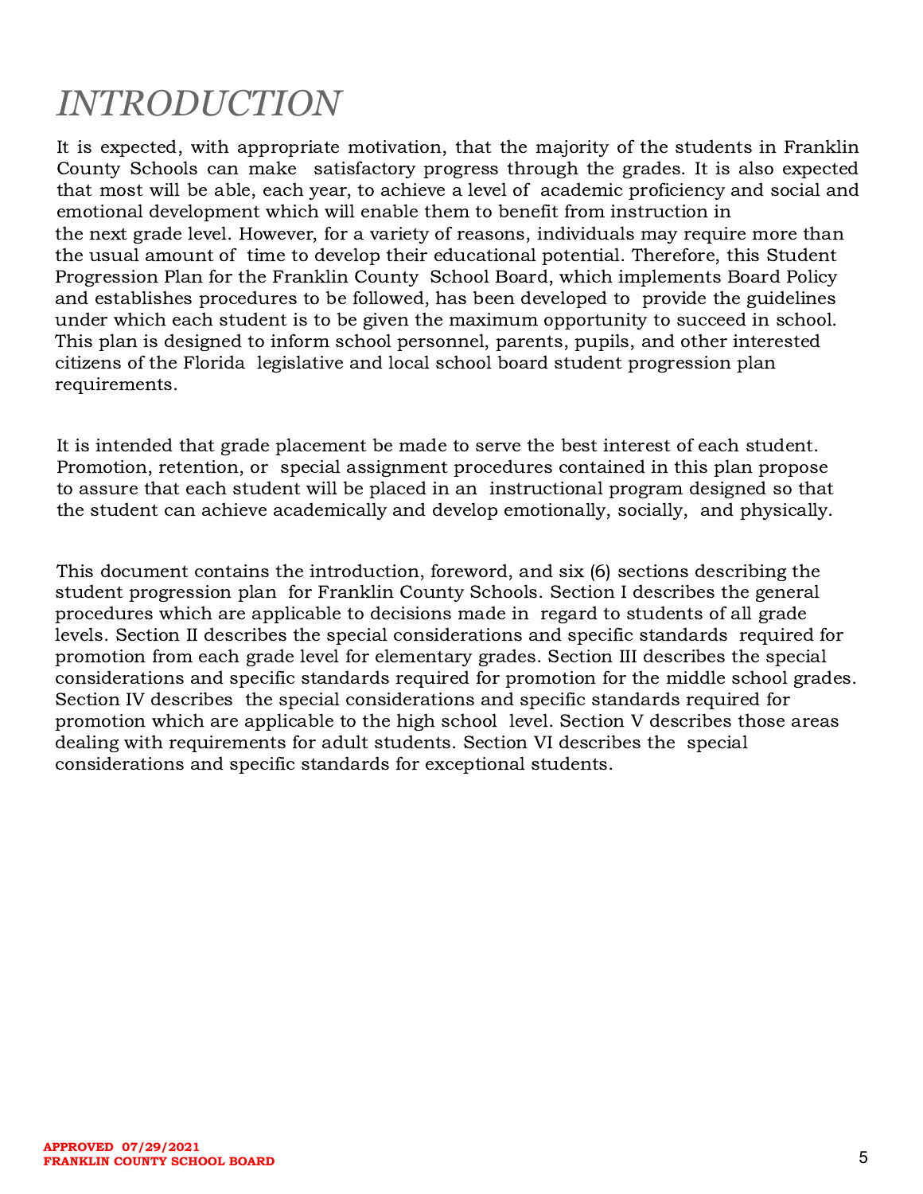# *INTRODUCTION*

It is expected, with appropriate motivation, that the majority of the students in Franklin County Schools can make satisfactory progress through the grades. It is also expected that most will be able, each year, to achieve a level of academic proficiency and social and emotional development which will enable them to benefit from instruction in the next grade level. However, for a variety of reasons, individuals may require more than the usual amount of time to develop their educational potential. Therefore, this Student Progression Plan for the Franklin County School Board, which implements Board Policy and establishes procedures to be followed, has been developed to provide the guidelines under which each student is to be given the maximum opportunity to succeed in school. This plan is designed to inform school personnel, parents, pupils, and other interested citizens of the Florida legislative and local school board student progression plan requirements.

It is intended that grade placement be made to serve the best interest of each student. Promotion, retention, or special assignment procedures contained in this plan propose to assure that each student will be placed in an instructional program designed so that the student can achieve academically and develop emotionally, socially, and physically.

This document contains the introduction, foreword, and six (6) sections describing the student progression plan for Franklin County Schools. Section I describes the general procedures which are applicable to decisions made in regard to students of all grade levels. Section II describes the special considerations and specific standards required for promotion from each grade level for elementary grades. Section III describes the special considerations and specific standards required for promotion for the middle school grades. Section IV describes the special considerations and specific standards required for promotion which are applicable to the high school level. Section V describes those areas dealing with requirements for adult students. Section VI describes the special considerations and specific standards for exceptional students.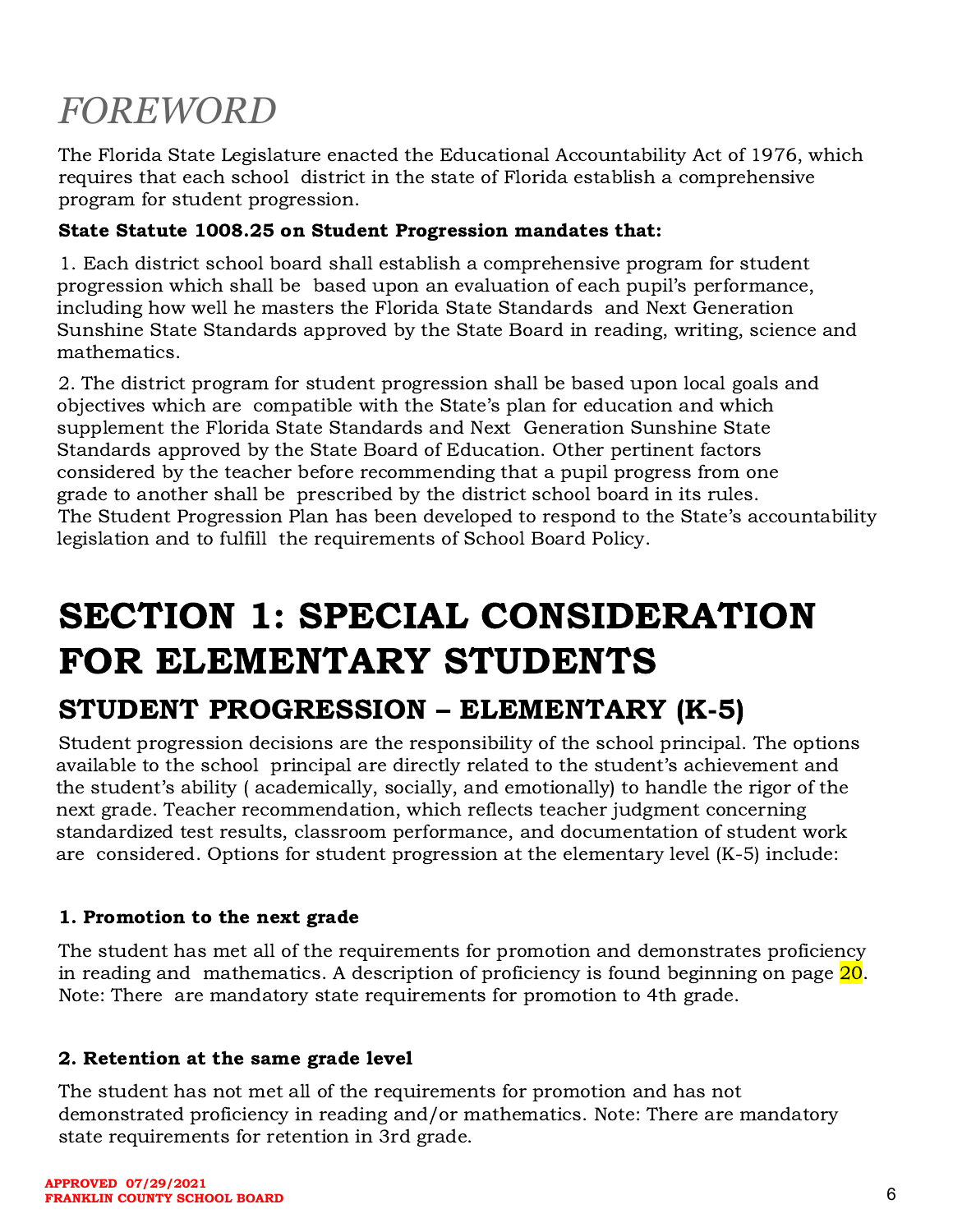# *FOREWORD*

The Florida State Legislature enacted the Educational Accountability Act of 1976, which requires that each school district in the state of Florida establish a comprehensive program for student progression.

**State Statute 1008.25 on Student Progression mandates that:**

1. Each district school board shall establish a comprehensive program for student progression which shall be based upon an evaluation of each pupil's performance, including how well he masters the Florida State Standards and Next Generation Sunshine State Standards approved by the State Board in reading, writing, science and mathematics.

2. The district program for student progression shall be based upon local goals and objectives which are compatible with the State's plan for education and which supplement the Florida State Standards and Next Generation Sunshine State Standards approved by the State Board of Education. Other pertinent factors considered by the teacher before recommending that a pupil progress from one grade to another shall be prescribed by the district school board in its rules. The Student Progression Plan has been developed to respond to the State's accountability legislation and to fulfill the requirements of School Board Policy.

# SECTION 1: SPECIAL CONSIDERATION FOR ELEMENTARY STUDENTS

## STUDENT PROGRESSION – ELEMENTARY (K-5)

Student progression decisions are the responsibility of the school principal. The options available to the school principal are directly related to the student's achievement and the student's ability ( academically, socially, and emotionally) to handle the rigor of the next grade. Teacher recommendation, which reflects teacher judgment concerning standardized test results, classroom performance, and documentation of student work are considered. Options for student progression at the elementary level (K-5) include:

**1. Promotion to the next grade**

The student has met all of the requirements for promotion and demonstrates proficiency in reading and mathematics. A description of proficiency is found beginning on page 20. Note: There are mandatory state requirements for promotion to 4th grade.

**2. Retention at the same grade level**

The student has not met all of the requirements for promotion and has not demonstrated proficiency in reading and/or mathematics. Note: There are mandatory state requirements for retention in 3rd grade.

**APPROVED 07/29/2021**
**FRANKLIN COUNTY SCHOOL BOARD**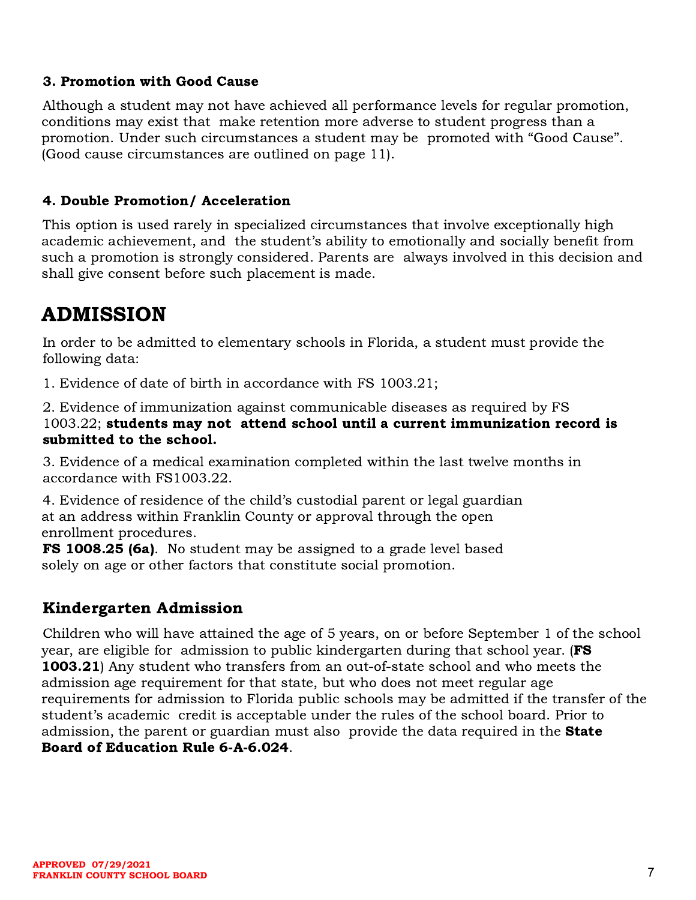### 3. Promotion with Good Cause

Although a student may not have achieved all performance levels for regular promotion, conditions may exist that make retention more adverse to student progress than a promotion. Under such circumstances a student may be promoted with "Good Cause". (Good cause circumstances are outlined on page 11).

### 4. Double Promotion/ Acceleration

This option is used rarely in specialized circumstances that involve exceptionally high academic achievement, and the student's ability to emotionally and socially benefit from such a promotion is strongly considered. Parents are always involved in this decision and shall give consent before such placement is made.

# ADMISSION

In order to be admitted to elementary schools in Florida, a student must provide the following data:

1. Evidence of date of birth in accordance with FS 1003.21;

2. Evidence of immunization against communicable diseases as required by FS 1003.22; **students may not attend school until a current immunization record is submitted to the school.**

3. Evidence of a medical examination completed within the last twelve months in accordance with FS1003.22.

4. Evidence of residence of the child's custodial parent or legal guardian at an address within Franklin County or approval through the open enrollment procedures.

**FS 1008.25 (6a)**. No student may be assigned to a grade level based solely on age or other factors that constitute social promotion.

## Kindergarten Admission

Children who will have attained the age of 5 years, on or before September 1 of the school year, are eligible for admission to public kindergarten during that school year. (**FS 1003.21**) Any student who transfers from an out-of-state school and who meets the admission age requirement for that state, but who does not meet regular age requirements for admission to Florida public schools may be admitted if the transfer of the student's academic credit is acceptable under the rules of the school board. Prior to admission, the parent or guardian must also provide the data required in the **State Board of Education Rule 6-A-6.024**.

APPROVED 07/29/2021
FRANKLIN COUNTY SCHOOL BOARD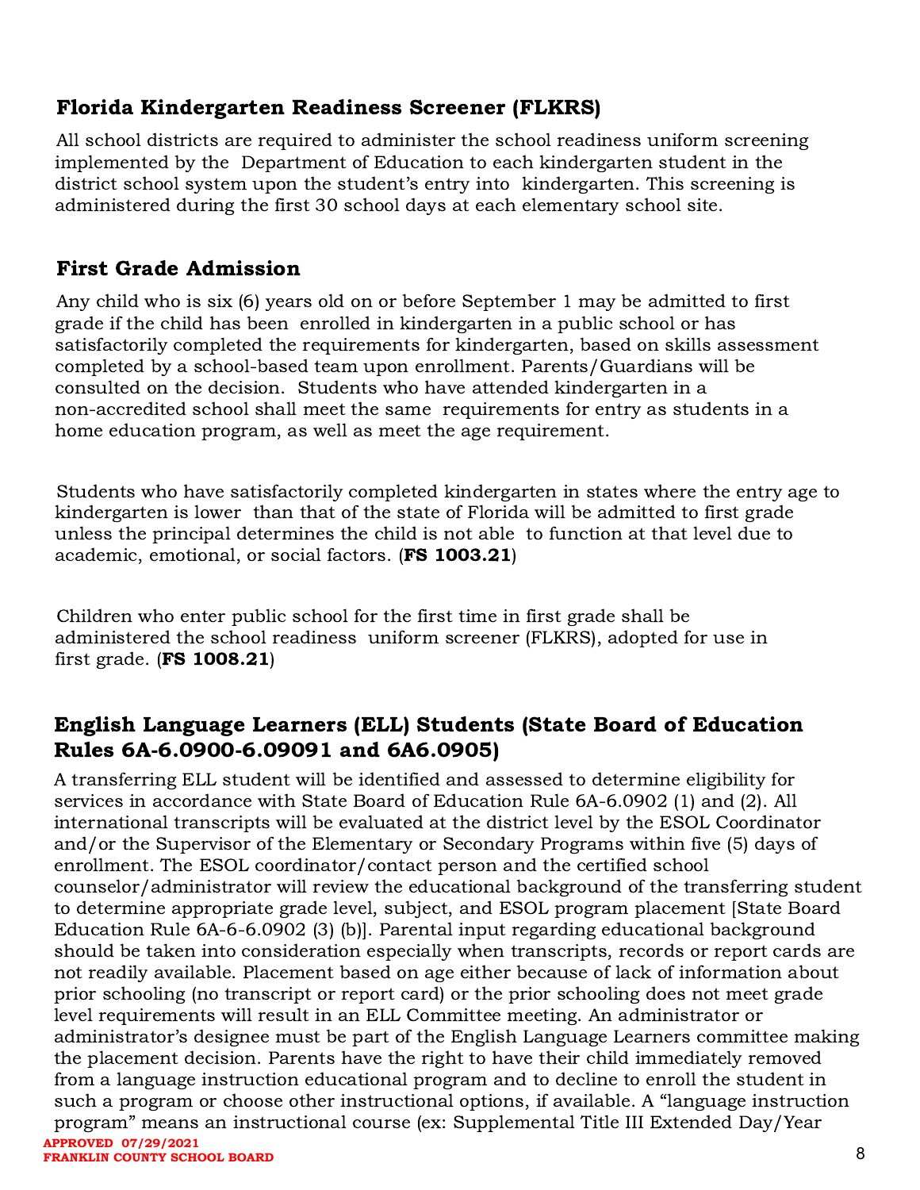## Florida Kindergarten Readiness Screener (FLKRS)

All school districts are required to administer the school readiness uniform screening implemented by the Department of Education to each kindergarten student in the district school system upon the student's entry into kindergarten. This screening is administered during the first 30 school days at each elementary school site.

## First Grade Admission

Any child who is six (6) years old on or before September 1 may be admitted to first grade if the child has been enrolled in kindergarten in a public school or has satisfactorily completed the requirements for kindergarten, based on skills assessment completed by a school-based team upon enrollment. Parents/Guardians will be consulted on the decision. Students who have attended kindergarten in a non-accredited school shall meet the same requirements for entry as students in a home education program, as well as meet the age requirement.

Students who have satisfactorily completed kindergarten in states where the entry age to kindergarten is lower than that of the state of Florida will be admitted to first grade unless the principal determines the child is not able to function at that level due to academic, emotional, or social factors. (**FS 1003.21**)

Children who enter public school for the first time in first grade shall be administered the school readiness uniform screener (FLKRS), adopted for use in first grade. (**FS 1008.21**)

## English Language Learners (ELL) Students (State Board of Education Rules 6A-6.0900-6.09091 and 6A6.0905)

A transferring ELL student will be identified and assessed to determine eligibility for services in accordance with State Board of Education Rule 6A-6.0902 (1) and (2). All international transcripts will be evaluated at the district level by the ESOL Coordinator and/or the Supervisor of the Elementary or Secondary Programs within five (5) days of enrollment. The ESOL coordinator/contact person and the certified school counselor/administrator will review the educational background of the transferring student to determine appropriate grade level, subject, and ESOL program placement [State Board Education Rule 6A-6-6.0902 (3) (b)]. Parental input regarding educational background should be taken into consideration especially when transcripts, records or report cards are not readily available. Placement based on age either because of lack of information about prior schooling (no transcript or report card) or the prior schooling does not meet grade level requirements will result in an ELL Committee meeting. An administrator or administrator's designee must be part of the English Language Learners committee making the placement decision. Parents have the right to have their child immediately removed from a language instruction educational program and to decline to enroll the student in such a program or choose other instructional options, if available. A "language instruction program" means an instructional course (ex: Supplemental Title III Extended Day/Year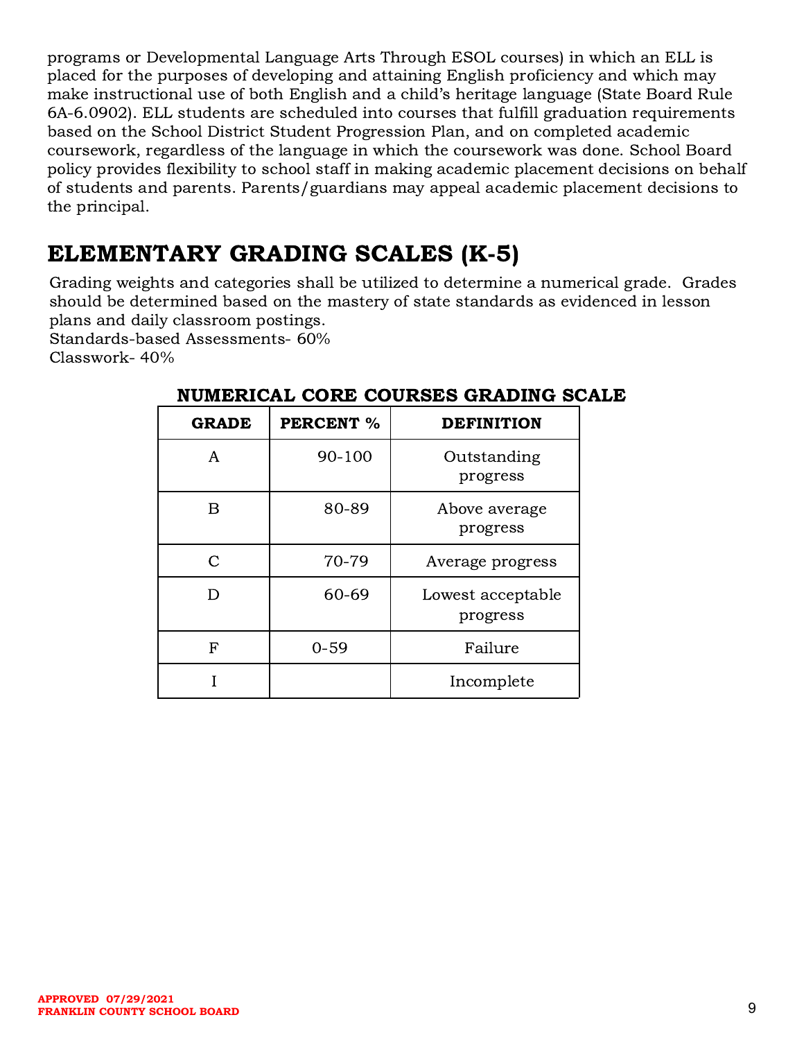programs or Developmental Language Arts Through ESOL courses) in which an ELL is placed for the purposes of developing and attaining English proficiency and which may make instructional use of both English and a child's heritage language (State Board Rule 6A-6.0902). ELL students are scheduled into courses that fulfill graduation requirements based on the School District Student Progression Plan, and on completed academic coursework, regardless of the language in which the coursework was done. School Board policy provides flexibility to school staff in making academic placement decisions on behalf of students and parents. Parents/guardians may appeal academic placement decisions to the principal.

# ELEMENTARY GRADING SCALES (K-5)

Grading weights and categories shall be utilized to determine a numerical grade. Grades should be determined based on the mastery of state standards as evidenced in lesson plans and daily classroom postings.
Standards-based Assessments- 60%
Classwork- 40%

**NUMERICAL CORE COURSES GRADING SCALE**

| GRADE | PERCENT % | DEFINITION |
|---|---|---|
| A | 90-100 | Outstanding progress |
| B | 80-89 | Above average progress |
| C | 70-79 | Average progress |
| D | 60-69 | Lowest acceptable progress |
| F | 0-59 | Failure |
| I | | Incomplete |

**APPROVED 07/29/2021**
**FRANKLIN COUNTY SCHOOL BOARD**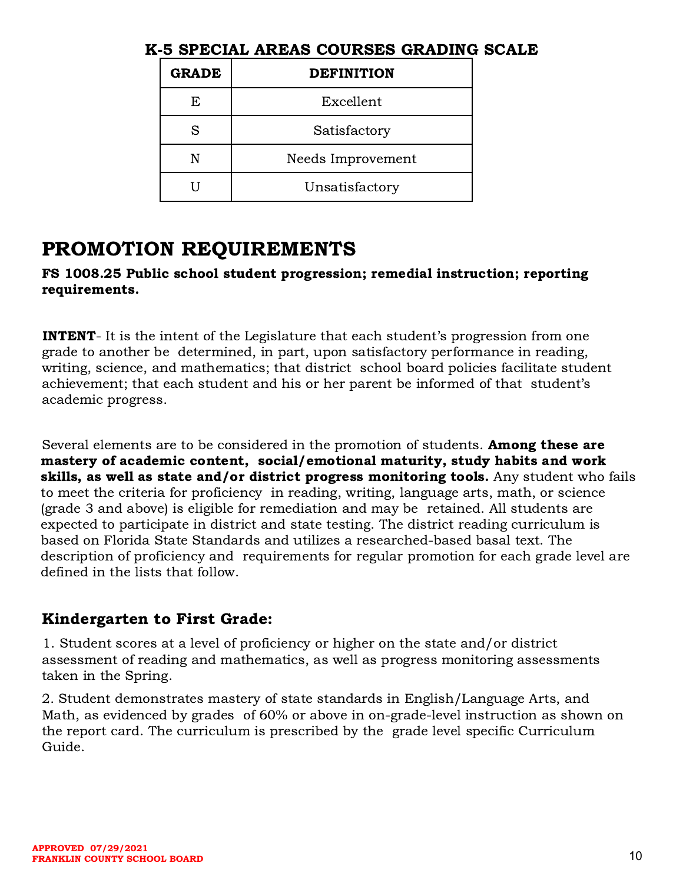**K-5 SPECIAL AREAS COURSES GRADING SCALE**

| GRADE | DEFINITION |
|---|---|
| E | Excellent |
| S | Satisfactory |
| N | Needs Improvement |
| U | Unsatisfactory |

# PROMOTION REQUIREMENTS

**FS 1008.25 Public school student progression; remedial instruction; reporting requirements.**

**INTENT**- It is the intent of the Legislature that each student's progression from one grade to another be determined, in part, upon satisfactory performance in reading, writing, science, and mathematics; that district school board policies facilitate student achievement; that each student and his or her parent be informed of that student's academic progress.

Several elements are to be considered in the promotion of students. **Among these are mastery of academic content, social/emotional maturity, study habits and work skills, as well as state and/or district progress monitoring tools.** Any student who fails to meet the criteria for proficiency in reading, writing, language arts, math, or science (grade 3 and above) is eligible for remediation and may be retained. All students are expected to participate in district and state testing. The district reading curriculum is based on Florida State Standards and utilizes a researched-based basal text. The description of proficiency and requirements for regular promotion for each grade level are defined in the lists that follow.

### Kindergarten to First Grade:

1. Student scores at a level of proficiency or higher on the state and/or district assessment of reading and mathematics, as well as progress monitoring assessments taken in the Spring.

2. Student demonstrates mastery of state standards in English/Language Arts, and Math, as evidenced by grades of 60% or above in on-grade-level instruction as shown on the report card. The curriculum is prescribed by the grade level specific Curriculum Guide.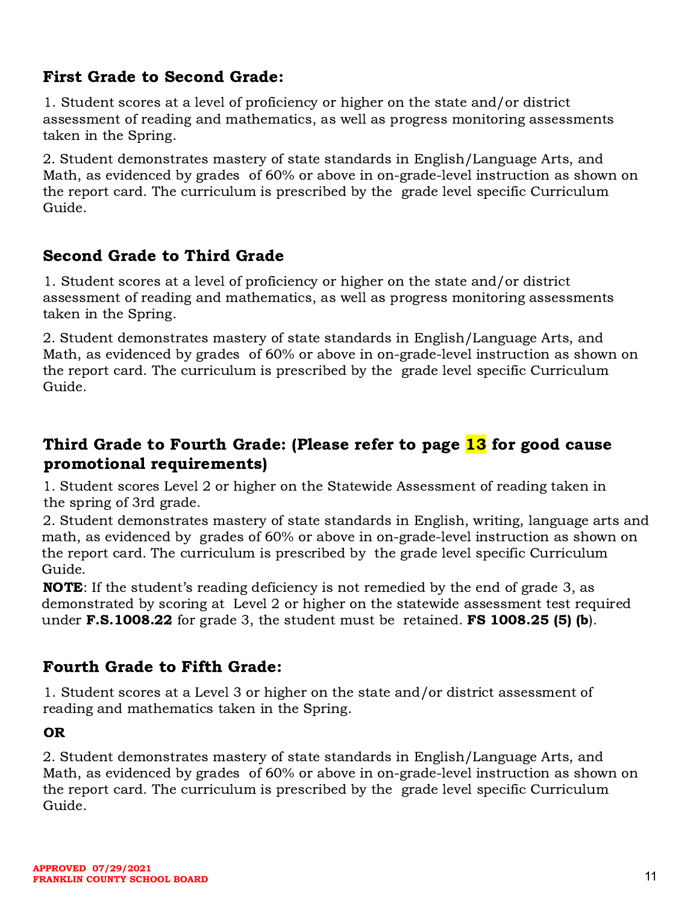## First Grade to Second Grade:

1. Student scores at a level of proficiency or higher on the state and/or district assessment of reading and mathematics, as well as progress monitoring assessments taken in the Spring.

2. Student demonstrates mastery of state standards in English/Language Arts, and Math, as evidenced by grades of 60% or above in on-grade-level instruction as shown on the report card. The curriculum is prescribed by the grade level specific Curriculum Guide.

## Second Grade to Third Grade

1. Student scores at a level of proficiency or higher on the state and/or district assessment of reading and mathematics, as well as progress monitoring assessments taken in the Spring.

2. Student demonstrates mastery of state standards in English/Language Arts, and Math, as evidenced by grades of 60% or above in on-grade-level instruction as shown on the report card. The curriculum is prescribed by the grade level specific Curriculum Guide.

## Third Grade to Fourth Grade: (Please refer to page 13 for good cause promotional requirements)

1. Student scores Level 2 or higher on the Statewide Assessment of reading taken in the spring of 3rd grade.
2. Student demonstrates mastery of state standards in English, writing, language arts and math, as evidenced by grades of 60% or above in on-grade-level instruction as shown on the report card. The curriculum is prescribed by the grade level specific Curriculum Guide.

**NOTE**: If the student's reading deficiency is not remedied by the end of grade 3, as demonstrated by scoring at Level 2 or higher on the statewide assessment test required under **F.S.1008.22** for grade 3, the student must be retained. **FS 1008.25 (5) (b**).

## Fourth Grade to Fifth Grade:

1. Student scores at a Level 3 or higher on the state and/or district assessment of reading and mathematics taken in the Spring.

**OR**

2. Student demonstrates mastery of state standards in English/Language Arts, and Math, as evidenced by grades of 60% or above in on-grade-level instruction as shown on the report card. The curriculum is prescribed by the grade level specific Curriculum Guide.

**APPROVED 07/29/2021**
**FRANKLIN COUNTY SCHOOL BOARD**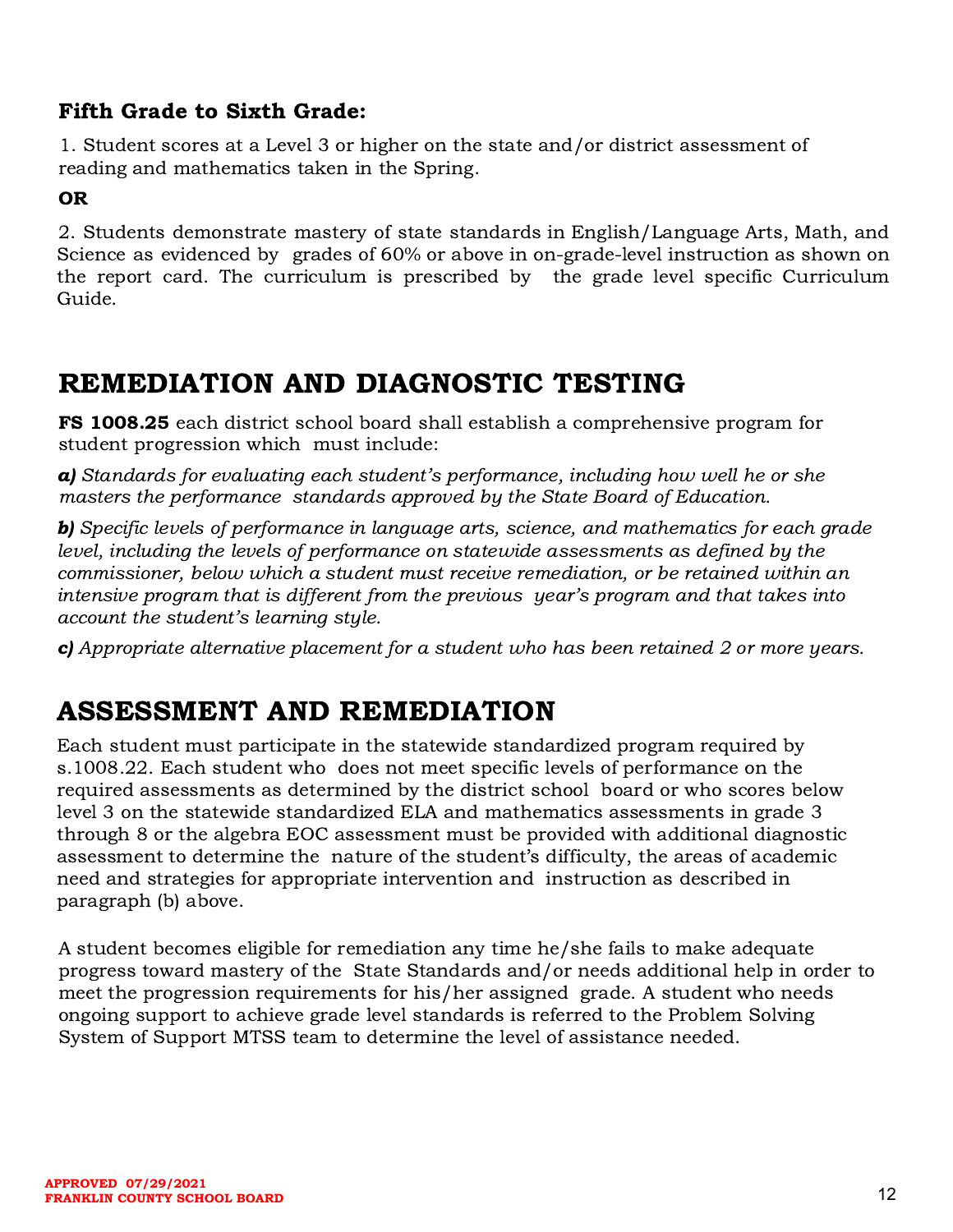### Fifth Grade to Sixth Grade:

1. Student scores at a Level 3 or higher on the state and/or district assessment of reading and mathematics taken in the Spring.

**OR**

2. Students demonstrate mastery of state standards in English/Language Arts, Math, and Science as evidenced by grades of 60% or above in on-grade-level instruction as shown on the report card. The curriculum is prescribed by the grade level specific Curriculum Guide.

## REMEDIATION AND DIAGNOSTIC TESTING

**FS 1008.25** each district school board shall establish a comprehensive program for student progression which must include:

***a)*** *Standards for evaluating each student's performance, including how well he or she masters the performance standards approved by the State Board of Education.*

***b)*** *Specific levels of performance in language arts, science, and mathematics for each grade level, including the levels of performance on statewide assessments as defined by the commissioner, below which a student must receive remediation, or be retained within an intensive program that is different from the previous year's program and that takes into account the student's learning style.*

***c)*** *Appropriate alternative placement for a student who has been retained 2 or more years.*

## ASSESSMENT AND REMEDIATION

Each student must participate in the statewide standardized program required by s.1008.22. Each student who does not meet specific levels of performance on the required assessments as determined by the district school board or who scores below level 3 on the statewide standardized ELA and mathematics assessments in grade 3 through 8 or the algebra EOC assessment must be provided with additional diagnostic assessment to determine the nature of the student's difficulty, the areas of academic need and strategies for appropriate intervention and instruction as described in paragraph (b) above.

A student becomes eligible for remediation any time he/she fails to make adequate progress toward mastery of the State Standards and/or needs additional help in order to meet the progression requirements for his/her assigned grade. A student who needs ongoing support to achieve grade level standards is referred to the Problem Solving System of Support MTSS team to determine the level of assistance needed.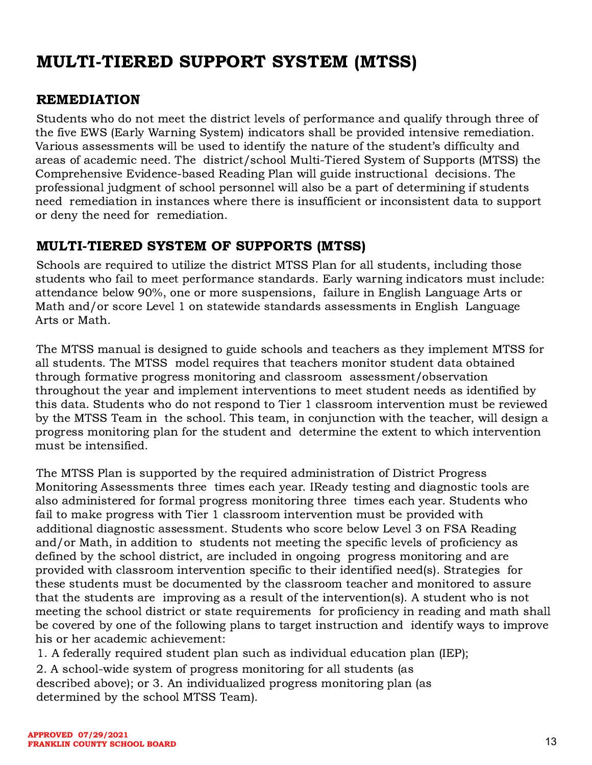# MULTI-TIERED SUPPORT SYSTEM (MTSS)

## REMEDIATION

Students who do not meet the district levels of performance and qualify through three of the five EWS (Early Warning System) indicators shall be provided intensive remediation. Various assessments will be used to identify the nature of the student's difficulty and areas of academic need. The district/school Multi-Tiered System of Supports (MTSS) the Comprehensive Evidence-based Reading Plan will guide instructional decisions. The professional judgment of school personnel will also be a part of determining if students need remediation in instances where there is insufficient or inconsistent data to support or deny the need for remediation.

## MULTI-TIERED SYSTEM OF SUPPORTS (MTSS)

Schools are required to utilize the district MTSS Plan for all students, including those students who fail to meet performance standards. Early warning indicators must include: attendance below 90%, one or more suspensions, failure in English Language Arts or Math and/or score Level 1 on statewide standards assessments in English Language Arts or Math.

The MTSS manual is designed to guide schools and teachers as they implement MTSS for all students. The MTSS model requires that teachers monitor student data obtained through formative progress monitoring and classroom assessment/observation throughout the year and implement interventions to meet student needs as identified by this data. Students who do not respond to Tier 1 classroom intervention must be reviewed by the MTSS Team in the school. This team, in conjunction with the teacher, will design a progress monitoring plan for the student and determine the extent to which intervention must be intensified.

The MTSS Plan is supported by the required administration of District Progress Monitoring Assessments three times each year. IReady testing and diagnostic tools are also administered for formal progress monitoring three times each year. Students who fail to make progress with Tier 1 classroom intervention must be provided with additional diagnostic assessment. Students who score below Level 3 on FSA Reading and/or Math, in addition to students not meeting the specific levels of proficiency as defined by the school district, are included in ongoing progress monitoring and are provided with classroom intervention specific to their identified need(s). Strategies for these students must be documented by the classroom teacher and monitored to assure that the students are improving as a result of the intervention(s). A student who is not meeting the school district or state requirements for proficiency in reading and math shall be covered by one of the following plans to target instruction and identify ways to improve his or her academic achievement:

1. A federally required student plan such as individual education plan (IEP);
2. A school-wide system of progress monitoring for all students (as described above); or 3. An individualized progress monitoring plan (as determined by the school MTSS Team).

**APPROVED 07/29/2021**
**FRANKLIN COUNTY SCHOOL BOARD**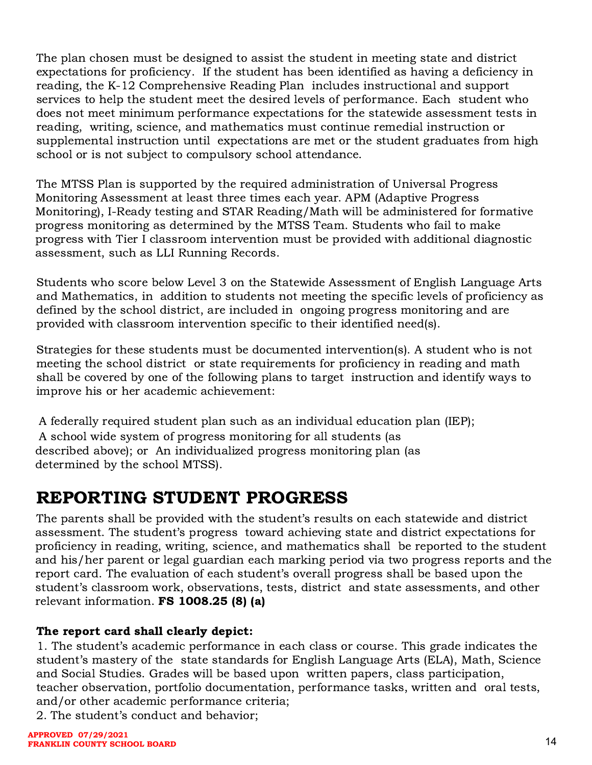The plan chosen must be designed to assist the student in meeting state and district expectations for proficiency. If the student has been identified as having a deficiency in reading, the K-12 Comprehensive Reading Plan includes instructional and support services to help the student meet the desired levels of performance. Each student who does not meet minimum performance expectations for the statewide assessment tests in reading, writing, science, and mathematics must continue remedial instruction or supplemental instruction until expectations are met or the student graduates from high school or is not subject to compulsory school attendance.

The MTSS Plan is supported by the required administration of Universal Progress Monitoring Assessment at least three times each year. APM (Adaptive Progress Monitoring), I-Ready testing and STAR Reading/Math will be administered for formative progress monitoring as determined by the MTSS Team. Students who fail to make progress with Tier I classroom intervention must be provided with additional diagnostic assessment, such as LLI Running Records.

Students who score below Level 3 on the Statewide Assessment of English Language Arts and Mathematics, in addition to students not meeting the specific levels of proficiency as defined by the school district, are included in ongoing progress monitoring and are provided with classroom intervention specific to their identified need(s).

Strategies for these students must be documented intervention(s). A student who is not meeting the school district or state requirements for proficiency in reading and math shall be covered by one of the following plans to target instruction and identify ways to improve his or her academic achievement:

A federally required student plan such as an individual education plan (IEP);
A school wide system of progress monitoring for all students (as described above); or An individualized progress monitoring plan (as determined by the school MTSS).

# REPORTING STUDENT PROGRESS

The parents shall be provided with the student's results on each statewide and district assessment. The student's progress toward achieving state and district expectations for proficiency in reading, writing, science, and mathematics shall be reported to the student and his/her parent or legal guardian each marking period via two progress reports and the report card. The evaluation of each student's overall progress shall be based upon the student's classroom work, observations, tests, district and state assessments, and other relevant information. **FS 1008.25 (8) (a)**

**The report card shall clearly depict:**

1. The student's academic performance in each class or course. This grade indicates the student's mastery of the state standards for English Language Arts (ELA), Math, Science and Social Studies. Grades will be based upon written papers, class participation, teacher observation, portfolio documentation, performance tasks, written and oral tests, and/or other academic performance criteria;
2. The student's conduct and behavior;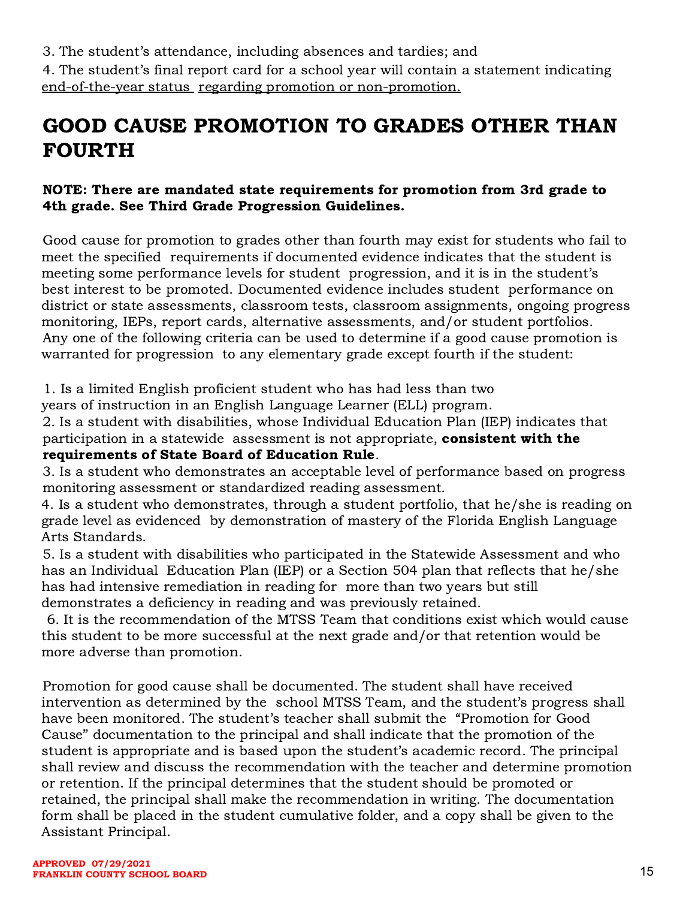3. The student's attendance, including absences and tardies; and

4. The student's final report card for a school year will contain a statement indicating end-of-the-year status regarding promotion or non-promotion.

# GOOD CAUSE PROMOTION TO GRADES OTHER THAN FOURTH

**NOTE: There are mandated state requirements for promotion from 3rd grade to 4th grade. See Third Grade Progression Guidelines.**

Good cause for promotion to grades other than fourth may exist for students who fail to meet the specified requirements if documented evidence indicates that the student is meeting some performance levels for student progression, and it is in the student's best interest to be promoted. Documented evidence includes student performance on district or state assessments, classroom tests, classroom assignments, ongoing progress monitoring, IEPs, report cards, alternative assessments, and/or student portfolios. Any one of the following criteria can be used to determine if a good cause promotion is warranted for progression to any elementary grade except fourth if the student:

1. Is a limited English proficient student who has had less than two years of instruction in an English Language Learner (ELL) program.
2. Is a student with disabilities, whose Individual Education Plan (IEP) indicates that participation in a statewide assessment is not appropriate, **consistent with the requirements of State Board of Education Rule**.
3. Is a student who demonstrates an acceptable level of performance based on progress monitoring assessment or standardized reading assessment.
4. Is a student who demonstrates, through a student portfolio, that he/she is reading on grade level as evidenced by demonstration of mastery of the Florida English Language Arts Standards.
5. Is a student with disabilities who participated in the Statewide Assessment and who has an Individual Education Plan (IEP) or a Section 504 plan that reflects that he/she has had intensive remediation in reading for more than two years but still demonstrates a deficiency in reading and was previously retained.
6. It is the recommendation of the MTSS Team that conditions exist which would cause this student to be more successful at the next grade and/or that retention would be more adverse than promotion.

Promotion for good cause shall be documented. The student shall have received intervention as determined by the school MTSS Team, and the student's progress shall have been monitored. The student's teacher shall submit the "Promotion for Good Cause" documentation to the principal and shall indicate that the promotion of the student is appropriate and is based upon the student's academic record. The principal shall review and discuss the recommendation with the teacher and determine promotion or retention. If the principal determines that the student should be promoted or retained, the principal shall make the recommendation in writing. The documentation form shall be placed in the student cumulative folder, and a copy shall be given to the Assistant Principal.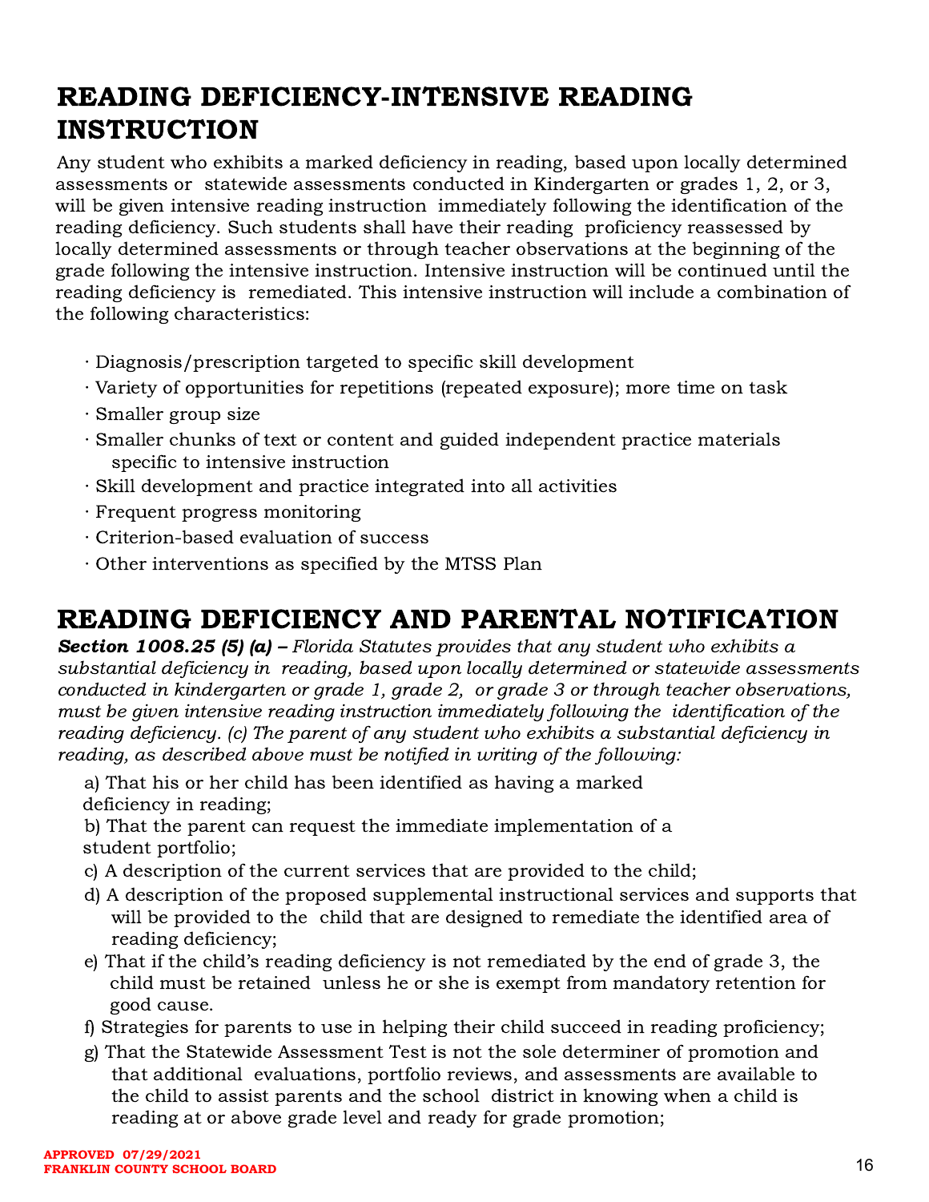# READING DEFICIENCY-INTENSIVE READING INSTRUCTION

Any student who exhibits a marked deficiency in reading, based upon locally determined assessments or statewide assessments conducted in Kindergarten or grades 1, 2, or 3, will be given intensive reading instruction immediately following the identification of the reading deficiency. Such students shall have their reading proficiency reassessed by locally determined assessments or through teacher observations at the beginning of the grade following the intensive instruction. Intensive instruction will be continued until the reading deficiency is remediated. This intensive instruction will include a combination of the following characteristics:

- Diagnosis/prescription targeted to specific skill development
- Variety of opportunities for repetitions (repeated exposure); more time on task
- Smaller group size
- Smaller chunks of text or content and guided independent practice materials specific to intensive instruction
- Skill development and practice integrated into all activities
- Frequent progress monitoring
- Criterion-based evaluation of success
- Other interventions as specified by the MTSS Plan

# READING DEFICIENCY AND PARENTAL NOTIFICATION

***Section 1008.25 (5) (a)*** *– Florida Statutes provides that any student who exhibits a substantial deficiency in reading, based upon locally determined or statewide assessments conducted in kindergarten or grade 1, grade 2, or grade 3 or through teacher observations, must be given intensive reading instruction immediately following the identification of the reading deficiency. (c) The parent of any student who exhibits a substantial deficiency in reading, as described above must be notified in writing of the following:*

a) That his or her child has been identified as having a marked deficiency in reading;

b) That the parent can request the immediate implementation of a student portfolio;

c) A description of the current services that are provided to the child;

d) A description of the proposed supplemental instructional services and supports that will be provided to the child that are designed to remediate the identified area of reading deficiency;

e) That if the child's reading deficiency is not remediated by the end of grade 3, the child must be retained unless he or she is exempt from mandatory retention for good cause.

f) Strategies for parents to use in helping their child succeed in reading proficiency;

g) That the Statewide Assessment Test is not the sole determiner of promotion and that additional evaluations, portfolio reviews, and assessments are available to the child to assist parents and the school district in knowing when a child is reading at or above grade level and ready for grade promotion;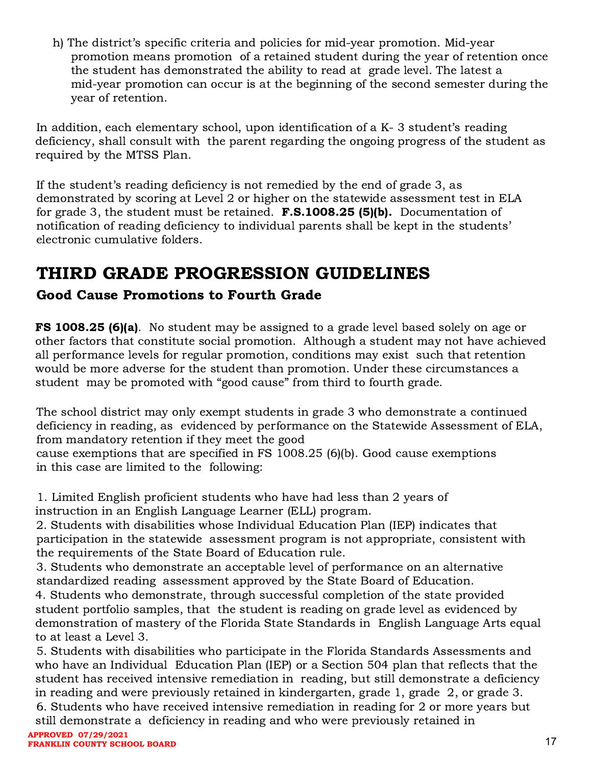h) The district's specific criteria and policies for mid-year promotion. Mid-year promotion means promotion of a retained student during the year of retention once the student has demonstrated the ability to read at grade level. The latest a mid-year promotion can occur is at the beginning of the second semester during the year of retention.

In addition, each elementary school, upon identification of a K- 3 student's reading deficiency, shall consult with the parent regarding the ongoing progress of the student as required by the MTSS Plan.

If the student's reading deficiency is not remedied by the end of grade 3, as demonstrated by scoring at Level 2 or higher on the statewide assessment test in ELA for grade 3, the student must be retained. **F.S.1008.25 (5)(b).** Documentation of notification of reading deficiency to individual parents shall be kept in the students' electronic cumulative folders.

# THIRD GRADE PROGRESSION GUIDELINES

### Good Cause Promotions to Fourth Grade

**FS 1008.25 (6)(a)**. No student may be assigned to a grade level based solely on age or other factors that constitute social promotion. Although a student may not have achieved all performance levels for regular promotion, conditions may exist such that retention would be more adverse for the student than promotion. Under these circumstances a student may be promoted with "good cause" from third to fourth grade.

The school district may only exempt students in grade 3 who demonstrate a continued deficiency in reading, as evidenced by performance on the Statewide Assessment of ELA, from mandatory retention if they meet the good cause exemptions that are specified in FS 1008.25 (6)(b). Good cause exemptions in this case are limited to the following:

1. Limited English proficient students who have had less than 2 years of instruction in an English Language Learner (ELL) program.
2. Students with disabilities whose Individual Education Plan (IEP) indicates that participation in the statewide assessment program is not appropriate, consistent with the requirements of the State Board of Education rule.
3. Students who demonstrate an acceptable level of performance on an alternative standardized reading assessment approved by the State Board of Education.
4. Students who demonstrate, through successful completion of the state provided student portfolio samples, that the student is reading on grade level as evidenced by demonstration of mastery of the Florida State Standards in English Language Arts equal to at least a Level 3.
5. Students with disabilities who participate in the Florida Standards Assessments and who have an Individual Education Plan (IEP) or a Section 504 plan that reflects that the student has received intensive remediation in reading, but still demonstrate a deficiency in reading and were previously retained in kindergarten, grade 1, grade 2, or grade 3.
6. Students who have received intensive remediation in reading for 2 or more years but still demonstrate a deficiency in reading and who were previously retained in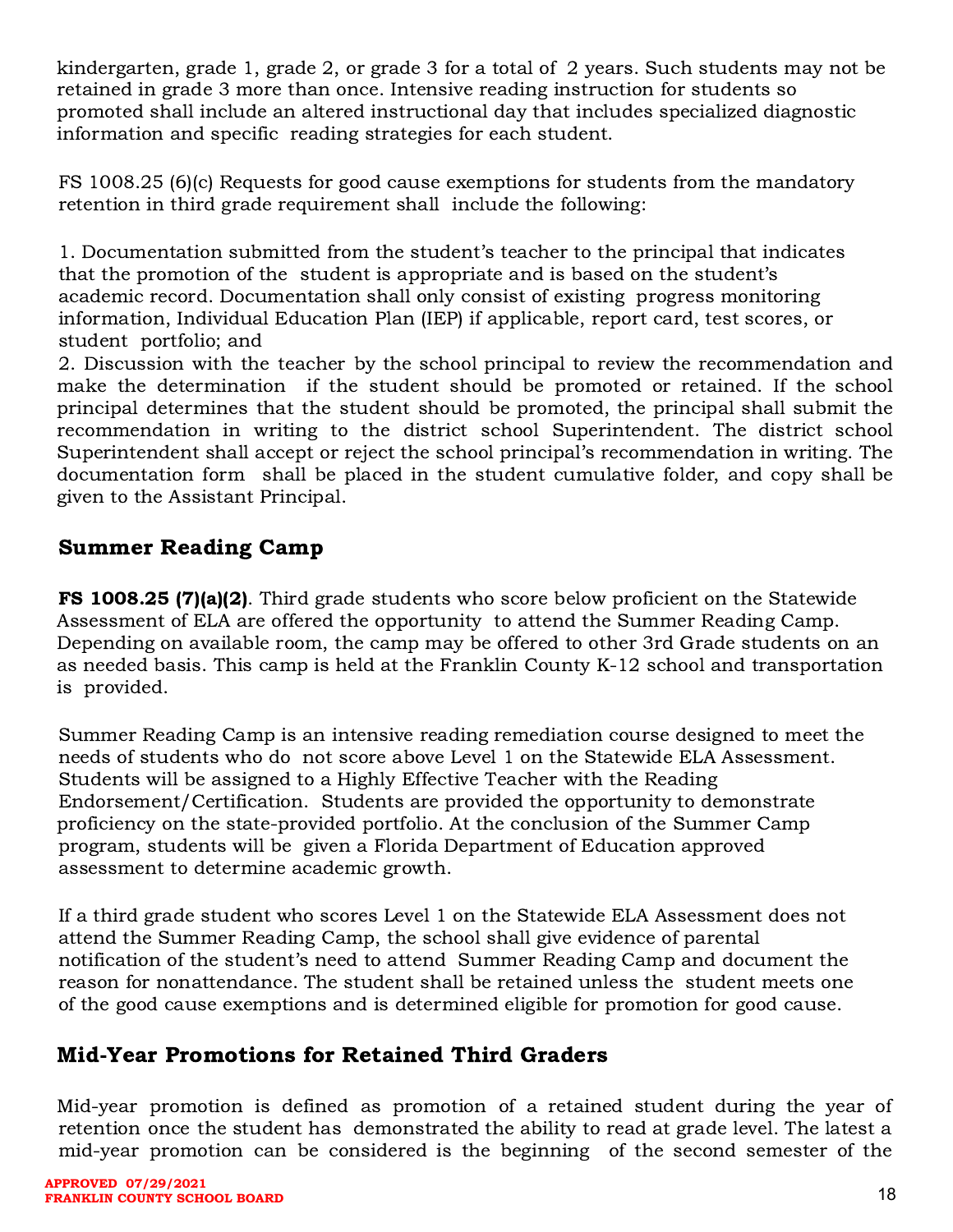kindergarten, grade 1, grade 2, or grade 3 for a total of 2 years. Such students may not be retained in grade 3 more than once. Intensive reading instruction for students so promoted shall include an altered instructional day that includes specialized diagnostic information and specific reading strategies for each student.

FS 1008.25 (6)(c) Requests for good cause exemptions for students from the mandatory retention in third grade requirement shall include the following:

1. Documentation submitted from the student's teacher to the principal that indicates that the promotion of the student is appropriate and is based on the student's academic record. Documentation shall only consist of existing progress monitoring information, Individual Education Plan (IEP) if applicable, report card, test scores, or student portfolio; and
2. Discussion with the teacher by the school principal to review the recommendation and make the determination if the student should be promoted or retained. If the school principal determines that the student should be promoted, the principal shall submit the recommendation in writing to the district school Superintendent. The district school Superintendent shall accept or reject the school principal's recommendation in writing. The documentation form shall be placed in the student cumulative folder, and copy shall be given to the Assistant Principal.

## Summer Reading Camp

**FS 1008.25 (7)(a)(2)**. Third grade students who score below proficient on the Statewide Assessment of ELA are offered the opportunity to attend the Summer Reading Camp. Depending on available room, the camp may be offered to other 3rd Grade students on an as needed basis. This camp is held at the Franklin County K-12 school and transportation is provided.

Summer Reading Camp is an intensive reading remediation course designed to meet the needs of students who do not score above Level 1 on the Statewide ELA Assessment. Students will be assigned to a Highly Effective Teacher with the Reading Endorsement/Certification. Students are provided the opportunity to demonstrate proficiency on the state-provided portfolio. At the conclusion of the Summer Camp program, students will be given a Florida Department of Education approved assessment to determine academic growth.

If a third grade student who scores Level 1 on the Statewide ELA Assessment does not attend the Summer Reading Camp, the school shall give evidence of parental notification of the student's need to attend Summer Reading Camp and document the reason for nonattendance. The student shall be retained unless the student meets one of the good cause exemptions and is determined eligible for promotion for good cause.

## Mid-Year Promotions for Retained Third Graders

Mid-year promotion is defined as promotion of a retained student during the year of retention once the student has demonstrated the ability to read at grade level. The latest a mid-year promotion can be considered is the beginning of the second semester of the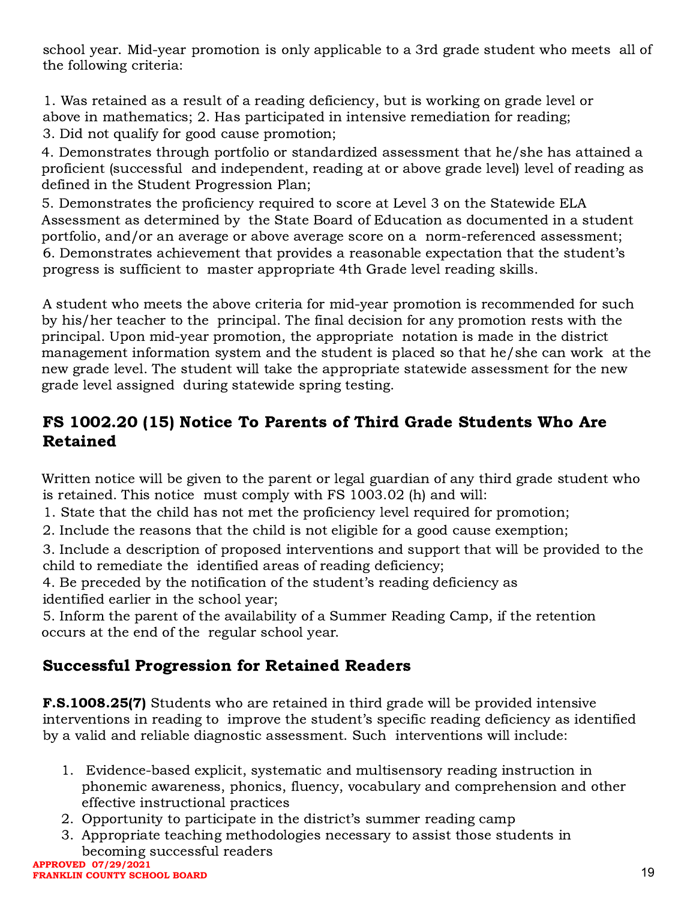school year. Mid-year promotion is only applicable to a 3rd grade student who meets all of the following criteria:

1. Was retained as a result of a reading deficiency, but is working on grade level or above in mathematics; 2. Has participated in intensive remediation for reading;
3. Did not qualify for good cause promotion;
4. Demonstrates through portfolio or standardized assessment that he/she has attained a proficient (successful and independent, reading at or above grade level) level of reading as defined in the Student Progression Plan;
5. Demonstrates the proficiency required to score at Level 3 on the Statewide ELA Assessment as determined by the State Board of Education as documented in a student portfolio, and/or an average or above average score on a norm-referenced assessment;
6. Demonstrates achievement that provides a reasonable expectation that the student's progress is sufficient to master appropriate 4th Grade level reading skills.

A student who meets the above criteria for mid-year promotion is recommended for such by his/her teacher to the principal. The final decision for any promotion rests with the principal. Upon mid-year promotion, the appropriate notation is made in the district management information system and the student is placed so that he/she can work at the new grade level. The student will take the appropriate statewide assessment for the new grade level assigned during statewide spring testing.

## FS 1002.20 (15) Notice To Parents of Third Grade Students Who Are Retained

Written notice will be given to the parent or legal guardian of any third grade student who is retained. This notice must comply with FS 1003.02 (h) and will:

1. State that the child has not met the proficiency level required for promotion;
2. Include the reasons that the child is not eligible for a good cause exemption;
3. Include a description of proposed interventions and support that will be provided to the child to remediate the identified areas of reading deficiency;
4. Be preceded by the notification of the student's reading deficiency as identified earlier in the school year;
5. Inform the parent of the availability of a Summer Reading Camp, if the retention occurs at the end of the regular school year.

## Successful Progression for Retained Readers

**F.S.1008.25(7)** Students who are retained in third grade will be provided intensive interventions in reading to improve the student's specific reading deficiency as identified by a valid and reliable diagnostic assessment. Such interventions will include:

1. Evidence-based explicit, systematic and multisensory reading instruction in phonemic awareness, phonics, fluency, vocabulary and comprehension and other effective instructional practices
2. Opportunity to participate in the district's summer reading camp
3. Appropriate teaching methodologies necessary to assist those students in becoming successful readers

**APPROVED 07/29/2021**
**FRANKLIN COUNTY SCHOOL BOARD**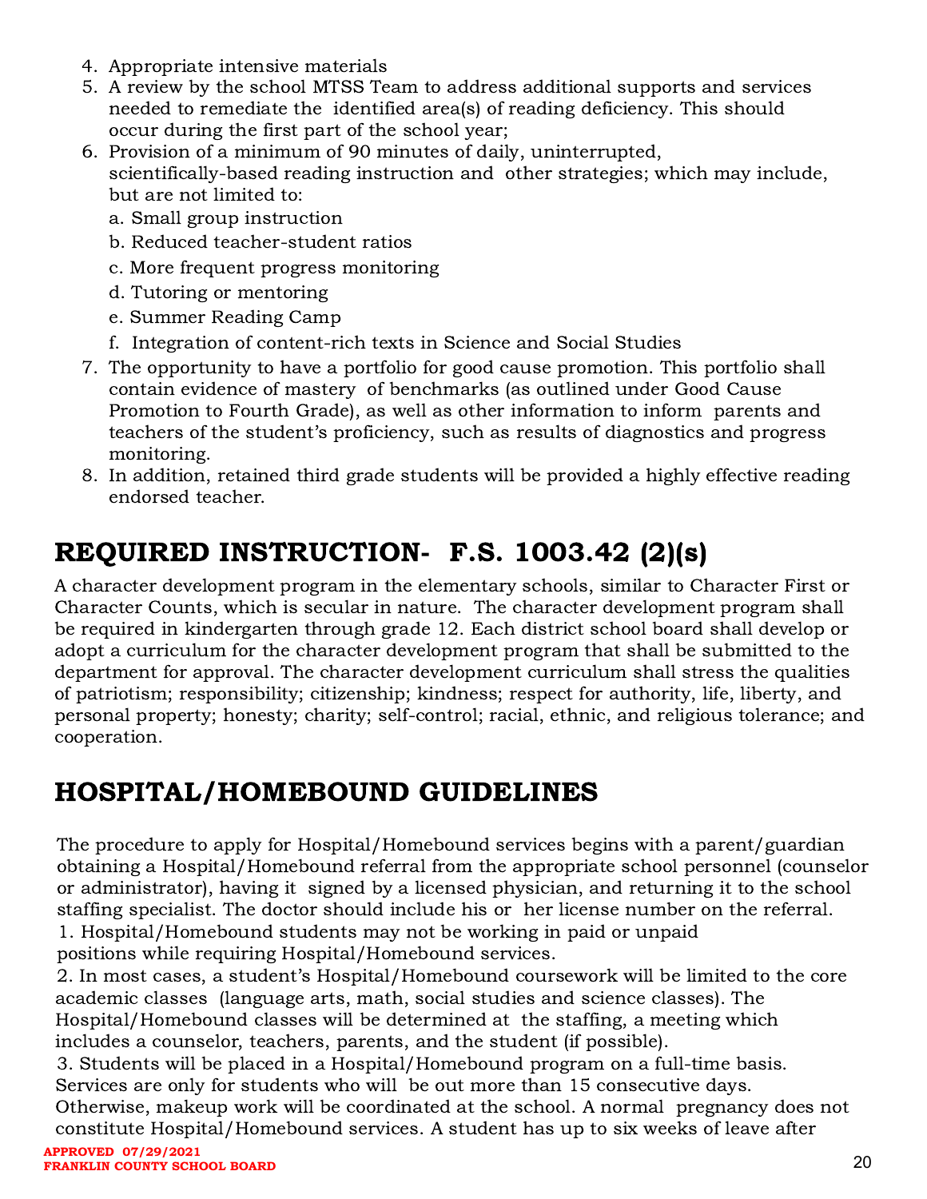4. Appropriate intensive materials
5. A review by the school MTSS Team to address additional supports and services needed to remediate the identified area(s) of reading deficiency. This should occur during the first part of the school year;
6. Provision of a minimum of 90 minutes of daily, uninterrupted, scientifically-based reading instruction and other strategies; which may include, but are not limited to:
   a. Small group instruction
   b. Reduced teacher-student ratios
   c. More frequent progress monitoring
   d. Tutoring or mentoring
   e. Summer Reading Camp
   f. Integration of content-rich texts in Science and Social Studies
7. The opportunity to have a portfolio for good cause promotion. This portfolio shall contain evidence of mastery of benchmarks (as outlined under Good Cause Promotion to Fourth Grade), as well as other information to inform parents and teachers of the student's proficiency, such as results of diagnostics and progress monitoring.
8. In addition, retained third grade students will be provided a highly effective reading endorsed teacher.

## REQUIRED INSTRUCTION- F.S. 1003.42 (2)(s)

A character development program in the elementary schools, similar to Character First or Character Counts, which is secular in nature. The character development program shall be required in kindergarten through grade 12. Each district school board shall develop or adopt a curriculum for the character development program that shall be submitted to the department for approval. The character development curriculum shall stress the qualities of patriotism; responsibility; citizenship; kindness; respect for authority, life, liberty, and personal property; honesty; charity; self-control; racial, ethnic, and religious tolerance; and cooperation.

## HOSPITAL/HOMEBOUND GUIDELINES

The procedure to apply for Hospital/Homebound services begins with a parent/guardian obtaining a Hospital/Homebound referral from the appropriate school personnel (counselor or administrator), having it signed by a licensed physician, and returning it to the school staffing specialist. The doctor should include his or her license number on the referral.

1. Hospital/Homebound students may not be working in paid or unpaid positions while requiring Hospital/Homebound services.
2. In most cases, a student's Hospital/Homebound coursework will be limited to the core academic classes (language arts, math, social studies and science classes). The Hospital/Homebound classes will be determined at the staffing, a meeting which includes a counselor, teachers, parents, and the student (if possible).
3. Students will be placed in a Hospital/Homebound program on a full-time basis. Services are only for students who will be out more than 15 consecutive days. Otherwise, makeup work will be coordinated at the school. A normal pregnancy does not constitute Hospital/Homebound services. A student has up to six weeks of leave after

**APPROVED 07/29/2021**
**FRANKLIN COUNTY SCHOOL BOARD**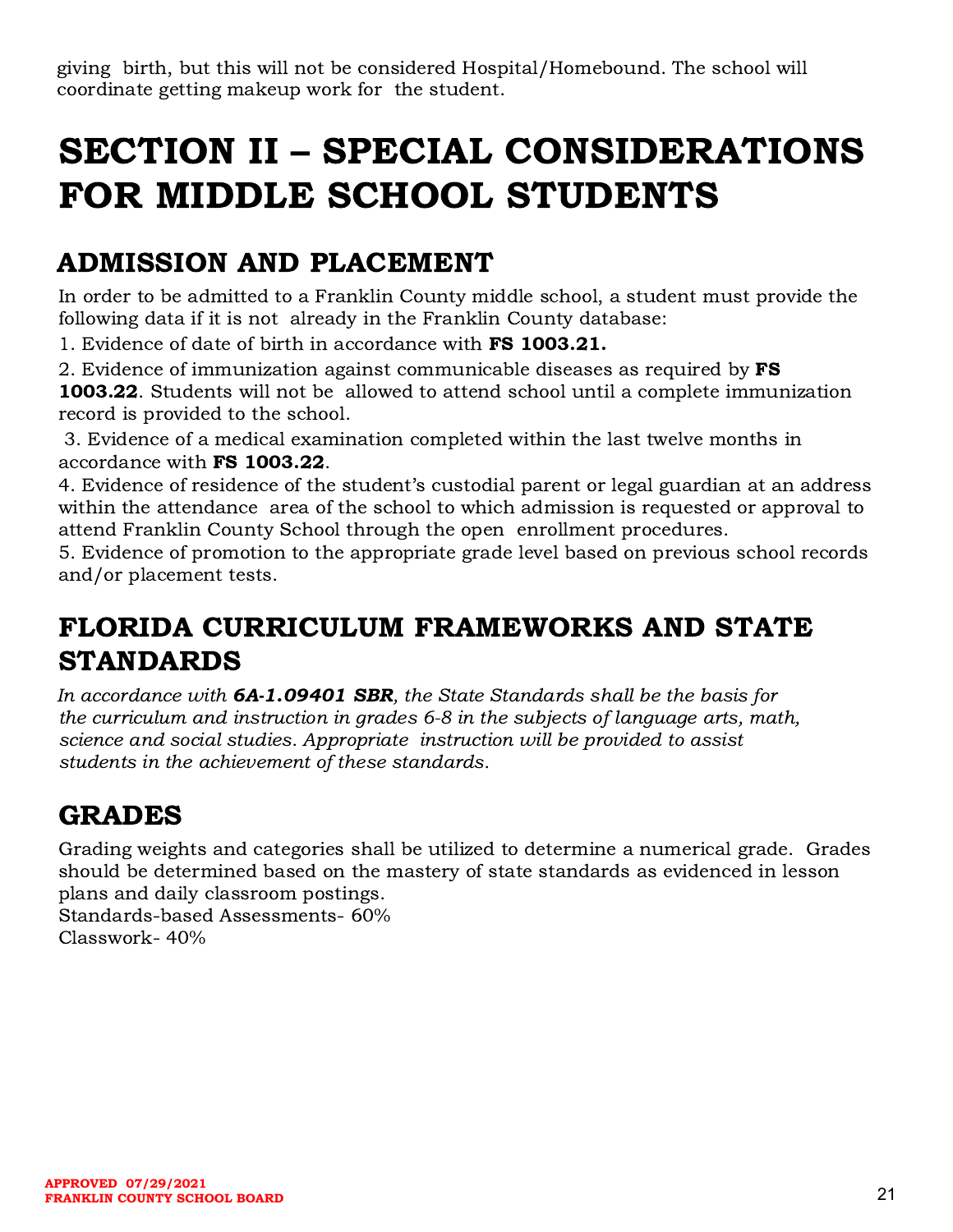giving birth, but this will not be considered Hospital/Homebound. The school will coordinate getting makeup work for the student.

# SECTION II – SPECIAL CONSIDERATIONS FOR MIDDLE SCHOOL STUDENTS

## ADMISSION AND PLACEMENT

In order to be admitted to a Franklin County middle school, a student must provide the following data if it is not already in the Franklin County database:

1. Evidence of date of birth in accordance with **FS 1003.21.**
2. Evidence of immunization against communicable diseases as required by **FS 1003.22**. Students will not be allowed to attend school until a complete immunization record is provided to the school.
3. Evidence of a medical examination completed within the last twelve months in accordance with **FS 1003.22**.
4. Evidence of residence of the student's custodial parent or legal guardian at an address within the attendance area of the school to which admission is requested or approval to attend Franklin County School through the open enrollment procedures.
5. Evidence of promotion to the appropriate grade level based on previous school records and/or placement tests.

## FLORIDA CURRICULUM FRAMEWORKS AND STATE STANDARDS

*In accordance with **6A-1.09401 SBR**, the State Standards shall be the basis for the curriculum and instruction in grades 6-8 in the subjects of language arts, math, science and social studies. Appropriate instruction will be provided to assist students in the achievement of these standards.*

## GRADES

Grading weights and categories shall be utilized to determine a numerical grade. Grades should be determined based on the mastery of state standards as evidenced in lesson plans and daily classroom postings.

Standards-based Assessments- 60%
Classwork- 40%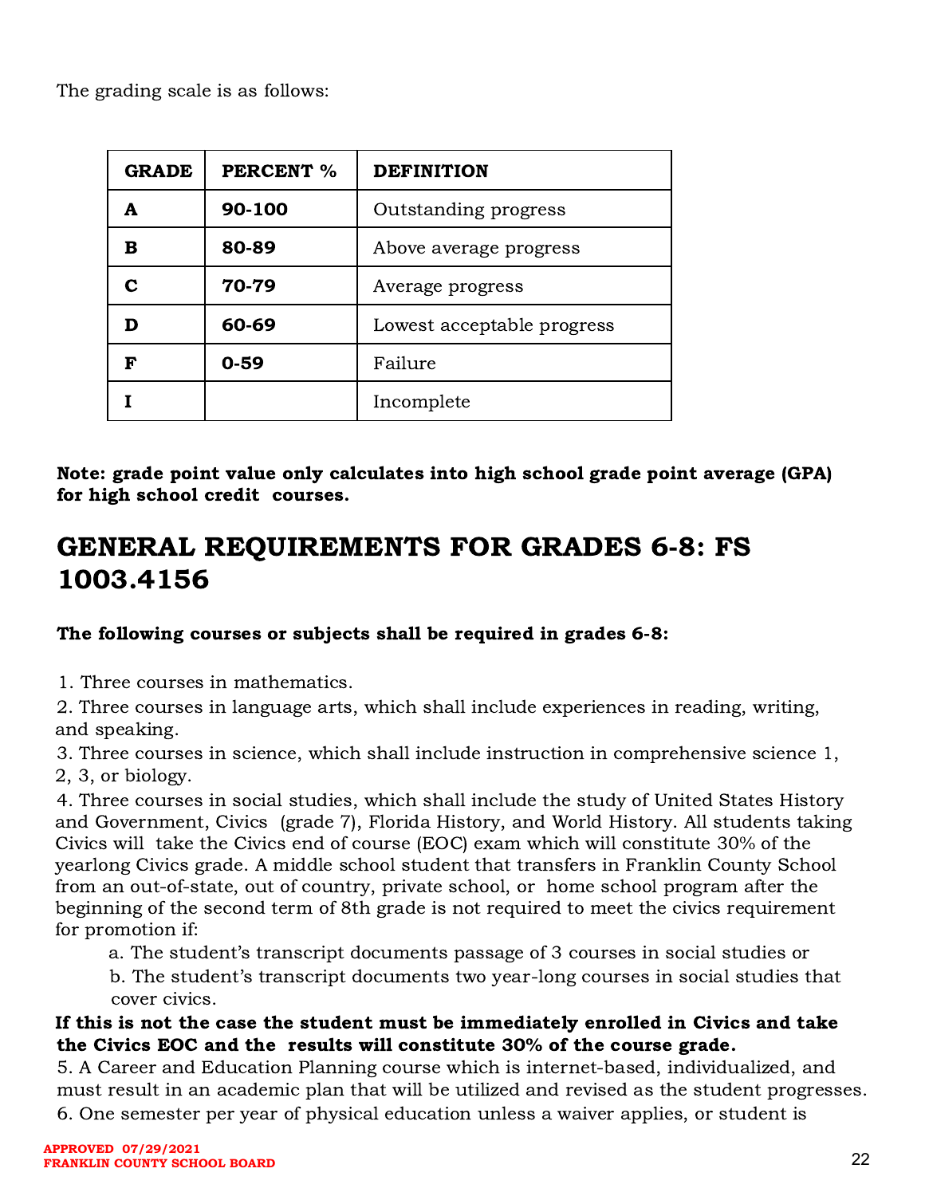The grading scale is as follows:

| GRADE | PERCENT % | DEFINITION |
| --- | --- | --- |
| A | 90-100 | Outstanding progress |
| B | 80-89 | Above average progress |
| C | 70-79 | Average progress |
| D | 60-69 | Lowest acceptable progress |
| F | 0-59 | Failure |
| I | | Incomplete |

**Note: grade point value only calculates into high school grade point average (GPA) for high school credit courses.**

# GENERAL REQUIREMENTS FOR GRADES 6-8: FS 1003.4156

**The following courses or subjects shall be required in grades 6-8:**

1. Three courses in mathematics.
2. Three courses in language arts, which shall include experiences in reading, writing, and speaking.
3. Three courses in science, which shall include instruction in comprehensive science 1, 2, 3, or biology.
4. Three courses in social studies, which shall include the study of United States History and Government, Civics (grade 7), Florida History, and World History. All students taking Civics will take the Civics end of course (EOC) exam which will constitute 30% of the yearlong Civics grade. A middle school student that transfers in Franklin County School from an out-of-state, out of country, private school, or home school program after the beginning of the second term of 8th grade is not required to meet the civics requirement for promotion if:
   a. The student's transcript documents passage of 3 courses in social studies or
   b. The student's transcript documents two year-long courses in social studies that cover civics.

**If this is not the case the student must be immediately enrolled in Civics and take the Civics EOC and the results will constitute 30% of the course grade.**

5. A Career and Education Planning course which is internet-based, individualized, and must result in an academic plan that will be utilized and revised as the student progresses.
6. One semester per year of physical education unless a waiver applies, or student is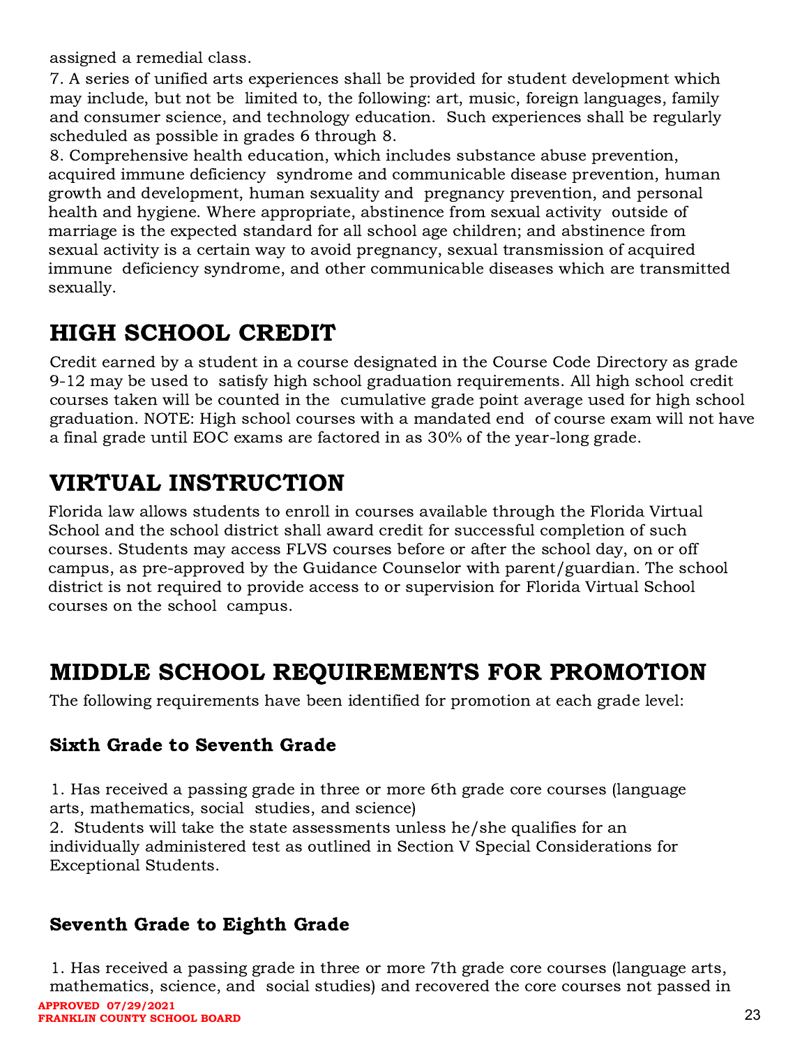assigned a remedial class.

7. A series of unified arts experiences shall be provided for student development which may include, but not be limited to, the following: art, music, foreign languages, family and consumer science, and technology education. Such experiences shall be regularly scheduled as possible in grades 6 through 8.

8. Comprehensive health education, which includes substance abuse prevention, acquired immune deficiency syndrome and communicable disease prevention, human growth and development, human sexuality and pregnancy prevention, and personal health and hygiene. Where appropriate, abstinence from sexual activity outside of marriage is the expected standard for all school age children; and abstinence from sexual activity is a certain way to avoid pregnancy, sexual transmission of acquired immune deficiency syndrome, and other communicable diseases which are transmitted sexually.

# HIGH SCHOOL CREDIT

Credit earned by a student in a course designated in the Course Code Directory as grade 9-12 may be used to satisfy high school graduation requirements. All high school credit courses taken will be counted in the cumulative grade point average used for high school graduation. NOTE: High school courses with a mandated end of course exam will not have a final grade until EOC exams are factored in as 30% of the year-long grade.

# VIRTUAL INSTRUCTION

Florida law allows students to enroll in courses available through the Florida Virtual School and the school district shall award credit for successful completion of such courses. Students may access FLVS courses before or after the school day, on or off campus, as pre-approved by the Guidance Counselor with parent/guardian. The school district is not required to provide access to or supervision for Florida Virtual School courses on the school campus.

# MIDDLE SCHOOL REQUIREMENTS FOR PROMOTION

The following requirements have been identified for promotion at each grade level:

### Sixth Grade to Seventh Grade

1. Has received a passing grade in three or more 6th grade core courses (language arts, mathematics, social studies, and science)
2. Students will take the state assessments unless he/she qualifies for an individually administered test as outlined in Section V Special Considerations for Exceptional Students.

### Seventh Grade to Eighth Grade

1. Has received a passing grade in three or more 7th grade core courses (language arts, mathematics, science, and social studies) and recovered the core courses not passed in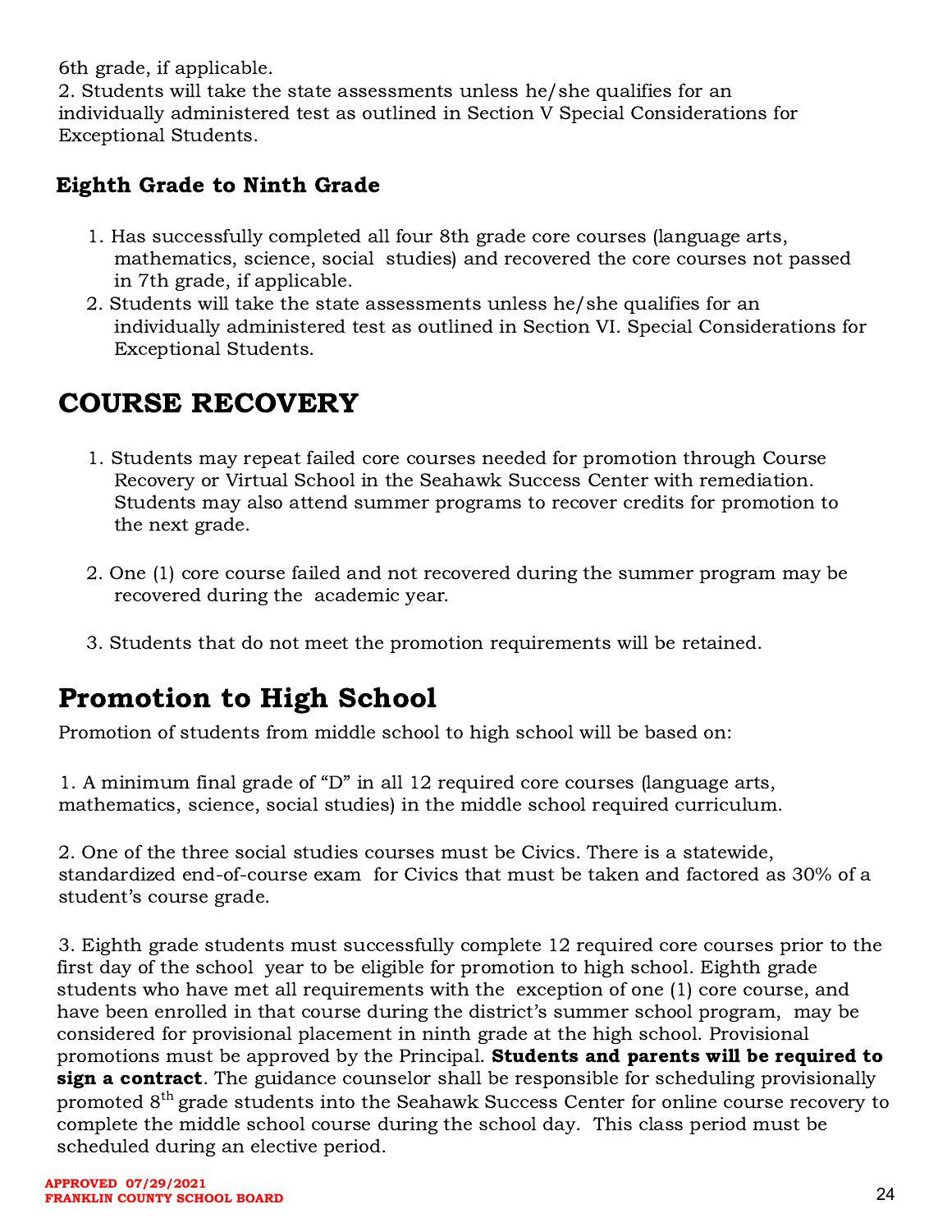6th grade, if applicable.
2. Students will take the state assessments unless he/she qualifies for an individually administered test as outlined in Section V Special Considerations for Exceptional Students.

### Eighth Grade to Ninth Grade

1. Has successfully completed all four 8th grade core courses (language arts, mathematics, science, social studies) and recovered the core courses not passed in 7th grade, if applicable.
2. Students will take the state assessments unless he/she qualifies for an individually administered test as outlined in Section VI. Special Considerations for Exceptional Students.

## COURSE RECOVERY

1. Students may repeat failed core courses needed for promotion through Course Recovery or Virtual School in the Seahawk Success Center with remediation. Students may also attend summer programs to recover credits for promotion to the next grade.

2. One (1) core course failed and not recovered during the summer program may be recovered during the academic year.

3. Students that do not meet the promotion requirements will be retained.

## Promotion to High School

Promotion of students from middle school to high school will be based on:

1. A minimum final grade of "D" in all 12 required core courses (language arts, mathematics, science, social studies) in the middle school required curriculum.

2. One of the three social studies courses must be Civics. There is a statewide, standardized end-of-course exam for Civics that must be taken and factored as 30% of a student's course grade.

3. Eighth grade students must successfully complete 12 required core courses prior to the first day of the school year to be eligible for promotion to high school. Eighth grade students who have met all requirements with the exception of one (1) core course, and have been enrolled in that course during the district's summer school program, may be considered for provisional placement in ninth grade at the high school. Provisional promotions must be approved by the Principal. **Students and parents will be required to sign a contract**. The guidance counselor shall be responsible for scheduling provisionally promoted 8th grade students into the Seahawk Success Center for online course recovery to complete the middle school course during the school day. This class period must be scheduled during an elective period.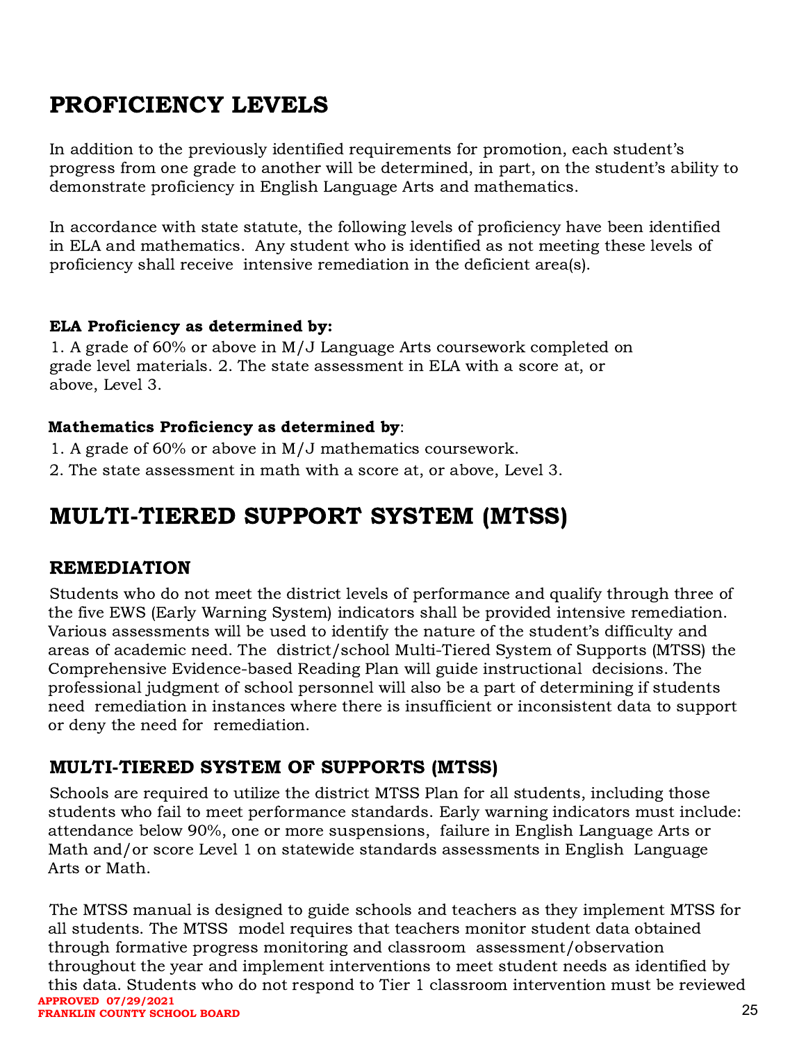# PROFICIENCY LEVELS

In addition to the previously identified requirements for promotion, each student's progress from one grade to another will be determined, in part, on the student's ability to demonstrate proficiency in English Language Arts and mathematics.

In accordance with state statute, the following levels of proficiency have been identified in ELA and mathematics. Any student who is identified as not meeting these levels of proficiency shall receive intensive remediation in the deficient area(s).

**ELA Proficiency as determined by:**
1. A grade of 60% or above in M/J Language Arts coursework completed on grade level materials. 2. The state assessment in ELA with a score at, or above, Level 3.

**Mathematics Proficiency as determined by**:
1. A grade of 60% or above in M/J mathematics coursework.
2. The state assessment in math with a score at, or above, Level 3.

# MULTI-TIERED SUPPORT SYSTEM (MTSS)

## REMEDIATION

Students who do not meet the district levels of performance and qualify through three of the five EWS (Early Warning System) indicators shall be provided intensive remediation. Various assessments will be used to identify the nature of the student's difficulty and areas of academic need. The district/school Multi-Tiered System of Supports (MTSS) the Comprehensive Evidence-based Reading Plan will guide instructional decisions. The professional judgment of school personnel will also be a part of determining if students need remediation in instances where there is insufficient or inconsistent data to support or deny the need for remediation.

## MULTI-TIERED SYSTEM OF SUPPORTS (MTSS)

Schools are required to utilize the district MTSS Plan for all students, including those students who fail to meet performance standards. Early warning indicators must include: attendance below 90%, one or more suspensions, failure in English Language Arts or Math and/or score Level 1 on statewide standards assessments in English Language Arts or Math.

The MTSS manual is designed to guide schools and teachers as they implement MTSS for all students. The MTSS model requires that teachers monitor student data obtained through formative progress monitoring and classroom assessment/observation throughout the year and implement interventions to meet student needs as identified by this data. Students who do not respond to Tier 1 classroom intervention must be reviewed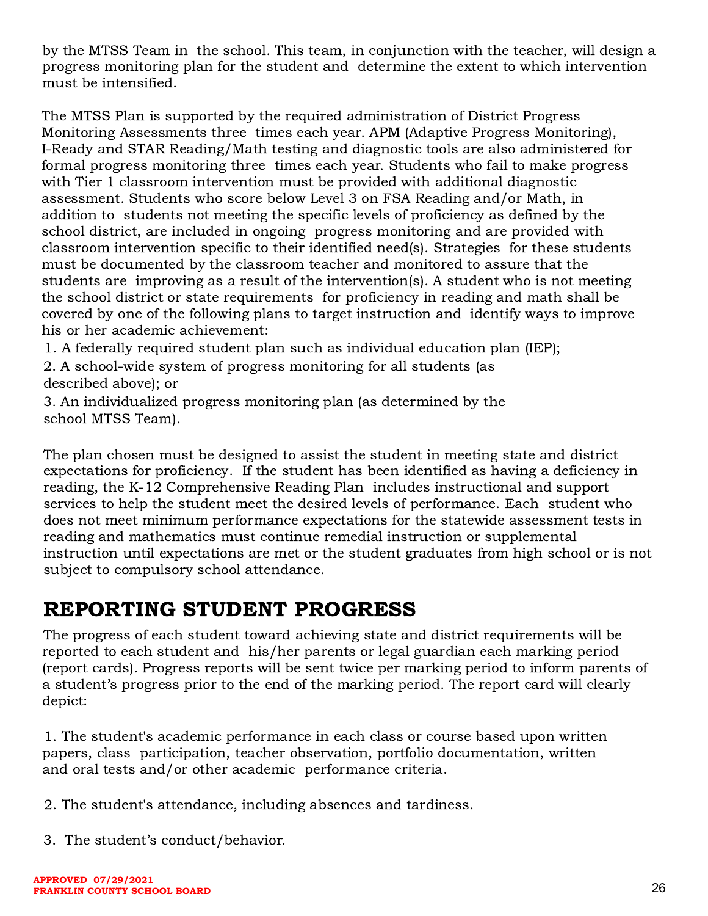by the MTSS Team in the school. This team, in conjunction with the teacher, will design a progress monitoring plan for the student and determine the extent to which intervention must be intensified.

The MTSS Plan is supported by the required administration of District Progress Monitoring Assessments three times each year. APM (Adaptive Progress Monitoring), I-Ready and STAR Reading/Math testing and diagnostic tools are also administered for formal progress monitoring three times each year. Students who fail to make progress with Tier 1 classroom intervention must be provided with additional diagnostic assessment. Students who score below Level 3 on FSA Reading and/or Math, in addition to students not meeting the specific levels of proficiency as defined by the school district, are included in ongoing progress monitoring and are provided with classroom intervention specific to their identified need(s). Strategies for these students must be documented by the classroom teacher and monitored to assure that the students are improving as a result of the intervention(s). A student who is not meeting the school district or state requirements for proficiency in reading and math shall be covered by one of the following plans to target instruction and identify ways to improve his or her academic achievement:

1. A federally required student plan such as individual education plan (IEP);
2. A school-wide system of progress monitoring for all students (as described above); or
3. An individualized progress monitoring plan (as determined by the school MTSS Team).

The plan chosen must be designed to assist the student in meeting state and district expectations for proficiency. If the student has been identified as having a deficiency in reading, the K-12 Comprehensive Reading Plan includes instructional and support services to help the student meet the desired levels of performance. Each student who does not meet minimum performance expectations for the statewide assessment tests in reading and mathematics must continue remedial instruction or supplemental instruction until expectations are met or the student graduates from high school or is not subject to compulsory school attendance.

# REPORTING STUDENT PROGRESS

The progress of each student toward achieving state and district requirements will be reported to each student and his/her parents or legal guardian each marking period (report cards). Progress reports will be sent twice per marking period to inform parents of a student's progress prior to the end of the marking period. The report card will clearly depict:

1. The student's academic performance in each class or course based upon written papers, class participation, teacher observation, portfolio documentation, written and oral tests and/or other academic performance criteria.

2. The student's attendance, including absences and tardiness.

3. The student's conduct/behavior.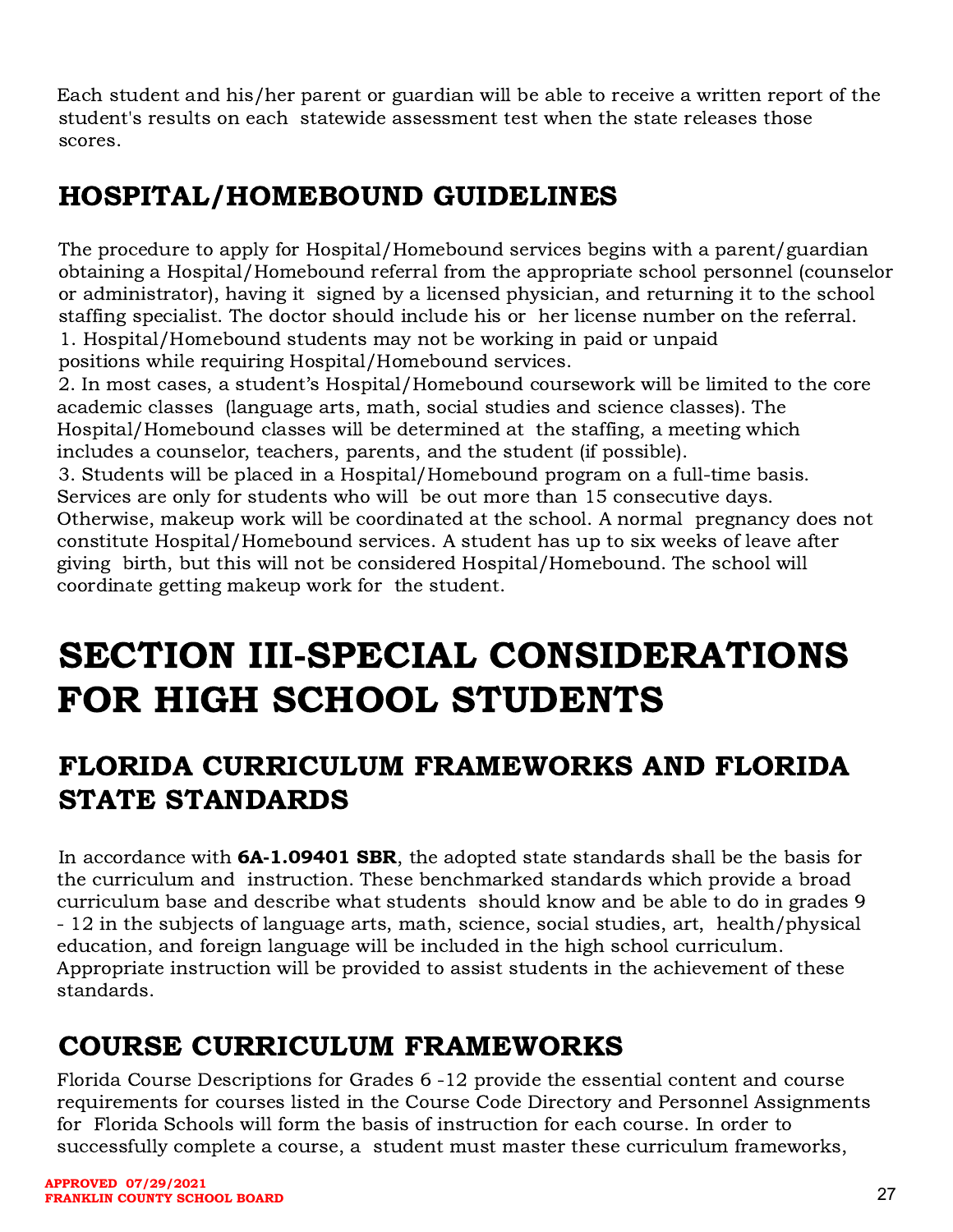Each student and his/her parent or guardian will be able to receive a written report of the student's results on each statewide assessment test when the state releases those scores.

## HOSPITAL/HOMEBOUND GUIDELINES

The procedure to apply for Hospital/Homebound services begins with a parent/guardian obtaining a Hospital/Homebound referral from the appropriate school personnel (counselor or administrator), having it signed by a licensed physician, and returning it to the school staffing specialist. The doctor should include his or her license number on the referral.

1. Hospital/Homebound students may not be working in paid or unpaid positions while requiring Hospital/Homebound services.
2. In most cases, a student's Hospital/Homebound coursework will be limited to the core academic classes (language arts, math, social studies and science classes). The Hospital/Homebound classes will be determined at the staffing, a meeting which includes a counselor, teachers, parents, and the student (if possible).
3. Students will be placed in a Hospital/Homebound program on a full-time basis. Services are only for students who will be out more than 15 consecutive days. Otherwise, makeup work will be coordinated at the school. A normal pregnancy does not constitute Hospital/Homebound services. A student has up to six weeks of leave after giving birth, but this will not be considered Hospital/Homebound. The school will coordinate getting makeup work for the student.

# SECTION III-SPECIAL CONSIDERATIONS FOR HIGH SCHOOL STUDENTS

## FLORIDA CURRICULUM FRAMEWORKS AND FLORIDA STATE STANDARDS

In accordance with **6A-1.09401 SBR**, the adopted state standards shall be the basis for the curriculum and instruction. These benchmarked standards which provide a broad curriculum base and describe what students should know and be able to do in grades 9 - 12 in the subjects of language arts, math, science, social studies, art, health/physical education, and foreign language will be included in the high school curriculum. Appropriate instruction will be provided to assist students in the achievement of these standards.

## COURSE CURRICULUM FRAMEWORKS

Florida Course Descriptions for Grades 6 -12 provide the essential content and course requirements for courses listed in the Course Code Directory and Personnel Assignments for Florida Schools will form the basis of instruction for each course. In order to successfully complete a course, a student must master these curriculum frameworks,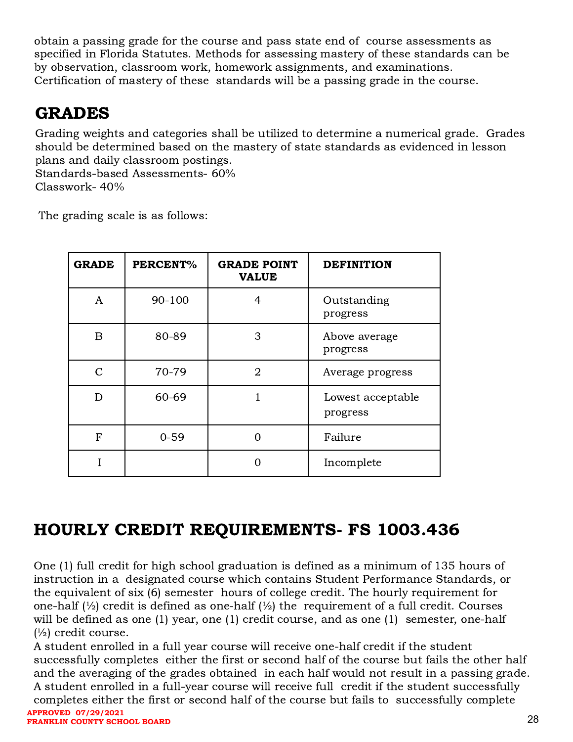obtain a passing grade for the course and pass state end of course assessments as specified in Florida Statutes. Methods for assessing mastery of these standards can be by observation, classroom work, homework assignments, and examinations. Certification of mastery of these standards will be a passing grade in the course.

## GRADES

Grading weights and categories shall be utilized to determine a numerical grade. Grades should be determined based on the mastery of state standards as evidenced in lesson plans and daily classroom postings.
Standards-based Assessments- 60%
Classwork- 40%

The grading scale is as follows:

| GRADE | PERCENT% | GRADE POINT VALUE | DEFINITION |
|---|---|---|---|
| A | 90-100 | 4 | Outstanding progress |
| B | 80-89 | 3 | Above average progress |
| C | 70-79 | 2 | Average progress |
| D | 60-69 | 1 | Lowest acceptable progress |
| F | 0-59 | 0 | Failure |
| I | | 0 | Incomplete |

## HOURLY CREDIT REQUIREMENTS- FS 1003.436

One (1) full credit for high school graduation is defined as a minimum of 135 hours of instruction in a designated course which contains Student Performance Standards, or the equivalent of six (6) semester hours of college credit. The hourly requirement for one-half (½) credit is defined as one-half (½) the requirement of a full credit. Courses will be defined as one (1) year, one (1) credit course, and as one (1) semester, one-half (½) credit course.
A student enrolled in a full year course will receive one-half credit if the student successfully completes either the first or second half of the course but fails the other half and the averaging of the grades obtained in each half would not result in a passing grade. A student enrolled in a full-year course will receive full credit if the student successfully completes either the first or second half of the course but fails to successfully complete

**APPROVED 07/29/2021**
**FRANKLIN COUNTY SCHOOL BOARD**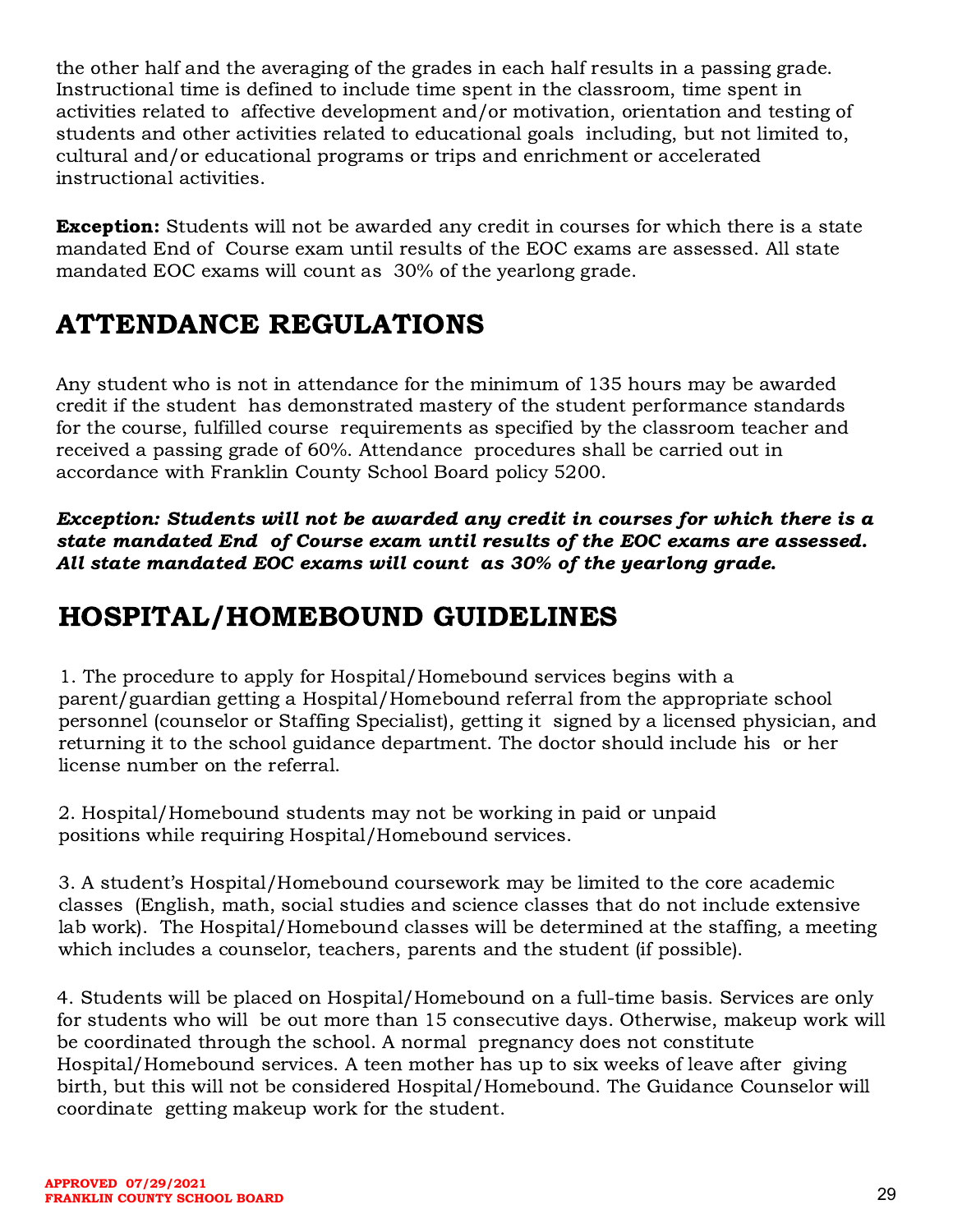the other half and the averaging of the grades in each half results in a passing grade. Instructional time is defined to include time spent in the classroom, time spent in activities related to affective development and/or motivation, orientation and testing of students and other activities related to educational goals including, but not limited to, cultural and/or educational programs or trips and enrichment or accelerated instructional activities.

**Exception:** Students will not be awarded any credit in courses for which there is a state mandated End of Course exam until results of the EOC exams are assessed. All state mandated EOC exams will count as 30% of the yearlong grade.

## ATTENDANCE REGULATIONS

Any student who is not in attendance for the minimum of 135 hours may be awarded credit if the student has demonstrated mastery of the student performance standards for the course, fulfilled course requirements as specified by the classroom teacher and received a passing grade of 60%. Attendance procedures shall be carried out in accordance with Franklin County School Board policy 5200.

***Exception: Students will not be awarded any credit in courses for which there is a state mandated End of Course exam until results of the EOC exams are assessed. All state mandated EOC exams will count as 30% of the yearlong grade.***

## HOSPITAL/HOMEBOUND GUIDELINES

1. The procedure to apply for Hospital/Homebound services begins with a parent/guardian getting a Hospital/Homebound referral from the appropriate school personnel (counselor or Staffing Specialist), getting it signed by a licensed physician, and returning it to the school guidance department. The doctor should include his or her license number on the referral.

2. Hospital/Homebound students may not be working in paid or unpaid positions while requiring Hospital/Homebound services.

3. A student's Hospital/Homebound coursework may be limited to the core academic classes (English, math, social studies and science classes that do not include extensive lab work). The Hospital/Homebound classes will be determined at the staffing, a meeting which includes a counselor, teachers, parents and the student (if possible).

4. Students will be placed on Hospital/Homebound on a full-time basis. Services are only for students who will be out more than 15 consecutive days. Otherwise, makeup work will be coordinated through the school. A normal pregnancy does not constitute Hospital/Homebound services. A teen mother has up to six weeks of leave after giving birth, but this will not be considered Hospital/Homebound. The Guidance Counselor will coordinate getting makeup work for the student.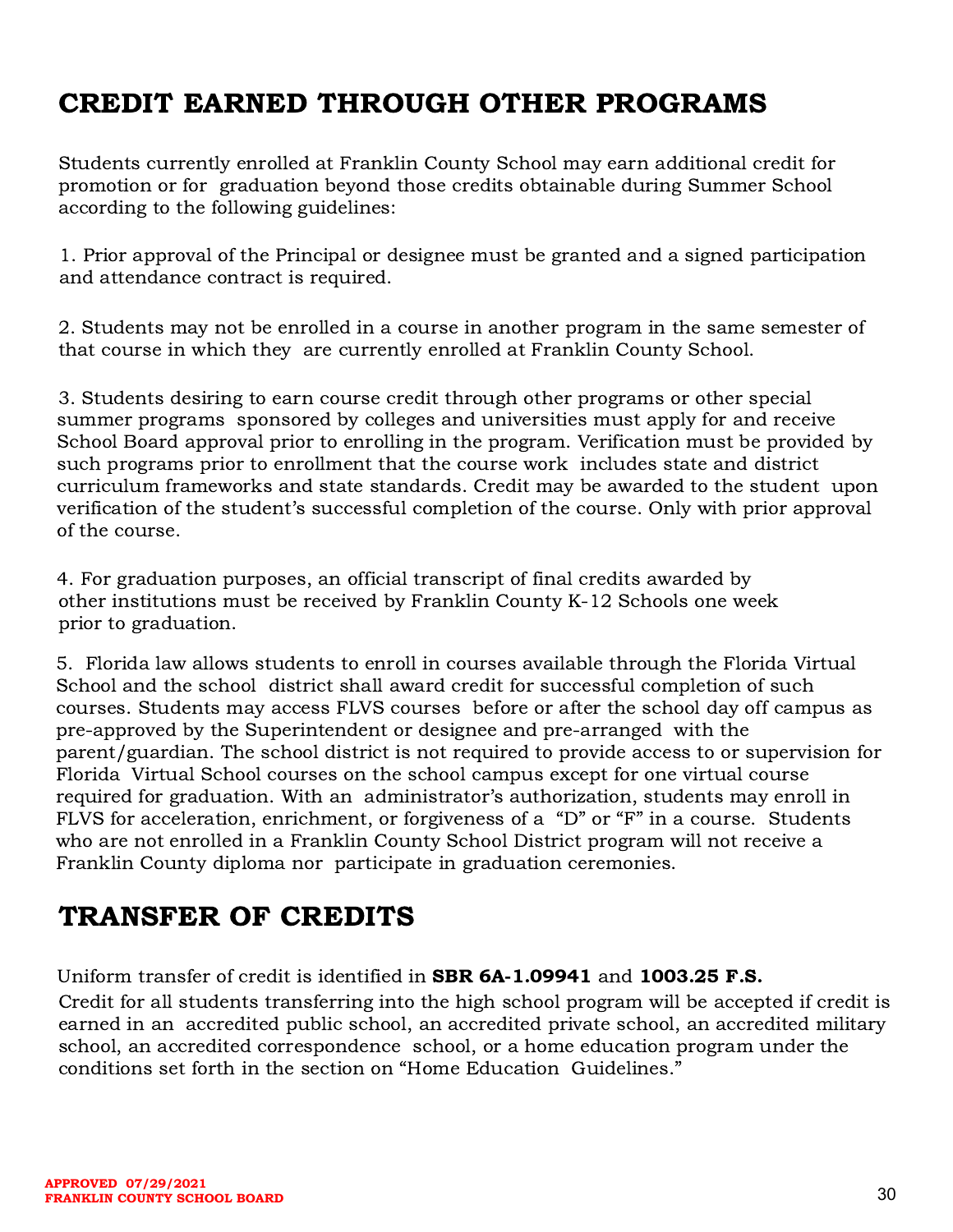# CREDIT EARNED THROUGH OTHER PROGRAMS

Students currently enrolled at Franklin County School may earn additional credit for promotion or for graduation beyond those credits obtainable during Summer School according to the following guidelines:

1. Prior approval of the Principal or designee must be granted and a signed participation and attendance contract is required.

2. Students may not be enrolled in a course in another program in the same semester of that course in which they are currently enrolled at Franklin County School.

3. Students desiring to earn course credit through other programs or other special summer programs sponsored by colleges and universities must apply for and receive School Board approval prior to enrolling in the program. Verification must be provided by such programs prior to enrollment that the course work includes state and district curriculum frameworks and state standards. Credit may be awarded to the student upon verification of the student's successful completion of the course. Only with prior approval of the course.

4. For graduation purposes, an official transcript of final credits awarded by other institutions must be received by Franklin County K-12 Schools one week prior to graduation.

5. Florida law allows students to enroll in courses available through the Florida Virtual School and the school district shall award credit for successful completion of such courses. Students may access FLVS courses before or after the school day off campus as pre-approved by the Superintendent or designee and pre-arranged with the parent/guardian. The school district is not required to provide access to or supervision for Florida Virtual School courses on the school campus except for one virtual course required for graduation. With an administrator's authorization, students may enroll in FLVS for acceleration, enrichment, or forgiveness of a "D" or "F" in a course. Students who are not enrolled in a Franklin County School District program will not receive a Franklin County diploma nor participate in graduation ceremonies.

# TRANSFER OF CREDITS

Uniform transfer of credit is identified in **SBR 6A-1.09941** and **1003.25 F.S.**

Credit for all students transferring into the high school program will be accepted if credit is earned in an accredited public school, an accredited private school, an accredited military school, an accredited correspondence school, or a home education program under the conditions set forth in the section on "Home Education Guidelines."

**APPROVED 07/29/2021**
**FRANKLIN COUNTY SCHOOL BOARD**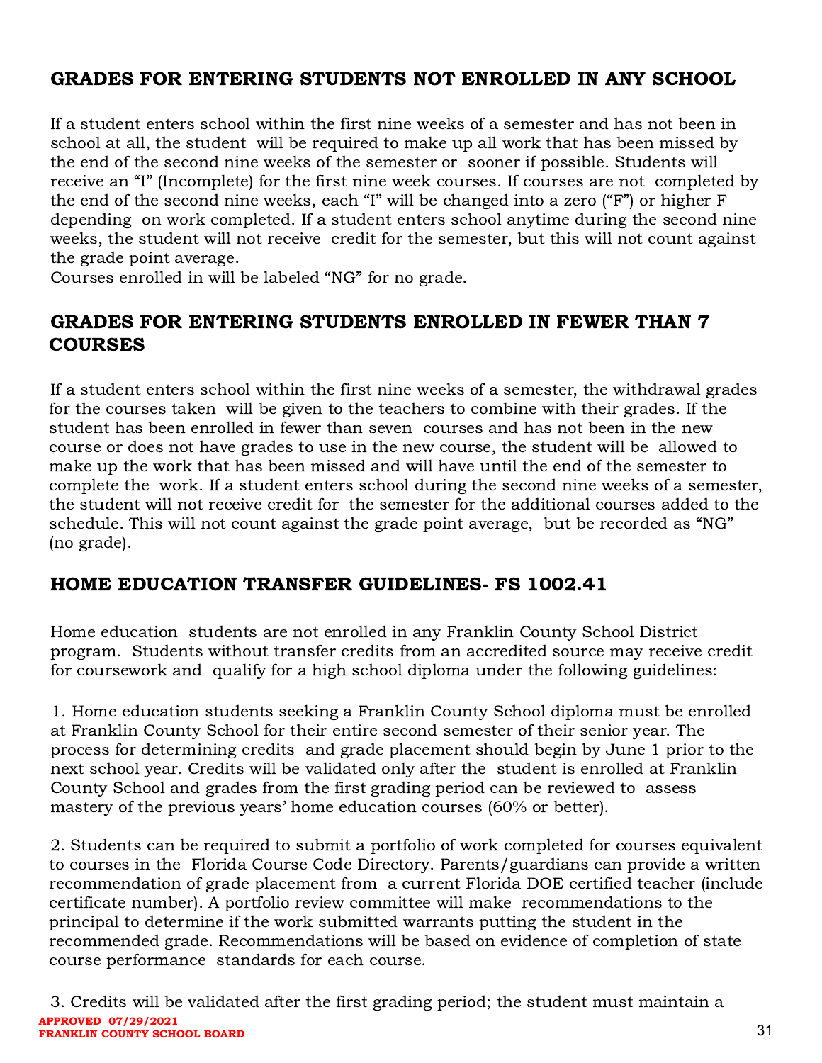## GRADES FOR ENTERING STUDENTS NOT ENROLLED IN ANY SCHOOL

If a student enters school within the first nine weeks of a semester and has not been in school at all, the student will be required to make up all work that has been missed by the end of the second nine weeks of the semester or sooner if possible. Students will receive an "I" (Incomplete) for the first nine week courses. If courses are not completed by the end of the second nine weeks, each "I" will be changed into a zero ("F") or higher F depending on work completed. If a student enters school anytime during the second nine weeks, the student will not receive credit for the semester, but this will not count against the grade point average.
Courses enrolled in will be labeled "NG" for no grade.

## GRADES FOR ENTERING STUDENTS ENROLLED IN FEWER THAN 7 COURSES

If a student enters school within the first nine weeks of a semester, the withdrawal grades for the courses taken will be given to the teachers to combine with their grades. If the student has been enrolled in fewer than seven courses and has not been in the new course or does not have grades to use in the new course, the student will be allowed to make up the work that has been missed and will have until the end of the semester to complete the work. If a student enters school during the second nine weeks of a semester, the student will not receive credit for the semester for the additional courses added to the schedule. This will not count against the grade point average, but be recorded as "NG" (no grade).

## HOME EDUCATION TRANSFER GUIDELINES- FS 1002.41

Home education students are not enrolled in any Franklin County School District program. Students without transfer credits from an accredited source may receive credit for coursework and qualify for a high school diploma under the following guidelines:

1. Home education students seeking a Franklin County School diploma must be enrolled at Franklin County School for their entire second semester of their senior year. The process for determining credits and grade placement should begin by June 1 prior to the next school year. Credits will be validated only after the student is enrolled at Franklin County School and grades from the first grading period can be reviewed to assess mastery of the previous years' home education courses (60% or better).

2. Students can be required to submit a portfolio of work completed for courses equivalent to courses in the Florida Course Code Directory. Parents/guardians can provide a written recommendation of grade placement from a current Florida DOE certified teacher (include certificate number). A portfolio review committee will make recommendations to the principal to determine if the work submitted warrants putting the student in the recommended grade. Recommendations will be based on evidence of completion of state course performance standards for each course.

3. Credits will be validated after the first grading period; the student must maintain a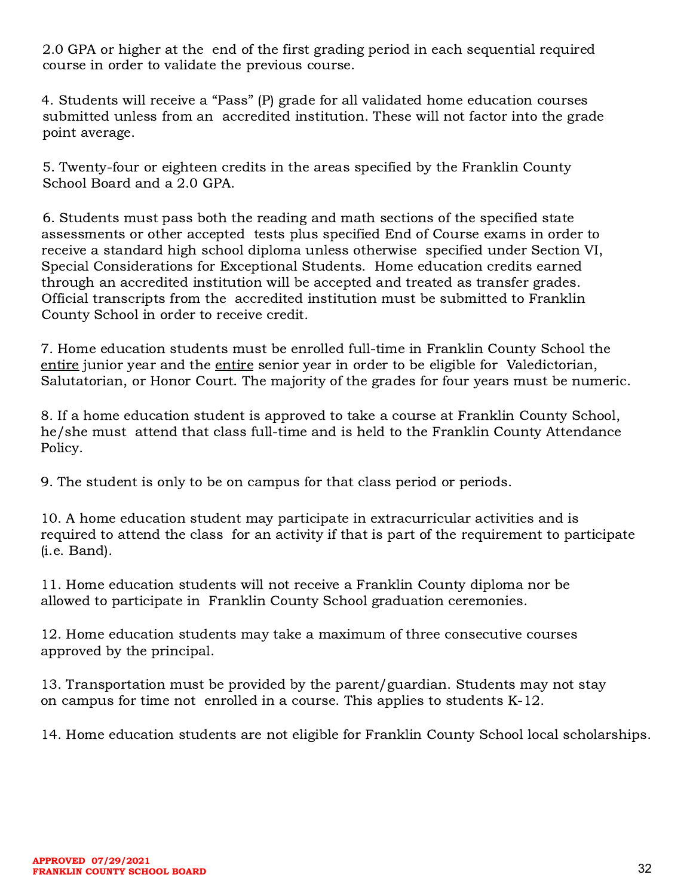2.0 GPA or higher at the end of the first grading period in each sequential required course in order to validate the previous course.

4. Students will receive a "Pass" (P) grade for all validated home education courses submitted unless from an accredited institution. These will not factor into the grade point average.

5. Twenty-four or eighteen credits in the areas specified by the Franklin County School Board and a 2.0 GPA.

6. Students must pass both the reading and math sections of the specified state assessments or other accepted tests plus specified End of Course exams in order to receive a standard high school diploma unless otherwise specified under Section VI, Special Considerations for Exceptional Students. Home education credits earned through an accredited institution will be accepted and treated as transfer grades. Official transcripts from the accredited institution must be submitted to Franklin County School in order to receive credit.

7. Home education students must be enrolled full-time in Franklin County School the <u>entire</u> junior year and the <u>entire</u> senior year in order to be eligible for Valedictorian, Salutatorian, or Honor Court. The majority of the grades for four years must be numeric.

8. If a home education student is approved to take a course at Franklin County School, he/she must attend that class full-time and is held to the Franklin County Attendance Policy.

9. The student is only to be on campus for that class period or periods.

10. A home education student may participate in extracurricular activities and is required to attend the class for an activity if that is part of the requirement to participate (i.e. Band).

11. Home education students will not receive a Franklin County diploma nor be allowed to participate in Franklin County School graduation ceremonies.

12. Home education students may take a maximum of three consecutive courses approved by the principal.

13. Transportation must be provided by the parent/guardian. Students may not stay on campus for time not enrolled in a course. This applies to students K-12.

14. Home education students are not eligible for Franklin County School local scholarships.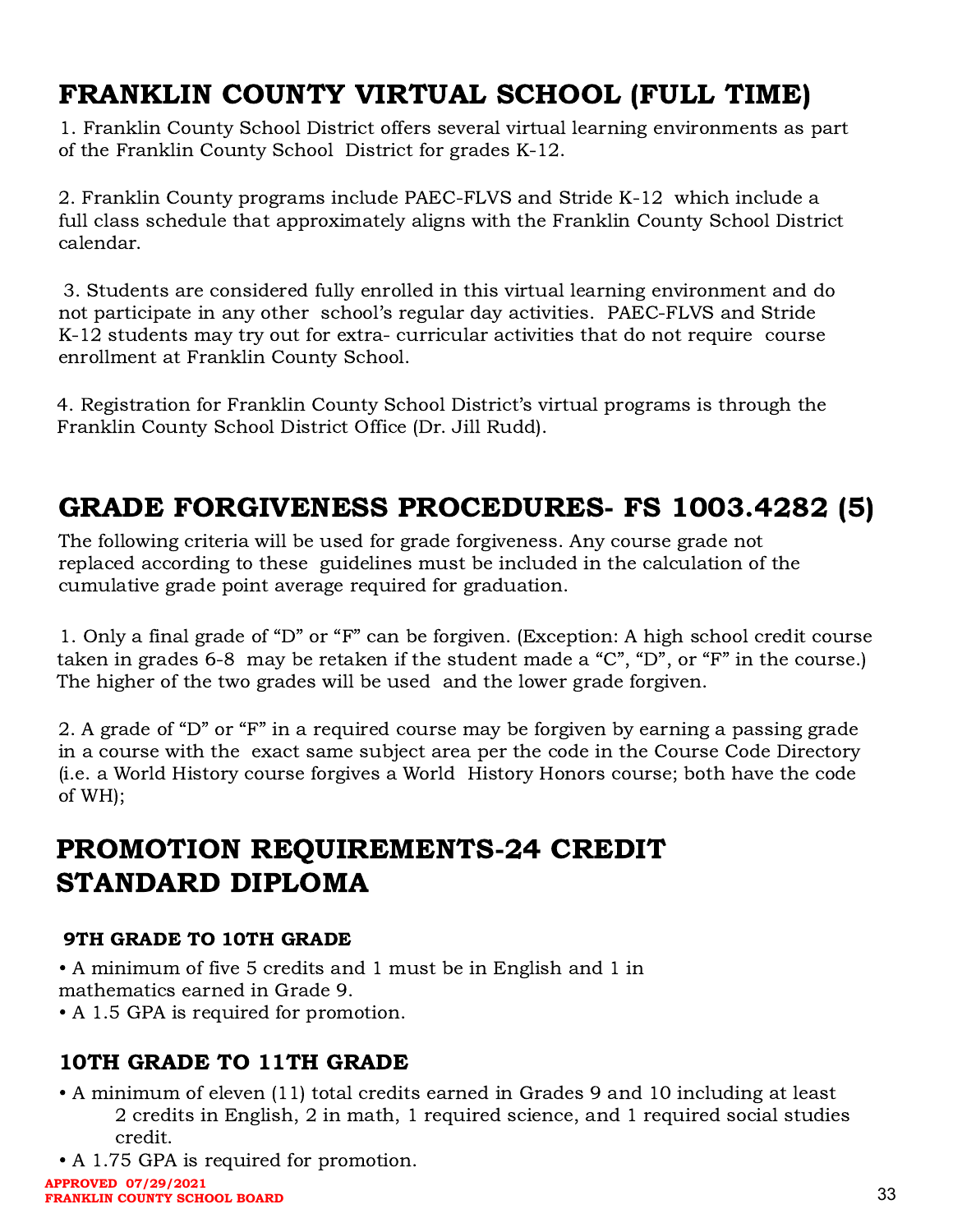# FRANKLIN COUNTY VIRTUAL SCHOOL (FULL TIME)

1. Franklin County School District offers several virtual learning environments as part of the Franklin County School District for grades K-12.

2. Franklin County programs include PAEC-FLVS and Stride K-12 which include a full class schedule that approximately aligns with the Franklin County School District calendar.

3. Students are considered fully enrolled in this virtual learning environment and do not participate in any other school's regular day activities. PAEC-FLVS and Stride K-12 students may try out for extra- curricular activities that do not require course enrollment at Franklin County School.

4. Registration for Franklin County School District's virtual programs is through the Franklin County School District Office (Dr. Jill Rudd).

# GRADE FORGIVENESS PROCEDURES- FS 1003.4282 (5)

The following criteria will be used for grade forgiveness. Any course grade not replaced according to these guidelines must be included in the calculation of the cumulative grade point average required for graduation.

1. Only a final grade of "D" or "F" can be forgiven. (Exception: A high school credit course taken in grades 6-8 may be retaken if the student made a "C", "D", or "F" in the course.) The higher of the two grades will be used and the lower grade forgiven.

2. A grade of "D" or "F" in a required course may be forgiven by earning a passing grade in a course with the exact same subject area per the code in the Course Code Directory (i.e. a World History course forgives a World History Honors course; both have the code of WH);

# PROMOTION REQUIREMENTS-24 CREDIT STANDARD DIPLOMA

### 9TH GRADE TO 10TH GRADE

- A minimum of five 5 credits and 1 must be in English and 1 in mathematics earned in Grade 9.
- A 1.5 GPA is required for promotion.

### 10TH GRADE TO 11TH GRADE

- A minimum of eleven (11) total credits earned in Grades 9 and 10 including at least 2 credits in English, 2 in math, 1 required science, and 1 required social studies credit.
- A 1.75 GPA is required for promotion.

**APPROVED 07/29/2021**
**FRANKLIN COUNTY SCHOOL BOARD**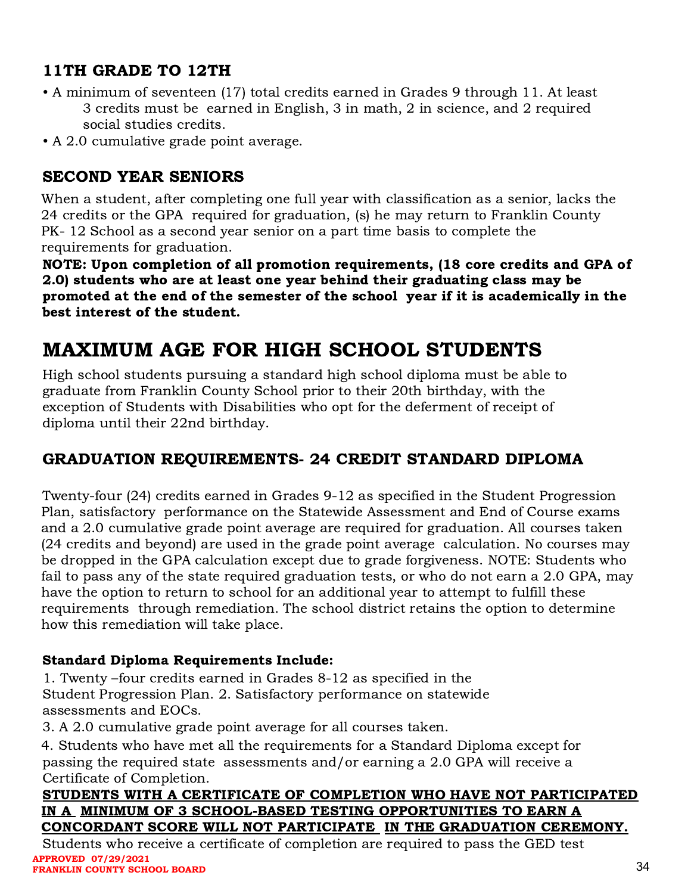## 11TH GRADE TO 12TH

- A minimum of seventeen (17) total credits earned in Grades 9 through 11. At least 3 credits must be earned in English, 3 in math, 2 in science, and 2 required social studies credits.
- A 2.0 cumulative grade point average.

## SECOND YEAR SENIORS

When a student, after completing one full year with classification as a senior, lacks the 24 credits or the GPA required for graduation, (s) he may return to Franklin County PK- 12 School as a second year senior on a part time basis to complete the requirements for graduation.

**NOTE: Upon completion of all promotion requirements, (18 core credits and GPA of 2.0) students who are at least one year behind their graduating class may be promoted at the end of the semester of the school year if it is academically in the best interest of the student.**

# MAXIMUM AGE FOR HIGH SCHOOL STUDENTS

High school students pursuing a standard high school diploma must be able to graduate from Franklin County School prior to their 20th birthday, with the exception of Students with Disabilities who opt for the deferment of receipt of diploma until their 22nd birthday.

## GRADUATION REQUIREMENTS- 24 CREDIT STANDARD DIPLOMA

Twenty-four (24) credits earned in Grades 9-12 as specified in the Student Progression Plan, satisfactory performance on the Statewide Assessment and End of Course exams and a 2.0 cumulative grade point average are required for graduation. All courses taken (24 credits and beyond) are used in the grade point average calculation. No courses may be dropped in the GPA calculation except due to grade forgiveness. NOTE: Students who fail to pass any of the state required graduation tests, or who do not earn a 2.0 GPA, may have the option to return to school for an additional year to attempt to fulfill these requirements through remediation. The school district retains the option to determine how this remediation will take place.

**Standard Diploma Requirements Include:**

1. Twenty –four credits earned in Grades 8-12 as specified in the Student Progression Plan. 2. Satisfactory performance on statewide assessments and EOCs.
3. A 2.0 cumulative grade point average for all courses taken.
4. Students who have met all the requirements for a Standard Diploma except for passing the required state assessments and/or earning a 2.0 GPA will receive a Certificate of Completion.

<u>**STUDENTS WITH A CERTIFICATE OF COMPLETION WHO HAVE NOT PARTICIPATED IN A MINIMUM OF 3 SCHOOL-BASED TESTING OPPORTUNITIES TO EARN A CONCORDANT SCORE WILL NOT PARTICIPATE IN THE GRADUATION CEREMONY.**</u>

Students who receive a certificate of completion are required to pass the GED test

**APPROVED 07/29/2021**
**FRANKLIN COUNTY SCHOOL BOARD**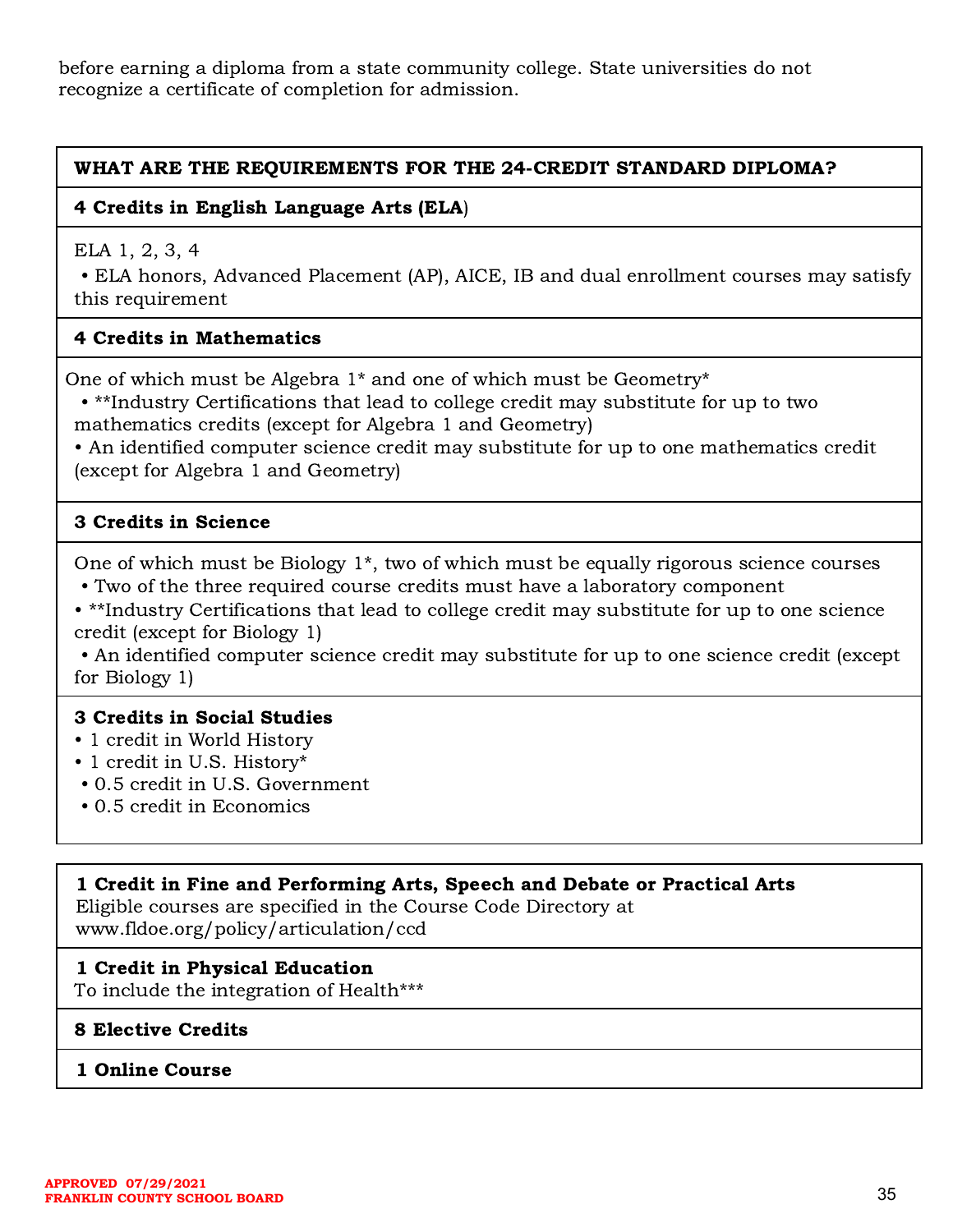before earning a diploma from a state community college. State universities do not recognize a certificate of completion for admission.

## WHAT ARE THE REQUIREMENTS FOR THE 24-CREDIT STANDARD DIPLOMA?

**4 Credits in English Language Arts (ELA)**

ELA 1, 2, 3, 4

- ELA honors, Advanced Placement (AP), AICE, IB and dual enrollment courses may satisfy this requirement

**4 Credits in Mathematics**

One of which must be Algebra 1* and one of which must be Geometry*

- **Industry Certifications that lead to college credit may substitute for up to two mathematics credits (except for Algebra 1 and Geometry)
- An identified computer science credit may substitute for up to one mathematics credit (except for Algebra 1 and Geometry)

**3 Credits in Science**

One of which must be Biology 1*, two of which must be equally rigorous science courses

- Two of the three required course credits must have a laboratory component
- **Industry Certifications that lead to college credit may substitute for up to one science credit (except for Biology 1)
- An identified computer science credit may substitute for up to one science credit (except for Biology 1)

**3 Credits in Social Studies**

- 1 credit in World History
- 1 credit in U.S. History*
- 0.5 credit in U.S. Government
- 0.5 credit in Economics

**1 Credit in Fine and Performing Arts, Speech and Debate or Practical Arts**

Eligible courses are specified in the Course Code Directory at www.fldoe.org/policy/articulation/ccd

**1 Credit in Physical Education**

To include the integration of Health***

**8 Elective Credits**

**1 Online Course**

APPROVED 07/29/2021
FRANKLIN COUNTY SCHOOL BOARD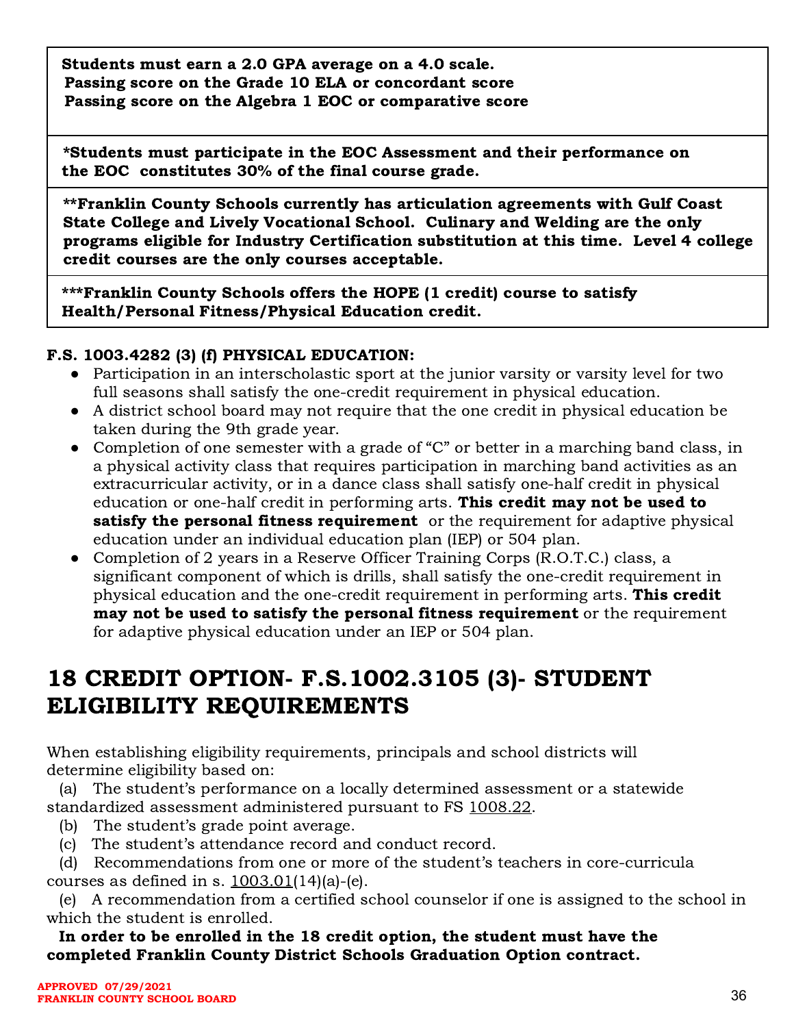| **Students must earn a 2.0 GPA average on a 4.0 scale.**<br>**Passing score on the Grade 10 ELA or concordant score**<br>**Passing score on the Algebra 1 EOC or comparative score** |
|---|
| ***Students must participate in the EOC Assessment and their performance on the EOC constitutes 30% of the final course grade.** |
| ****Franklin County Schools currently has articulation agreements with Gulf Coast State College and Lively Vocational School. Culinary and Welding are the only programs eligible for Industry Certification substitution at this time. Level 4 college credit courses are the only courses acceptable.** |
| *****Franklin County Schools offers the HOPE (1 credit) course to satisfy Health/Personal Fitness/Physical Education credit.** |

**F.S. 1003.4282 (3) (f) PHYSICAL EDUCATION:**

- Participation in an interscholastic sport at the junior varsity or varsity level for two full seasons shall satisfy the one-credit requirement in physical education.
- A district school board may not require that the one credit in physical education be taken during the 9th grade year.
- Completion of one semester with a grade of "C" or better in a marching band class, in a physical activity class that requires participation in marching band activities as an extracurricular activity, or in a dance class shall satisfy one-half credit in physical education or one-half credit in performing arts. **This credit may not be used to satisfy the personal fitness requirement** or the requirement for adaptive physical education under an individual education plan (IEP) or 504 plan.
- Completion of 2 years in a Reserve Officer Training Corps (R.O.T.C.) class, a significant component of which is drills, shall satisfy the one-credit requirement in physical education and the one-credit requirement in performing arts. **This credit may not be used to satisfy the personal fitness requirement** or the requirement for adaptive physical education under an IEP or 504 plan.

# 18 CREDIT OPTION- F.S.1002.3105 (3)- STUDENT ELIGIBILITY REQUIREMENTS

When establishing eligibility requirements, principals and school districts will determine eligibility based on:

(a) The student's performance on a locally determined assessment or a statewide standardized assessment administered pursuant to FS 1008.22.

(b) The student's grade point average.

(c) The student's attendance record and conduct record.

(d) Recommendations from one or more of the student's teachers in core-curricula courses as defined in s. 1003.01(14)(a)-(e).

(e) A recommendation from a certified school counselor if one is assigned to the school in which the student is enrolled.

**In order to be enrolled in the 18 credit option, the student must have the completed Franklin County District Schools Graduation Option contract.**

APPROVED 07/29/2021
FRANKLIN COUNTY SCHOOL BOARD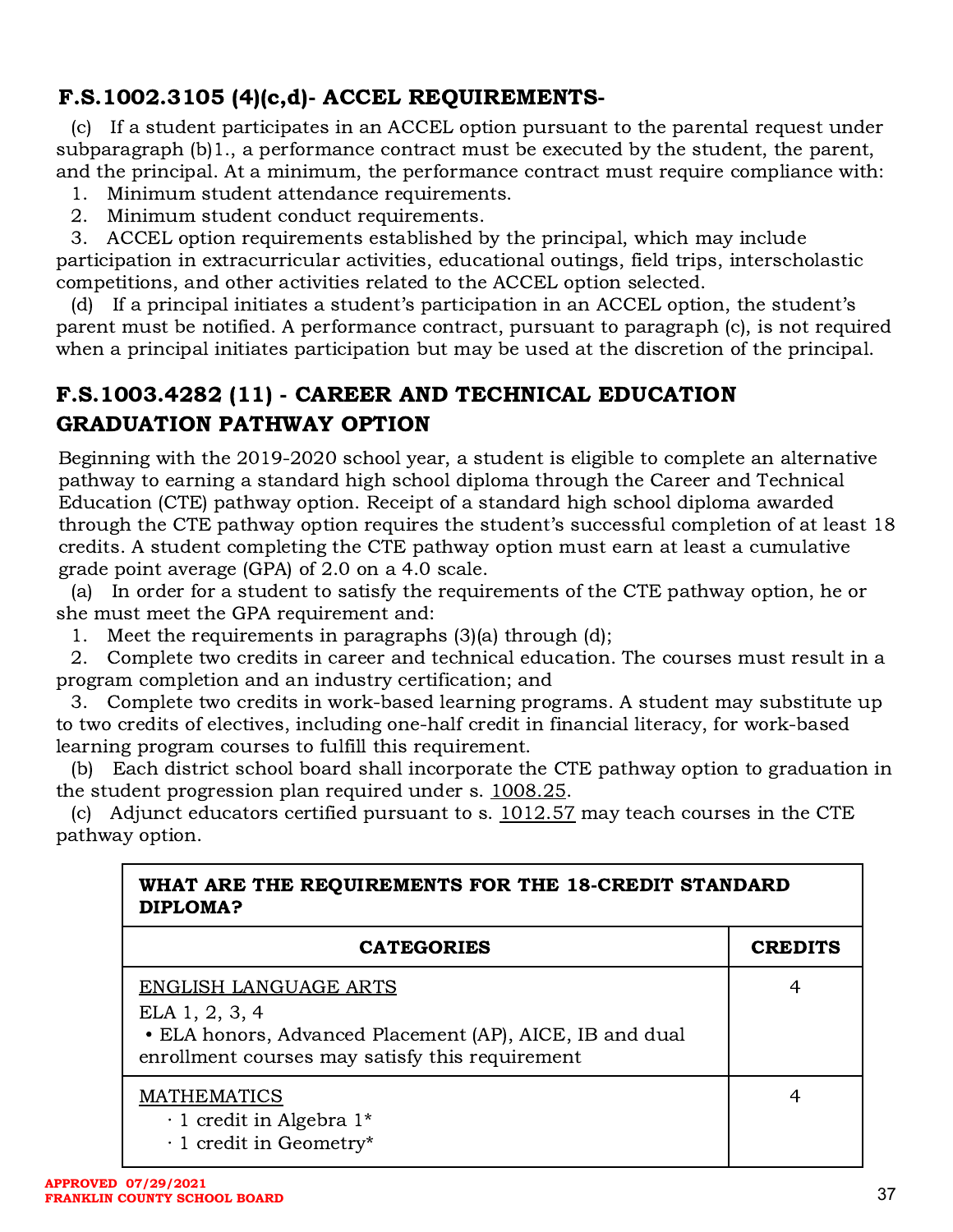## F.S.1002.3105 (4)(c,d)- ACCEL REQUIREMENTS-

(c) If a student participates in an ACCEL option pursuant to the parental request under subparagraph (b)1., a performance contract must be executed by the student, the parent, and the principal. At a minimum, the performance contract must require compliance with:

1. Minimum student attendance requirements.
2. Minimum student conduct requirements.
3. ACCEL option requirements established by the principal, which may include participation in extracurricular activities, educational outings, field trips, interscholastic competitions, and other activities related to the ACCEL option selected.

(d) If a principal initiates a student's participation in an ACCEL option, the student's parent must be notified. A performance contract, pursuant to paragraph (c), is not required when a principal initiates participation but may be used at the discretion of the principal.

## F.S.1003.4282 (11) - CAREER AND TECHNICAL EDUCATION GRADUATION PATHWAY OPTION

Beginning with the 2019-2020 school year, a student is eligible to complete an alternative pathway to earning a standard high school diploma through the Career and Technical Education (CTE) pathway option. Receipt of a standard high school diploma awarded through the CTE pathway option requires the student's successful completion of at least 18 credits. A student completing the CTE pathway option must earn at least a cumulative grade point average (GPA) of 2.0 on a 4.0 scale.

(a) In order for a student to satisfy the requirements of the CTE pathway option, he or she must meet the GPA requirement and:

1. Meet the requirements in paragraphs (3)(a) through (d);
2. Complete two credits in career and technical education. The courses must result in a program completion and an industry certification; and
3. Complete two credits in work-based learning programs. A student may substitute up to two credits of electives, including one-half credit in financial literacy, for work-based learning program courses to fulfill this requirement.

(b) Each district school board shall incorporate the CTE pathway option to graduation in the student progression plan required under s. 1008.25.

(c) Adjunct educators certified pursuant to s. 1012.57 may teach courses in the CTE pathway option.

| **WHAT ARE THE REQUIREMENTS FOR THE 18-CREDIT STANDARD DIPLOMA?** | |
|---|---|
| **CATEGORIES** | **CREDITS** |
| ENGLISH LANGUAGE ARTS<br>ELA 1, 2, 3, 4<br>• ELA honors, Advanced Placement (AP), AICE, IB and dual enrollment courses may satisfy this requirement | 4 |
| MATHEMATICS<br>· 1 credit in Algebra 1*<br>· 1 credit in Geometry* | 4 |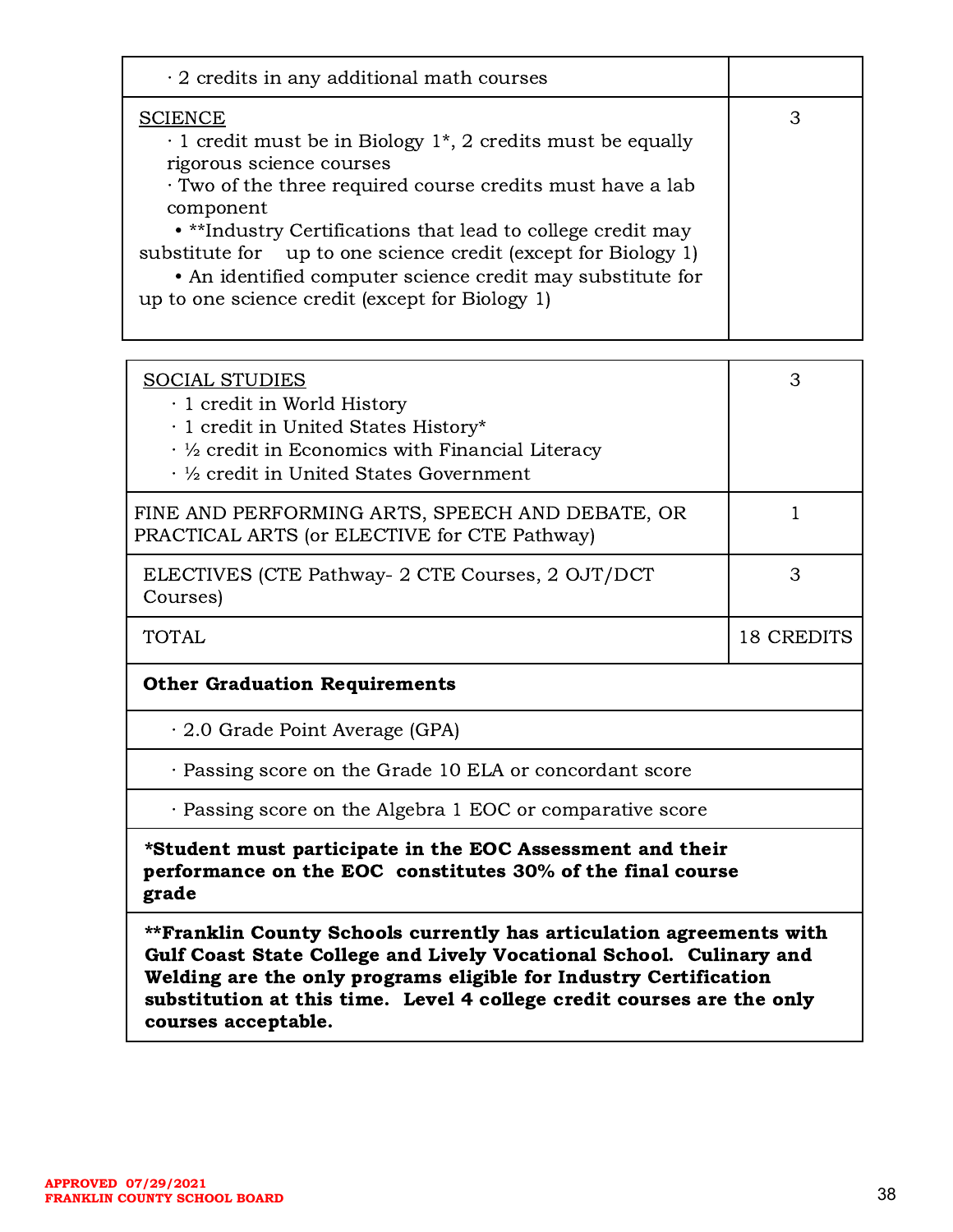| | |
|---|---|
| · 2 credits in any additional math courses | |
| SCIENCE<br>· 1 credit must be in Biology 1*, 2 credits must be equally rigorous science courses<br>· Two of the three required course credits must have a lab component<br>• **Industry Certifications that lead to college credit may substitute for up to one science credit (except for Biology 1)<br>• An identified computer science credit may substitute for up to one science credit (except for Biology 1) | 3 |
| SOCIAL STUDIES<br>· 1 credit in World History<br>· 1 credit in United States History*<br>· ½ credit in Economics with Financial Literacy<br>· ½ credit in United States Government | 3 |
| FINE AND PERFORMING ARTS, SPEECH AND DEBATE, OR PRACTICAL ARTS (or ELECTIVE for CTE Pathway) | 1 |
| ELECTIVES (CTE Pathway- 2 CTE Courses, 2 OJT/DCT Courses) | 3 |
| TOTAL | 18 CREDITS |
| **Other Graduation Requirements** | |
| · 2.0 Grade Point Average (GPA) | |
| · Passing score on the Grade 10 ELA or concordant score | |
| · Passing score on the Algebra 1 EOC or comparative score | |
| ***Student must participate in the EOC Assessment and their performance on the EOC constitutes 30% of the final course grade** | |
| ****Franklin County Schools currently has articulation agreements with Gulf Coast State College and Lively Vocational School. Culinary and Welding are the only programs eligible for Industry Certification substitution at this time. Level 4 college credit courses are the only courses acceptable.** | |

APPROVED 07/29/2021
FRANKLIN COUNTY SCHOOL BOARD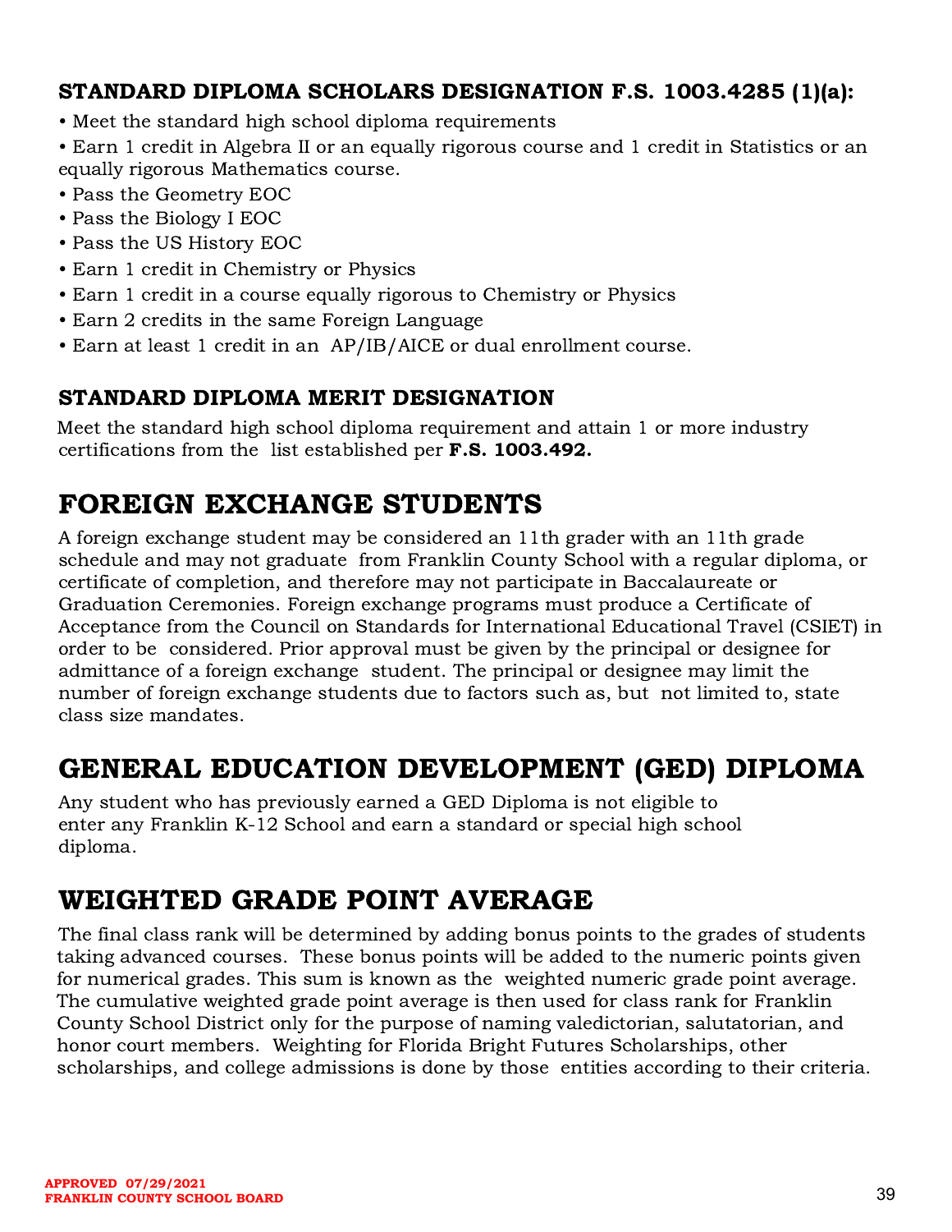### STANDARD DIPLOMA SCHOLARS DESIGNATION F.S. 1003.4285 (1)(a):

- Meet the standard high school diploma requirements
- Earn 1 credit in Algebra II or an equally rigorous course and 1 credit in Statistics or an equally rigorous Mathematics course.
- Pass the Geometry EOC
- Pass the Biology I EOC
- Pass the US History EOC
- Earn 1 credit in Chemistry or Physics
- Earn 1 credit in a course equally rigorous to Chemistry or Physics
- Earn 2 credits in the same Foreign Language
- Earn at least 1 credit in an AP/IB/AICE or dual enrollment course.

### STANDARD DIPLOMA MERIT DESIGNATION

Meet the standard high school diploma requirement and attain 1 or more industry certifications from the list established per **F.S. 1003.492.**

## FOREIGN EXCHANGE STUDENTS

A foreign exchange student may be considered an 11th grader with an 11th grade schedule and may not graduate from Franklin County School with a regular diploma, or certificate of completion, and therefore may not participate in Baccalaureate or Graduation Ceremonies. Foreign exchange programs must produce a Certificate of Acceptance from the Council on Standards for International Educational Travel (CSIET) in order to be considered. Prior approval must be given by the principal or designee for admittance of a foreign exchange student. The principal or designee may limit the number of foreign exchange students due to factors such as, but not limited to, state class size mandates.

## GENERAL EDUCATION DEVELOPMENT (GED) DIPLOMA

Any student who has previously earned a GED Diploma is not eligible to enter any Franklin K-12 School and earn a standard or special high school diploma.

## WEIGHTED GRADE POINT AVERAGE

The final class rank will be determined by adding bonus points to the grades of students taking advanced courses. These bonus points will be added to the numeric points given for numerical grades. This sum is known as the weighted numeric grade point average. The cumulative weighted grade point average is then used for class rank for Franklin County School District only for the purpose of naming valedictorian, salutatorian, and honor court members. Weighting for Florida Bright Futures Scholarships, other scholarships, and college admissions is done by those entities according to their criteria.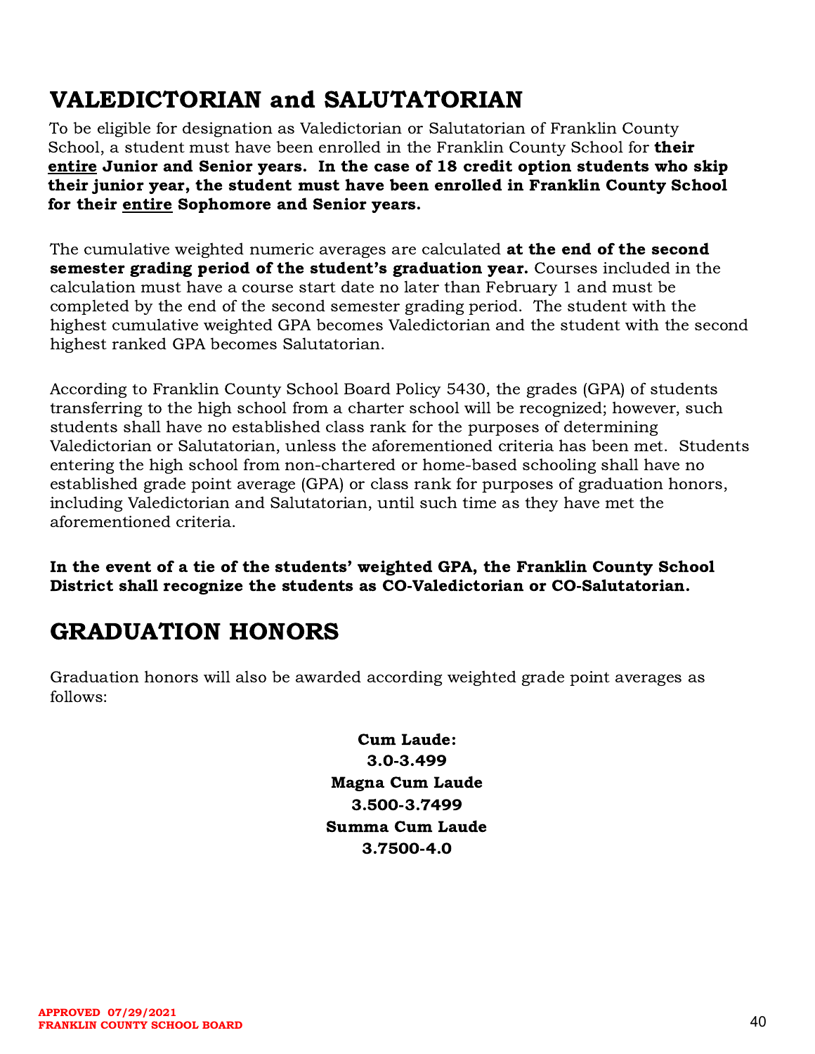## VALEDICTORIAN and SALUTATORIAN

To be eligible for designation as Valedictorian or Salutatorian of Franklin County School, a student must have been enrolled in the Franklin County School for **their <u>entire</u> Junior and Senior years. In the case of 18 credit option students who skip their junior year, the student must have been enrolled in Franklin County School for their <u>entire</u> Sophomore and Senior years.**

The cumulative weighted numeric averages are calculated **at the end of the second semester grading period of the student's graduation year.** Courses included in the calculation must have a course start date no later than February 1 and must be completed by the end of the second semester grading period. The student with the highest cumulative weighted GPA becomes Valedictorian and the student with the second highest ranked GPA becomes Salutatorian.

According to Franklin County School Board Policy 5430, the grades (GPA) of students transferring to the high school from a charter school will be recognized; however, such students shall have no established class rank for the purposes of determining Valedictorian or Salutatorian, unless the aforementioned criteria has been met. Students entering the high school from non-chartered or home-based schooling shall have no established grade point average (GPA) or class rank for purposes of graduation honors, including Valedictorian and Salutatorian, until such time as they have met the aforementioned criteria.

**In the event of a tie of the students' weighted GPA, the Franklin County School District shall recognize the students as CO-Valedictorian or CO-Salutatorian.**

## GRADUATION HONORS

Graduation honors will also be awarded according weighted grade point averages as follows:

**Cum Laude:**
**3.0-3.499**
**Magna Cum Laude**
**3.500-3.7499**
**Summa Cum Laude**
**3.7500-4.0**

**APPROVED 07/29/2021**
**FRANKLIN COUNTY SCHOOL BOARD**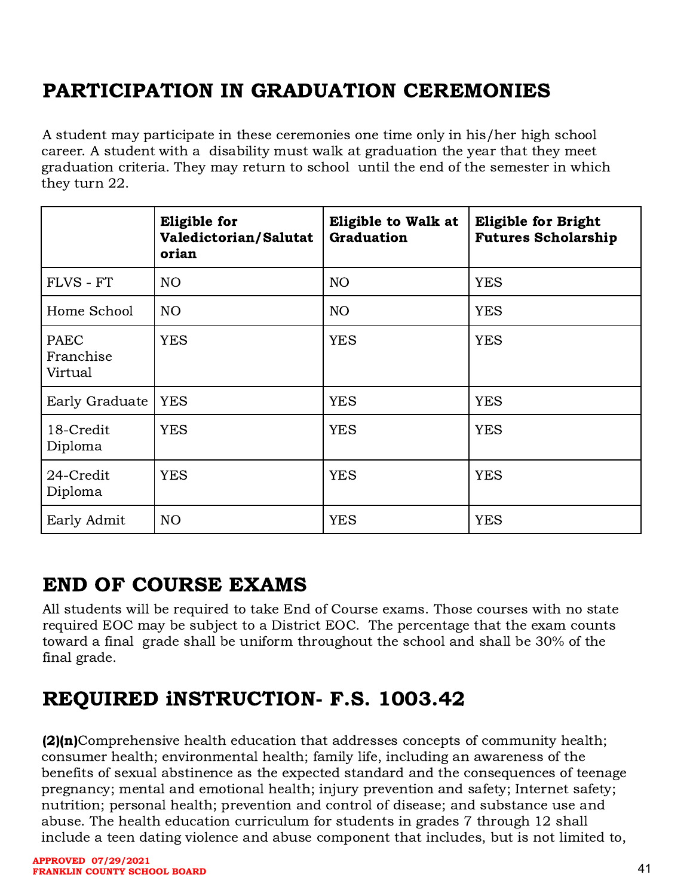## PARTICIPATION IN GRADUATION CEREMONIES

A student may participate in these ceremonies one time only in his/her high school career. A student with a disability must walk at graduation the year that they meet graduation criteria. They may return to school until the end of the semester in which they turn 22.

| | Eligible for Valedictorian/Salutatorian | Eligible to Walk at Graduation | Eligible for Bright Futures Scholarship |
|---|---|---|---|
| FLVS - FT | NO | NO | YES |
| Home School | NO | NO | YES |
| PAEC Franchise Virtual | YES | YES | YES |
| Early Graduate | YES | YES | YES |
| 18-Credit Diploma | YES | YES | YES |
| 24-Credit Diploma | YES | YES | YES |
| Early Admit | NO | YES | YES |

## END OF COURSE EXAMS

All students will be required to take End of Course exams. Those courses with no state required EOC may be subject to a District EOC. The percentage that the exam counts toward a final grade shall be uniform throughout the school and shall be 30% of the final grade.

## REQUIRED iNSTRUCTION- F.S. 1003.42

**(2)(n)**Comprehensive health education that addresses concepts of community health; consumer health; environmental health; family life, including an awareness of the benefits of sexual abstinence as the expected standard and the consequences of teenage pregnancy; mental and emotional health; injury prevention and safety; Internet safety; nutrition; personal health; prevention and control of disease; and substance use and abuse. The health education curriculum for students in grades 7 through 12 shall include a teen dating violence and abuse component that includes, but is not limited to,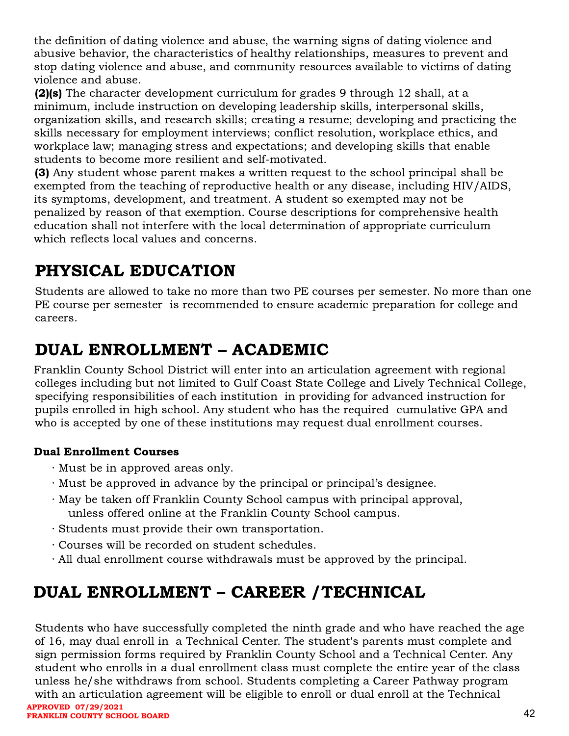the definition of dating violence and abuse, the warning signs of dating violence and abusive behavior, the characteristics of healthy relationships, measures to prevent and stop dating violence and abuse, and community resources available to victims of dating violence and abuse.

**(2)(s)** The character development curriculum for grades 9 through 12 shall, at a minimum, include instruction on developing leadership skills, interpersonal skills, organization skills, and research skills; creating a resume; developing and practicing the skills necessary for employment interviews; conflict resolution, workplace ethics, and workplace law; managing stress and expectations; and developing skills that enable students to become more resilient and self-motivated.

**(3)** Any student whose parent makes a written request to the school principal shall be exempted from the teaching of reproductive health or any disease, including HIV/AIDS, its symptoms, development, and treatment. A student so exempted may not be penalized by reason of that exemption. Course descriptions for comprehensive health education shall not interfere with the local determination of appropriate curriculum which reflects local values and concerns.

# PHYSICAL EDUCATION

Students are allowed to take no more than two PE courses per semester. No more than one PE course per semester is recommended to ensure academic preparation for college and careers.

# DUAL ENROLLMENT – ACADEMIC

Franklin County School District will enter into an articulation agreement with regional colleges including but not limited to Gulf Coast State College and Lively Technical College, specifying responsibilities of each institution in providing for advanced instruction for pupils enrolled in high school. Any student who has the required cumulative GPA and who is accepted by one of these institutions may request dual enrollment courses.

### Dual Enrollment Courses

- Must be in approved areas only.
- Must be approved in advance by the principal or principal's designee.
- May be taken off Franklin County School campus with principal approval, unless offered online at the Franklin County School campus.
- Students must provide their own transportation.
- Courses will be recorded on student schedules.
- All dual enrollment course withdrawals must be approved by the principal.

# DUAL ENROLLMENT – CAREER /TECHNICAL

Students who have successfully completed the ninth grade and who have reached the age of 16, may dual enroll in a Technical Center. The student's parents must complete and sign permission forms required by Franklin County School and a Technical Center. Any student who enrolls in a dual enrollment class must complete the entire year of the class unless he/she withdraws from school. Students completing a Career Pathway program with an articulation agreement will be eligible to enroll or dual enroll at the Technical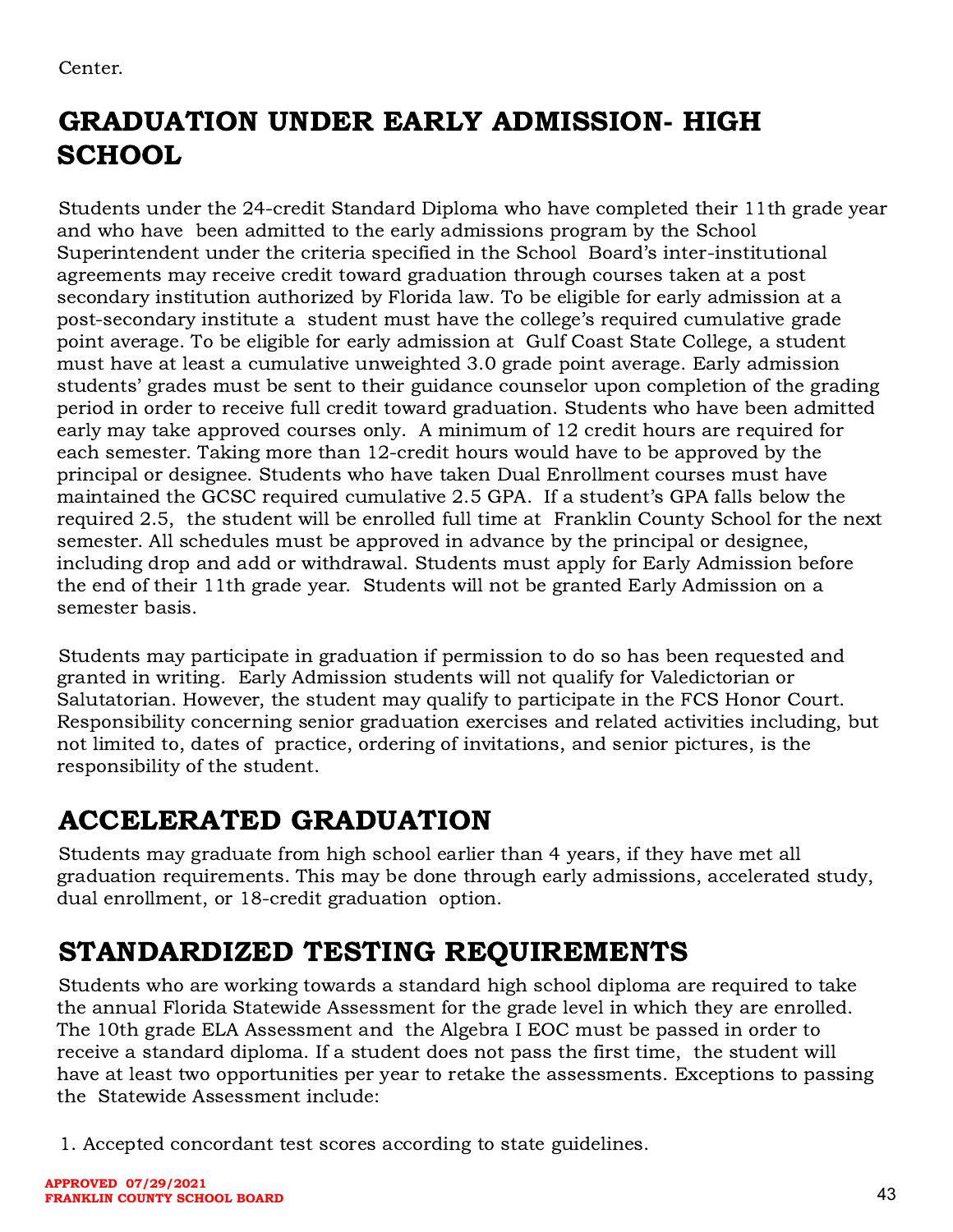Center.

# GRADUATION UNDER EARLY ADMISSION- HIGH SCHOOL

Students under the 24-credit Standard Diploma who have completed their 11th grade year and who have been admitted to the early admissions program by the School Superintendent under the criteria specified in the School Board's inter-institutional agreements may receive credit toward graduation through courses taken at a post secondary institution authorized by Florida law. To be eligible for early admission at a post-secondary institute a student must have the college's required cumulative grade point average. To be eligible for early admission at Gulf Coast State College, a student must have at least a cumulative unweighted 3.0 grade point average. Early admission students' grades must be sent to their guidance counselor upon completion of the grading period in order to receive full credit toward graduation. Students who have been admitted early may take approved courses only. A minimum of 12 credit hours are required for each semester. Taking more than 12-credit hours would have to be approved by the principal or designee. Students who have taken Dual Enrollment courses must have maintained the GCSC required cumulative 2.5 GPA. If a student's GPA falls below the required 2.5, the student will be enrolled full time at Franklin County School for the next semester. All schedules must be approved in advance by the principal or designee, including drop and add or withdrawal. Students must apply for Early Admission before the end of their 11th grade year. Students will not be granted Early Admission on a semester basis.

Students may participate in graduation if permission to do so has been requested and granted in writing. Early Admission students will not qualify for Valedictorian or Salutatorian. However, the student may qualify to participate in the FCS Honor Court. Responsibility concerning senior graduation exercises and related activities including, but not limited to, dates of practice, ordering of invitations, and senior pictures, is the responsibility of the student.

# ACCELERATED GRADUATION

Students may graduate from high school earlier than 4 years, if they have met all graduation requirements. This may be done through early admissions, accelerated study, dual enrollment, or 18-credit graduation option.

# STANDARDIZED TESTING REQUIREMENTS

Students who are working towards a standard high school diploma are required to take the annual Florida Statewide Assessment for the grade level in which they are enrolled. The 10th grade ELA Assessment and the Algebra I EOC must be passed in order to receive a standard diploma. If a student does not pass the first time, the student will have at least two opportunities per year to retake the assessments. Exceptions to passing the Statewide Assessment include:

1. Accepted concordant test scores according to state guidelines.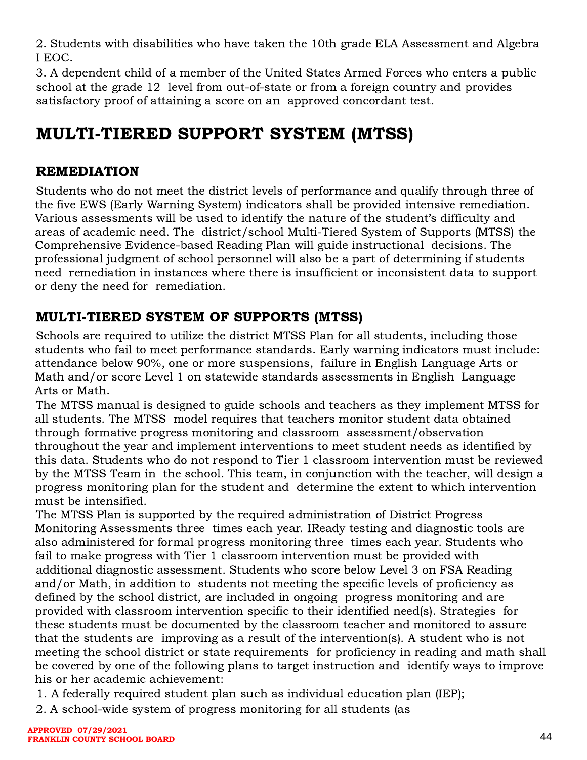2. Students with disabilities who have taken the 10th grade ELA Assessment and Algebra I EOC.
3. A dependent child of a member of the United States Armed Forces who enters a public school at the grade 12 level from out-of-state or from a foreign country and provides satisfactory proof of attaining a score on an approved concordant test.

# MULTI-TIERED SUPPORT SYSTEM (MTSS)

## REMEDIATION

Students who do not meet the district levels of performance and qualify through three of the five EWS (Early Warning System) indicators shall be provided intensive remediation. Various assessments will be used to identify the nature of the student's difficulty and areas of academic need. The district/school Multi-Tiered System of Supports (MTSS) the Comprehensive Evidence-based Reading Plan will guide instructional decisions. The professional judgment of school personnel will also be a part of determining if students need remediation in instances where there is insufficient or inconsistent data to support or deny the need for remediation.

## MULTI-TIERED SYSTEM OF SUPPORTS (MTSS)

Schools are required to utilize the district MTSS Plan for all students, including those students who fail to meet performance standards. Early warning indicators must include: attendance below 90%, one or more suspensions, failure in English Language Arts or Math and/or score Level 1 on statewide standards assessments in English Language Arts or Math.

The MTSS manual is designed to guide schools and teachers as they implement MTSS for all students. The MTSS model requires that teachers monitor student data obtained through formative progress monitoring and classroom assessment/observation throughout the year and implement interventions to meet student needs as identified by this data. Students who do not respond to Tier 1 classroom intervention must be reviewed by the MTSS Team in the school. This team, in conjunction with the teacher, will design a progress monitoring plan for the student and determine the extent to which intervention must be intensified.

The MTSS Plan is supported by the required administration of District Progress Monitoring Assessments three times each year. IReady testing and diagnostic tools are also administered for formal progress monitoring three times each year. Students who fail to make progress with Tier 1 classroom intervention must be provided with additional diagnostic assessment. Students who score below Level 3 on FSA Reading and/or Math, in addition to students not meeting the specific levels of proficiency as defined by the school district, are included in ongoing progress monitoring and are provided with classroom intervention specific to their identified need(s). Strategies for these students must be documented by the classroom teacher and monitored to assure that the students are improving as a result of the intervention(s). A student who is not meeting the school district or state requirements for proficiency in reading and math shall be covered by one of the following plans to target instruction and identify ways to improve his or her academic achievement:

1. A federally required student plan such as individual education plan (IEP);
2. A school-wide system of progress monitoring for all students (as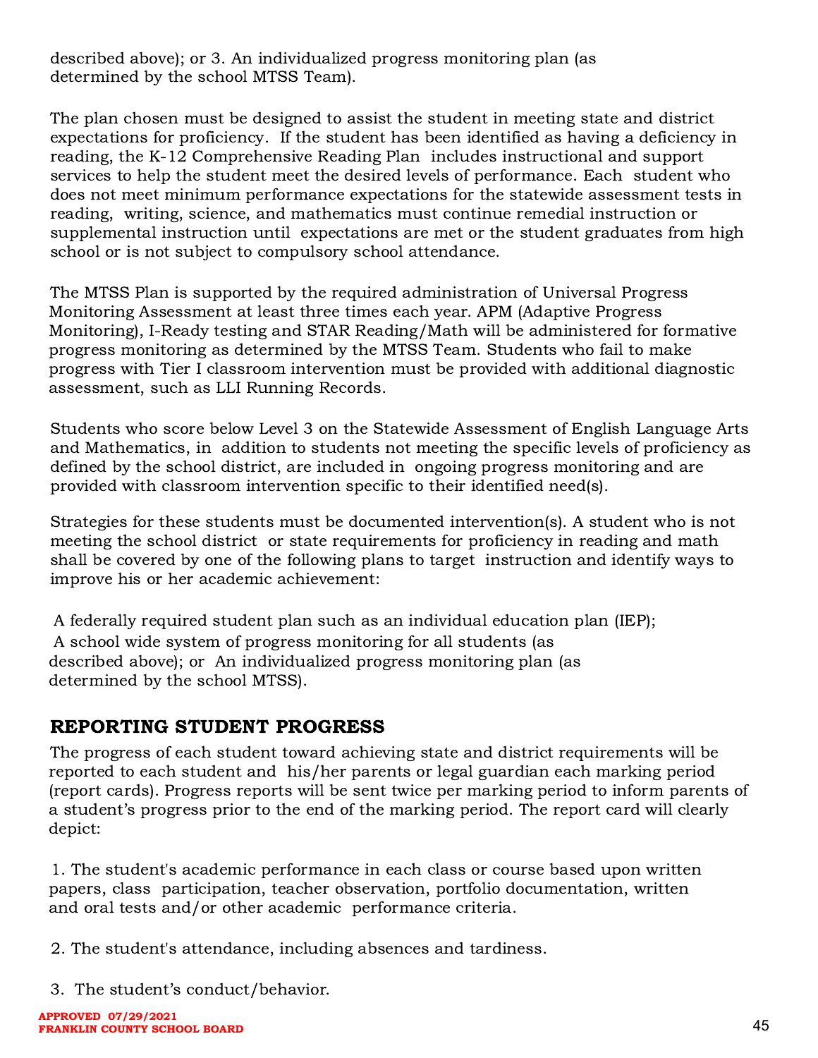described above); or 3. An individualized progress monitoring plan (as determined by the school MTSS Team).

The plan chosen must be designed to assist the student in meeting state and district expectations for proficiency. If the student has been identified as having a deficiency in reading, the K-12 Comprehensive Reading Plan includes instructional and support services to help the student meet the desired levels of performance. Each student who does not meet minimum performance expectations for the statewide assessment tests in reading, writing, science, and mathematics must continue remedial instruction or supplemental instruction until expectations are met or the student graduates from high school or is not subject to compulsory school attendance.

The MTSS Plan is supported by the required administration of Universal Progress Monitoring Assessment at least three times each year. APM (Adaptive Progress Monitoring), I-Ready testing and STAR Reading/Math will be administered for formative progress monitoring as determined by the MTSS Team. Students who fail to make progress with Tier I classroom intervention must be provided with additional diagnostic assessment, such as LLI Running Records.

Students who score below Level 3 on the Statewide Assessment of English Language Arts and Mathematics, in addition to students not meeting the specific levels of proficiency as defined by the school district, are included in ongoing progress monitoring and are provided with classroom intervention specific to their identified need(s).

Strategies for these students must be documented intervention(s). A student who is not meeting the school district or state requirements for proficiency in reading and math shall be covered by one of the following plans to target instruction and identify ways to improve his or her academic achievement:

A federally required student plan such as an individual education plan (IEP);
A school wide system of progress monitoring for all students (as described above); or An individualized progress monitoring plan (as determined by the school MTSS).

## REPORTING STUDENT PROGRESS

The progress of each student toward achieving state and district requirements will be reported to each student and his/her parents or legal guardian each marking period (report cards). Progress reports will be sent twice per marking period to inform parents of a student's progress prior to the end of the marking period. The report card will clearly depict:

1. The student's academic performance in each class or course based upon written papers, class participation, teacher observation, portfolio documentation, written and oral tests and/or other academic performance criteria.

2. The student's attendance, including absences and tardiness.

3. The student's conduct/behavior.

**APPROVED 07/29/2021**
**FRANKLIN COUNTY SCHOOL BOARD**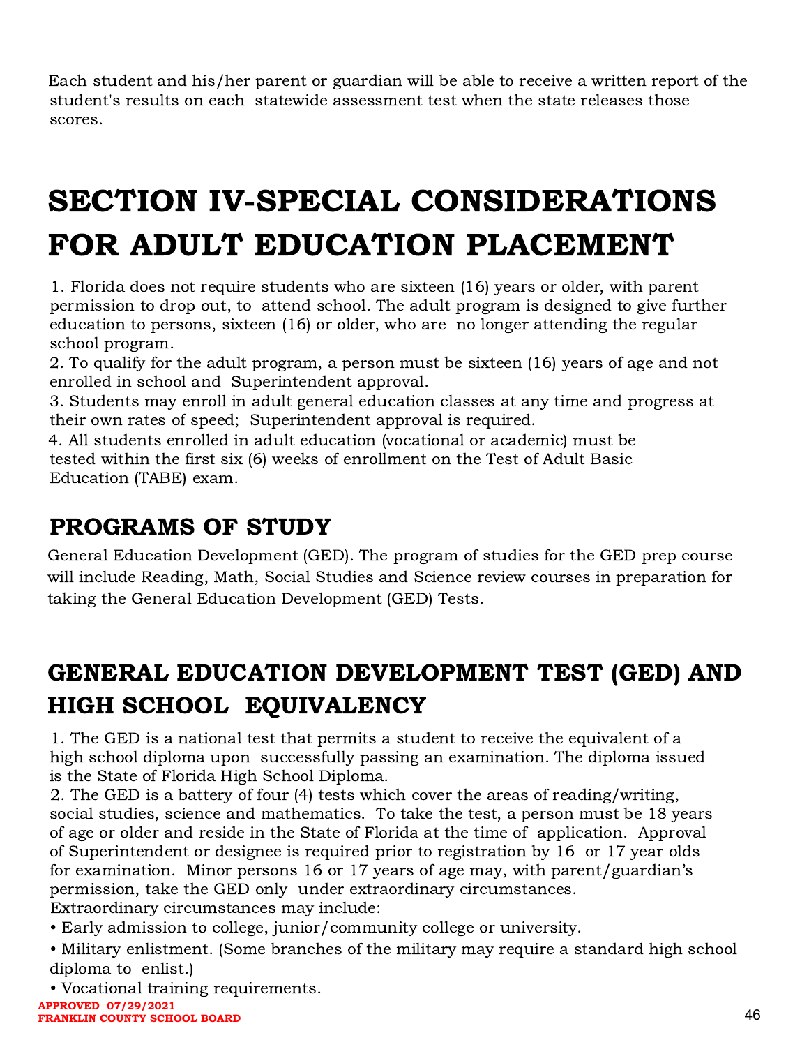Each student and his/her parent or guardian will be able to receive a written report of the student's results on each statewide assessment test when the state releases those scores.

# SECTION IV-SPECIAL CONSIDERATIONS FOR ADULT EDUCATION PLACEMENT

1. Florida does not require students who are sixteen (16) years or older, with parent permission to drop out, to attend school. The adult program is designed to give further education to persons, sixteen (16) or older, who are no longer attending the regular school program.
2. To qualify for the adult program, a person must be sixteen (16) years of age and not enrolled in school and Superintendent approval.
3. Students may enroll in adult general education classes at any time and progress at their own rates of speed; Superintendent approval is required.
4. All students enrolled in adult education (vocational or academic) must be tested within the first six (6) weeks of enrollment on the Test of Adult Basic Education (TABE) exam.

## PROGRAMS OF STUDY

General Education Development (GED). The program of studies for the GED prep course will include Reading, Math, Social Studies and Science review courses in preparation for taking the General Education Development (GED) Tests.

## GENERAL EDUCATION DEVELOPMENT TEST (GED) AND HIGH SCHOOL EQUIVALENCY

1. The GED is a national test that permits a student to receive the equivalent of a high school diploma upon successfully passing an examination. The diploma issued is the State of Florida High School Diploma.
2. The GED is a battery of four (4) tests which cover the areas of reading/writing, social studies, science and mathematics. To take the test, a person must be 18 years of age or older and reside in the State of Florida at the time of application. Approval of Superintendent or designee is required prior to registration by 16 or 17 year olds for examination. Minor persons 16 or 17 years of age may, with parent/guardian's permission, take the GED only under extraordinary circumstances.
Extraordinary circumstances may include:

- Early admission to college, junior/community college or university.
- Military enlistment. (Some branches of the military may require a standard high school diploma to enlist.)
- Vocational training requirements.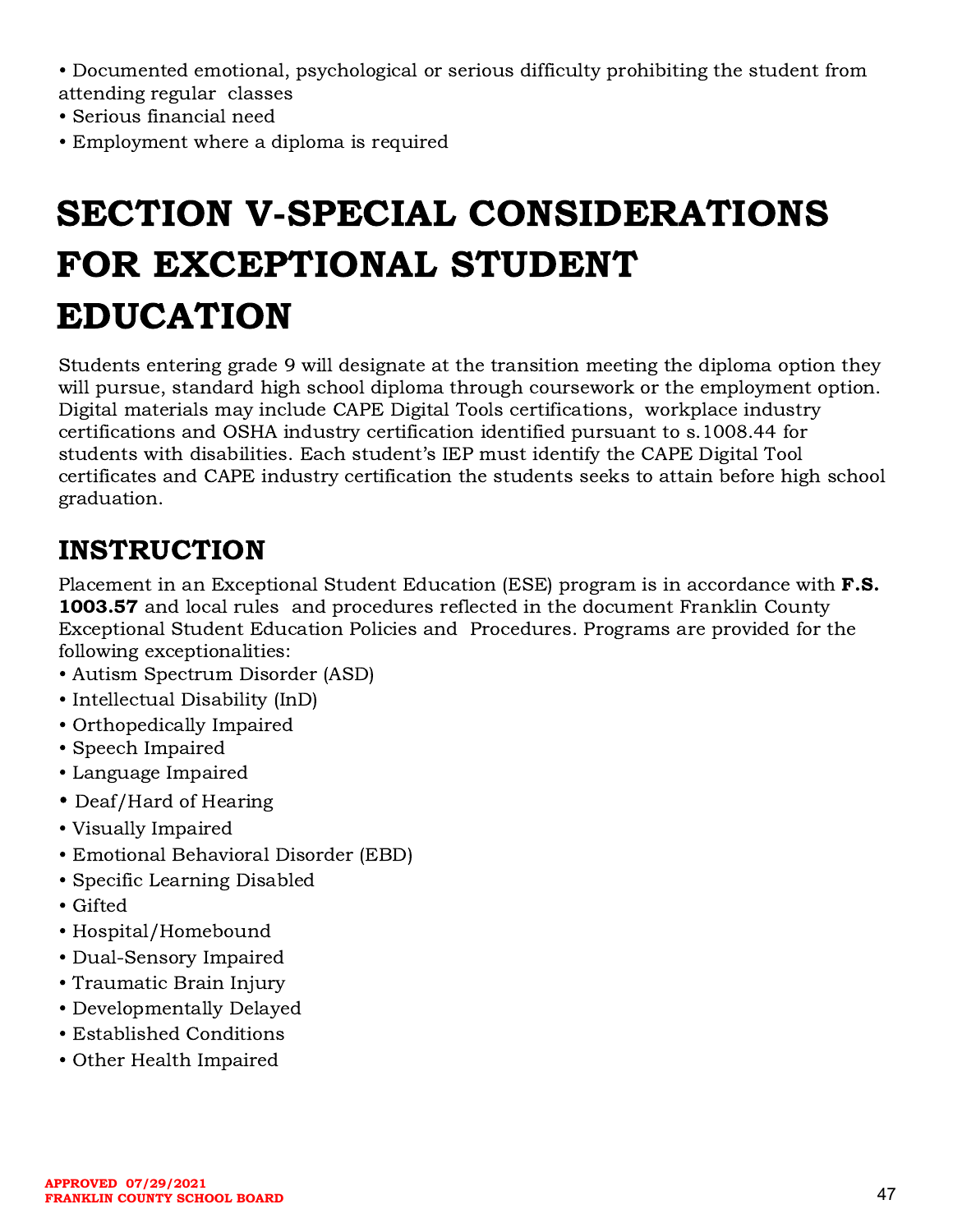- Documented emotional, psychological or serious difficulty prohibiting the student from attending regular classes
- Serious financial need
- Employment where a diploma is required

# SECTION V-SPECIAL CONSIDERATIONS FOR EXCEPTIONAL STUDENT EDUCATION

Students entering grade 9 will designate at the transition meeting the diploma option they will pursue, standard high school diploma through coursework or the employment option. Digital materials may include CAPE Digital Tools certifications, workplace industry certifications and OSHA industry certification identified pursuant to s.1008.44 for students with disabilities. Each student's IEP must identify the CAPE Digital Tool certificates and CAPE industry certification the students seeks to attain before high school graduation.

## INSTRUCTION

Placement in an Exceptional Student Education (ESE) program is in accordance with **F.S. 1003.57** and local rules and procedures reflected in the document Franklin County Exceptional Student Education Policies and Procedures. Programs are provided for the following exceptionalities:

- Autism Spectrum Disorder (ASD)
- Intellectual Disability (InD)
- Orthopedically Impaired
- Speech Impaired
- Language Impaired
- Deaf/Hard of Hearing
- Visually Impaired
- Emotional Behavioral Disorder (EBD)
- Specific Learning Disabled
- Gifted
- Hospital/Homebound
- Dual-Sensory Impaired
- Traumatic Brain Injury
- Developmentally Delayed
- Established Conditions
- Other Health Impaired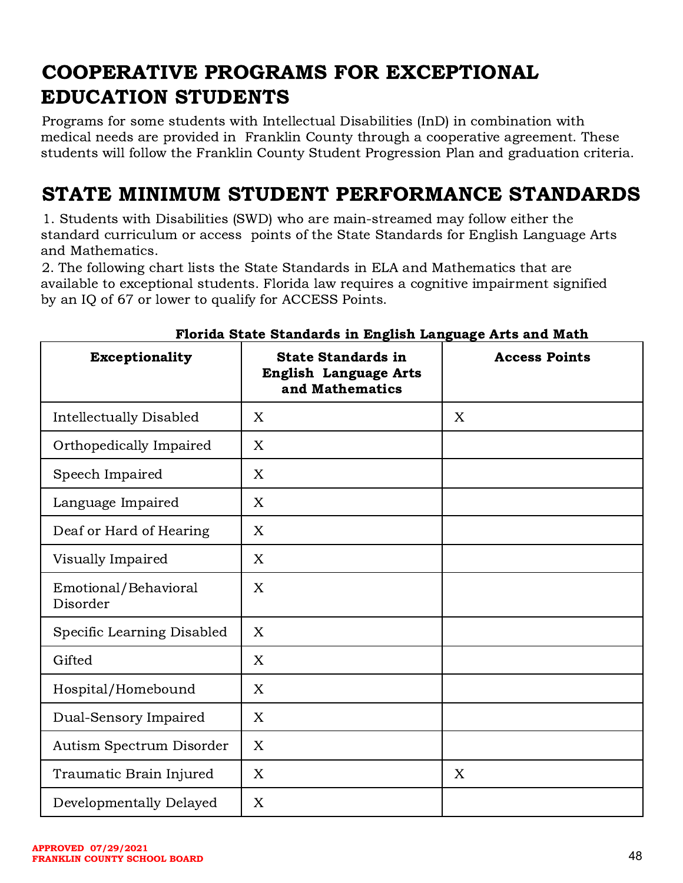## COOPERATIVE PROGRAMS FOR EXCEPTIONAL EDUCATION STUDENTS

Programs for some students with Intellectual Disabilities (InD) in combination with medical needs are provided in Franklin County through a cooperative agreement. These students will follow the Franklin County Student Progression Plan and graduation criteria.

## STATE MINIMUM STUDENT PERFORMANCE STANDARDS

1. Students with Disabilities (SWD) who are main-streamed may follow either the standard curriculum or access points of the State Standards for English Language Arts and Mathematics.
2. The following chart lists the State Standards in ELA and Mathematics that are available to exceptional students. Florida law requires a cognitive impairment signified by an IQ of 67 or lower to qualify for ACCESS Points.

**Florida State Standards in English Language Arts and Math**

| Exceptionality | State Standards in English Language Arts and Mathematics | Access Points |
|---|---|---|
| Intellectually Disabled | X | X |
| Orthopedically Impaired | X | |
| Speech Impaired | X | |
| Language Impaired | X | |
| Deaf or Hard of Hearing | X | |
| Visually Impaired | X | |
| Emotional/Behavioral Disorder | X | |
| Specific Learning Disabled | X | |
| Gifted | X | |
| Hospital/Homebound | X | |
| Dual-Sensory Impaired | X | |
| Autism Spectrum Disorder | X | |
| Traumatic Brain Injured | X | X |
| Developmentally Delayed | X | |

APPROVED 07/29/2021
FRANKLIN COUNTY SCHOOL BOARD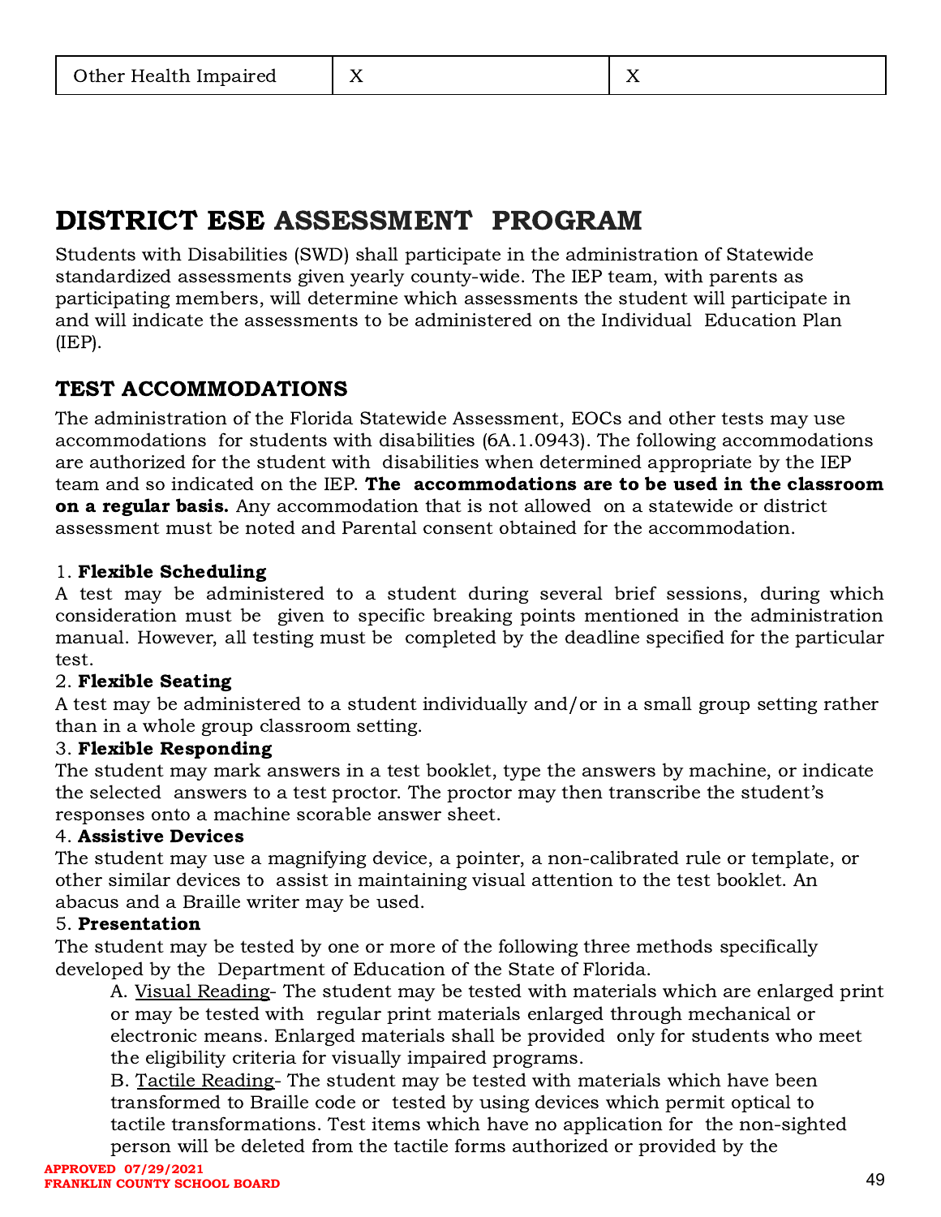| Other Health Impaired | X | X |
|---|---|---|

# DISTRICT ESE ASSESSMENT PROGRAM

Students with Disabilities (SWD) shall participate in the administration of Statewide standardized assessments given yearly county-wide. The IEP team, with parents as participating members, will determine which assessments the student will participate in and will indicate the assessments to be administered on the Individual Education Plan (IEP).

## TEST ACCOMMODATIONS

The administration of the Florida Statewide Assessment, EOCs and other tests may use accommodations for students with disabilities (6A.1.0943). The following accommodations are authorized for the student with disabilities when determined appropriate by the IEP team and so indicated on the IEP. **The accommodations are to be used in the classroom on a regular basis.** Any accommodation that is not allowed on a statewide or district assessment must be noted and Parental consent obtained for the accommodation.

1. **Flexible Scheduling**
A test may be administered to a student during several brief sessions, during which consideration must be given to specific breaking points mentioned in the administration manual. However, all testing must be completed by the deadline specified for the particular test.

2. **Flexible Seating**
A test may be administered to a student individually and/or in a small group setting rather than in a whole group classroom setting.

3. **Flexible Responding**
The student may mark answers in a test booklet, type the answers by machine, or indicate the selected answers to a test proctor. The proctor may then transcribe the student's responses onto a machine scorable answer sheet.

4. **Assistive Devices**
The student may use a magnifying device, a pointer, a non-calibrated rule or template, or other similar devices to assist in maintaining visual attention to the test booklet. An abacus and a Braille writer may be used.

5. **Presentation**
The student may be tested by one or more of the following three methods specifically developed by the Department of Education of the State of Florida.

   A. Visual Reading- The student may be tested with materials which are enlarged print or may be tested with regular print materials enlarged through mechanical or electronic means. Enlarged materials shall be provided only for students who meet the eligibility criteria for visually impaired programs.

   B. Tactile Reading- The student may be tested with materials which have been transformed to Braille code or tested by using devices which permit optical to tactile transformations. Test items which have no application for the non-sighted person will be deleted from the tactile forms authorized or provided by the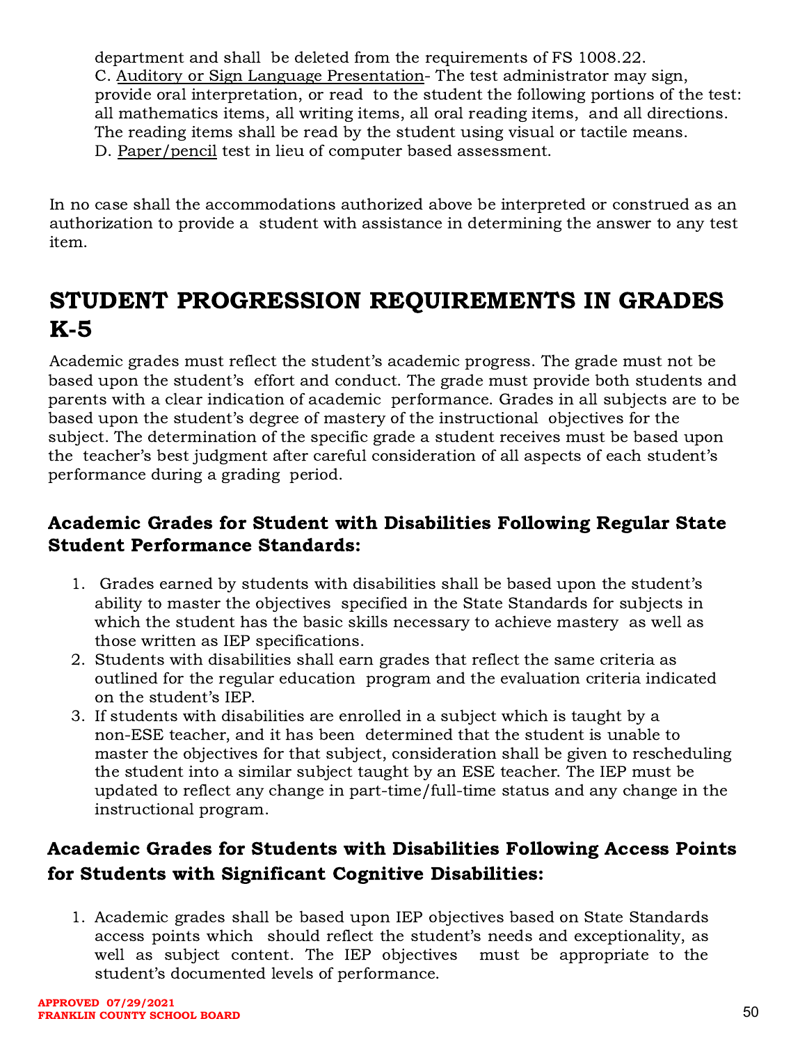department and shall be deleted from the requirements of FS 1008.22.

C. Auditory or Sign Language Presentation- The test administrator may sign, provide oral interpretation, or read to the student the following portions of the test: all mathematics items, all writing items, all oral reading items, and all directions. The reading items shall be read by the student using visual or tactile means.

D. Paper/pencil test in lieu of computer based assessment.

In no case shall the accommodations authorized above be interpreted or construed as an authorization to provide a student with assistance in determining the answer to any test item.

# STUDENT PROGRESSION REQUIREMENTS IN GRADES K-5

Academic grades must reflect the student's academic progress. The grade must not be based upon the student's effort and conduct. The grade must provide both students and parents with a clear indication of academic performance. Grades in all subjects are to be based upon the student's degree of mastery of the instructional objectives for the subject. The determination of the specific grade a student receives must be based upon the teacher's best judgment after careful consideration of all aspects of each student's performance during a grading period.

### Academic Grades for Student with Disabilities Following Regular State Student Performance Standards:

1. Grades earned by students with disabilities shall be based upon the student's ability to master the objectives specified in the State Standards for subjects in which the student has the basic skills necessary to achieve mastery as well as those written as IEP specifications.
2. Students with disabilities shall earn grades that reflect the same criteria as outlined for the regular education program and the evaluation criteria indicated on the student's IEP.
3. If students with disabilities are enrolled in a subject which is taught by a non-ESE teacher, and it has been determined that the student is unable to master the objectives for that subject, consideration shall be given to rescheduling the student into a similar subject taught by an ESE teacher. The IEP must be updated to reflect any change in part-time/full-time status and any change in the instructional program.

### Academic Grades for Students with Disabilities Following Access Points for Students with Significant Cognitive Disabilities:

1. Academic grades shall be based upon IEP objectives based on State Standards access points which should reflect the student's needs and exceptionality, as well as subject content. The IEP objectives must be appropriate to the student's documented levels of performance.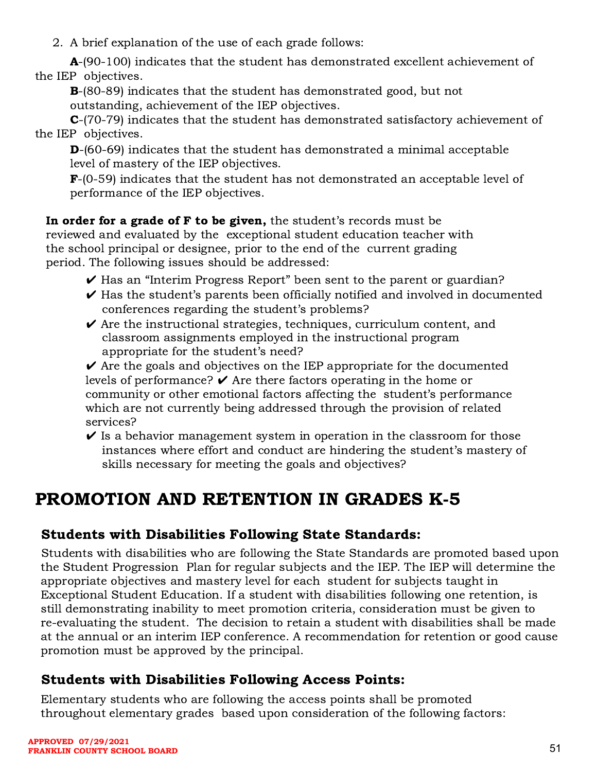2. A brief explanation of the use of each grade follows:

**A**-(90-100) indicates that the student has demonstrated excellent achievement of the IEP objectives.

**B**-(80-89) indicates that the student has demonstrated good, but not outstanding, achievement of the IEP objectives.

**C**-(70-79) indicates that the student has demonstrated satisfactory achievement of the IEP objectives.

**D**-(60-69) indicates that the student has demonstrated a minimal acceptable level of mastery of the IEP objectives.

**F**-(0-59) indicates that the student has not demonstrated an acceptable level of performance of the IEP objectives.

**In order for a grade of F to be given,** the student's records must be reviewed and evaluated by the exceptional student education teacher with the school principal or designee, prior to the end of the current grading period. The following issues should be addressed:

- ✔ Has an "Interim Progress Report" been sent to the parent or guardian?
- ✔ Has the student's parents been officially notified and involved in documented conferences regarding the student's problems?
- ✔ Are the instructional strategies, techniques, curriculum content, and classroom assignments employed in the instructional program appropriate for the student's need?
- ✔ Are the goals and objectives on the IEP appropriate for the documented levels of performance?
- ✔ Are there factors operating in the home or community or other emotional factors affecting the student's performance which are not currently being addressed through the provision of related services?
- ✔ Is a behavior management system in operation in the classroom for those instances where effort and conduct are hindering the student's mastery of skills necessary for meeting the goals and objectives?

# PROMOTION AND RETENTION IN GRADES K-5

## Students with Disabilities Following State Standards:

Students with disabilities who are following the State Standards are promoted based upon the Student Progression Plan for regular subjects and the IEP. The IEP will determine the appropriate objectives and mastery level for each student for subjects taught in Exceptional Student Education. If a student with disabilities following one retention, is still demonstrating inability to meet promotion criteria, consideration must be given to re-evaluating the student. The decision to retain a student with disabilities shall be made at the annual or an interim IEP conference. A recommendation for retention or good cause promotion must be approved by the principal.

## Students with Disabilities Following Access Points:

Elementary students who are following the access points shall be promoted throughout elementary grades based upon consideration of the following factors: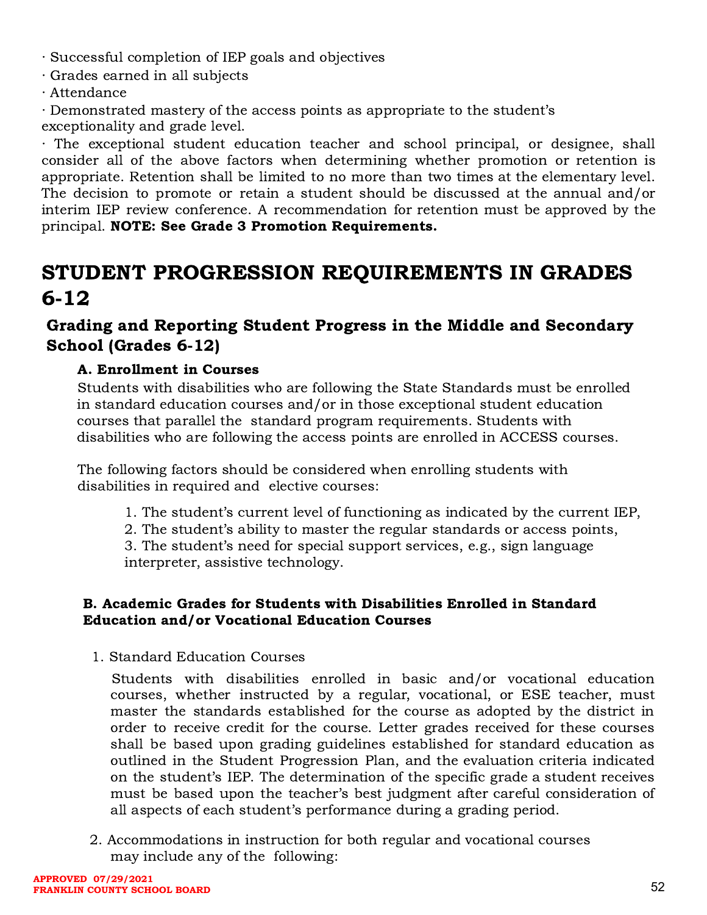· Successful completion of IEP goals and objectives

· Grades earned in all subjects

· Attendance

· Demonstrated mastery of the access points as appropriate to the student's exceptionality and grade level.

· The exceptional student education teacher and school principal, or designee, shall consider all of the above factors when determining whether promotion or retention is appropriate. Retention shall be limited to no more than two times at the elementary level. The decision to promote or retain a student should be discussed at the annual and/or interim IEP review conference. A recommendation for retention must be approved by the principal. **NOTE: See Grade 3 Promotion Requirements.**

# STUDENT PROGRESSION REQUIREMENTS IN GRADES 6-12

## Grading and Reporting Student Progress in the Middle and Secondary School (Grades 6-12)

### A. Enrollment in Courses

Students with disabilities who are following the State Standards must be enrolled in standard education courses and/or in those exceptional student education courses that parallel the standard program requirements. Students with disabilities who are following the access points are enrolled in ACCESS courses.

The following factors should be considered when enrolling students with disabilities in required and elective courses:

1. The student's current level of functioning as indicated by the current IEP,
2. The student's ability to master the regular standards or access points,
3. The student's need for special support services, e.g., sign language interpreter, assistive technology.

### B. Academic Grades for Students with Disabilities Enrolled in Standard Education and/or Vocational Education Courses

1. Standard Education Courses

   Students with disabilities enrolled in basic and/or vocational education courses, whether instructed by a regular, vocational, or ESE teacher, must master the standards established for the course as adopted by the district in order to receive credit for the course. Letter grades received for these courses shall be based upon grading guidelines established for standard education as outlined in the Student Progression Plan, and the evaluation criteria indicated on the student's IEP. The determination of the specific grade a student receives must be based upon the teacher's best judgment after careful consideration of all aspects of each student's performance during a grading period.

2. Accommodations in instruction for both regular and vocational courses may include any of the following: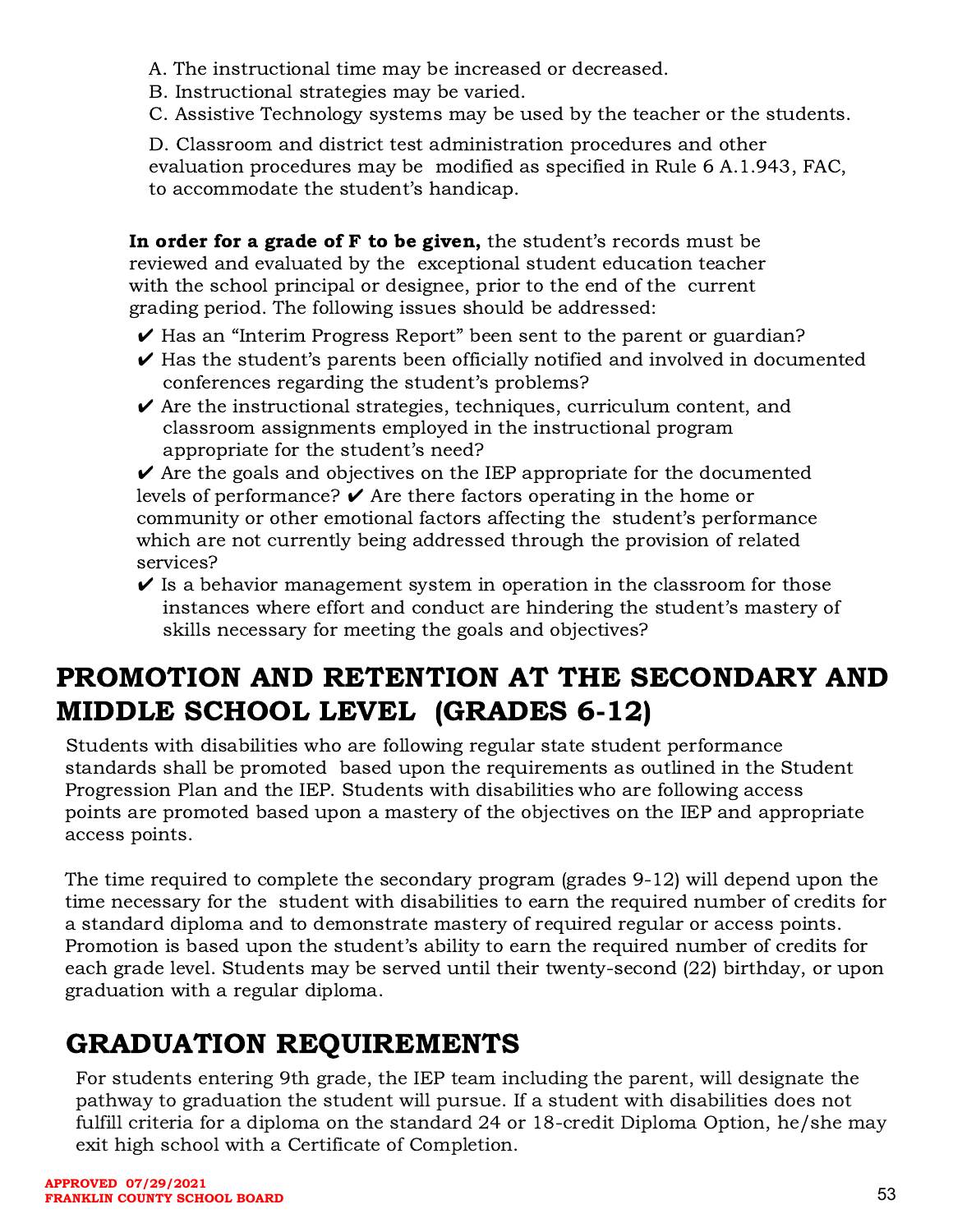A. The instructional time may be increased or decreased.
B. Instructional strategies may be varied.
C. Assistive Technology systems may be used by the teacher or the students.

D. Classroom and district test administration procedures and other evaluation procedures may be modified as specified in Rule 6 A.1.943, FAC, to accommodate the student's handicap.

**In order for a grade of F to be given,** the student's records must be reviewed and evaluated by the exceptional student education teacher with the school principal or designee, prior to the end of the current grading period. The following issues should be addressed:

- ✔ Has an "Interim Progress Report" been sent to the parent or guardian?
- ✔ Has the student's parents been officially notified and involved in documented conferences regarding the student's problems?
- ✔ Are the instructional strategies, techniques, curriculum content, and classroom assignments employed in the instructional program appropriate for the student's need?
- ✔ Are the goals and objectives on the IEP appropriate for the documented levels of performance?
- ✔ Are there factors operating in the home or community or other emotional factors affecting the student's performance which are not currently being addressed through the provision of related services?
- ✔ Is a behavior management system in operation in the classroom for those instances where effort and conduct are hindering the student's mastery of skills necessary for meeting the goals and objectives?

# PROMOTION AND RETENTION AT THE SECONDARY AND MIDDLE SCHOOL LEVEL (GRADES 6-12)

Students with disabilities who are following regular state student performance standards shall be promoted based upon the requirements as outlined in the Student Progression Plan and the IEP. Students with disabilities who are following access points are promoted based upon a mastery of the objectives on the IEP and appropriate access points.

The time required to complete the secondary program (grades 9-12) will depend upon the time necessary for the student with disabilities to earn the required number of credits for a standard diploma and to demonstrate mastery of required regular or access points. Promotion is based upon the student's ability to earn the required number of credits for each grade level. Students may be served until their twenty-second (22) birthday, or upon graduation with a regular diploma.

# GRADUATION REQUIREMENTS

For students entering 9th grade, the IEP team including the parent, will designate the pathway to graduation the student will pursue. If a student with disabilities does not fulfill criteria for a diploma on the standard 24 or 18-credit Diploma Option, he/she may exit high school with a Certificate of Completion.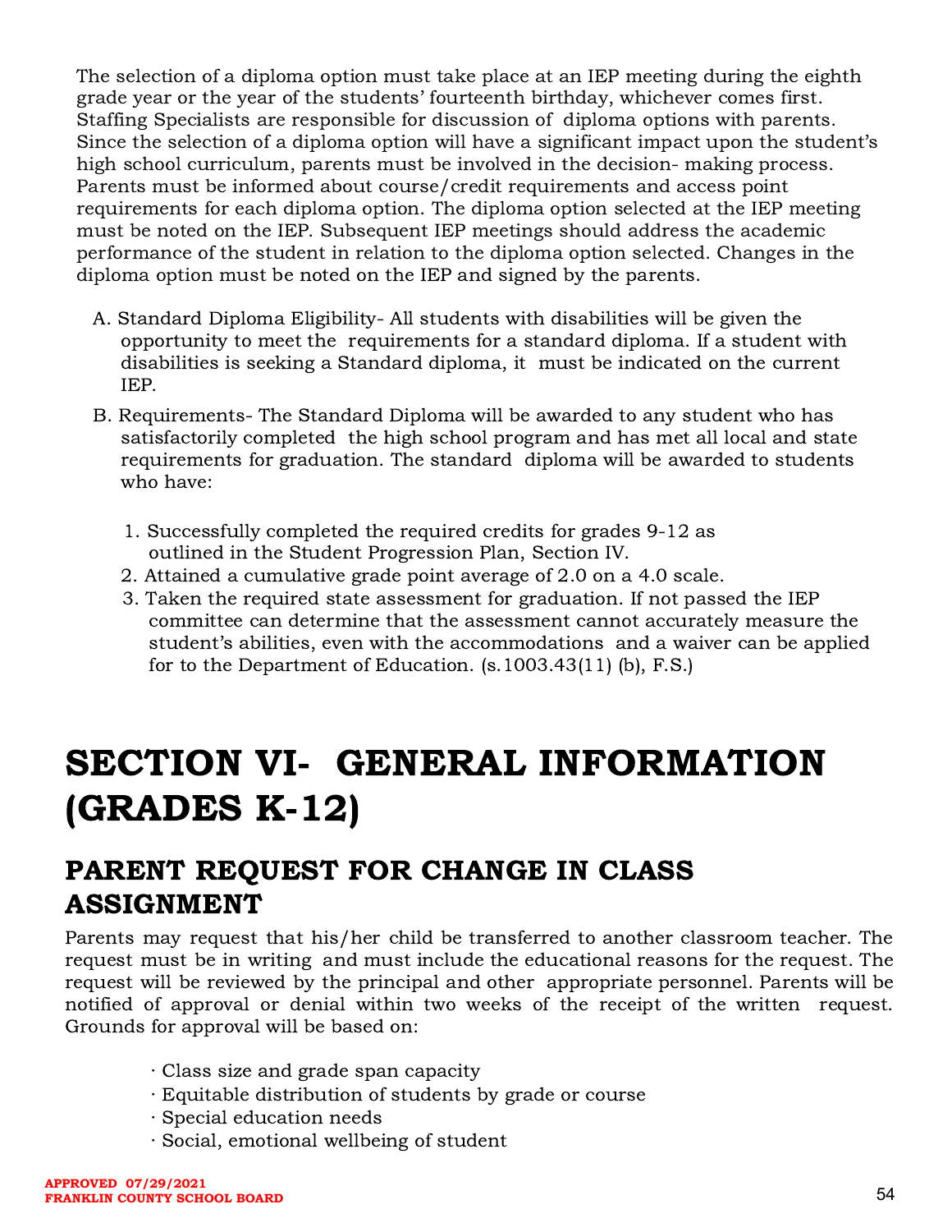The selection of a diploma option must take place at an IEP meeting during the eighth grade year or the year of the students' fourteenth birthday, whichever comes first. Staffing Specialists are responsible for discussion of diploma options with parents. Since the selection of a diploma option will have a significant impact upon the student's high school curriculum, parents must be involved in the decision- making process. Parents must be informed about course/credit requirements and access point requirements for each diploma option. The diploma option selected at the IEP meeting must be noted on the IEP. Subsequent IEP meetings should address the academic performance of the student in relation to the diploma option selected. Changes in the diploma option must be noted on the IEP and signed by the parents.

A. Standard Diploma Eligibility- All students with disabilities will be given the opportunity to meet the requirements for a standard diploma. If a student with disabilities is seeking a Standard diploma, it must be indicated on the current IEP.

B. Requirements- The Standard Diploma will be awarded to any student who has satisfactorily completed the high school program and has met all local and state requirements for graduation. The standard diploma will be awarded to students who have:

   1. Successfully completed the required credits for grades 9-12 as outlined in the Student Progression Plan, Section IV.
   2. Attained a cumulative grade point average of 2.0 on a 4.0 scale.
   3. Taken the required state assessment for graduation. If not passed the IEP committee can determine that the assessment cannot accurately measure the student's abilities, even with the accommodations and a waiver can be applied for to the Department of Education. (s.1003.43(11) (b), F.S.)

# SECTION VI- GENERAL INFORMATION (GRADES K-12)

## PARENT REQUEST FOR CHANGE IN CLASS ASSIGNMENT

Parents may request that his/her child be transferred to another classroom teacher. The request must be in writing and must include the educational reasons for the request. The request will be reviewed by the principal and other appropriate personnel. Parents will be notified of approval or denial within two weeks of the receipt of the written request. Grounds for approval will be based on:

- Class size and grade span capacity
- Equitable distribution of students by grade or course
- Special education needs
- Social, emotional wellbeing of student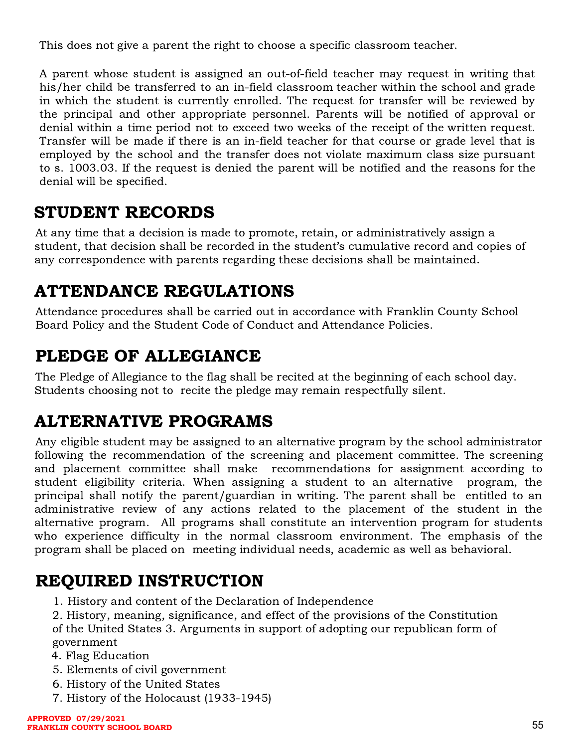This does not give a parent the right to choose a specific classroom teacher.

A parent whose student is assigned an out-of-field teacher may request in writing that his/her child be transferred to an in-field classroom teacher within the school and grade in which the student is currently enrolled. The request for transfer will be reviewed by the principal and other appropriate personnel. Parents will be notified of approval or denial within a time period not to exceed two weeks of the receipt of the written request. Transfer will be made if there is an in-field teacher for that course or grade level that is employed by the school and the transfer does not violate maximum class size pursuant to s. 1003.03. If the request is denied the parent will be notified and the reasons for the denial will be specified.

## STUDENT RECORDS

At any time that a decision is made to promote, retain, or administratively assign a student, that decision shall be recorded in the student's cumulative record and copies of any correspondence with parents regarding these decisions shall be maintained.

## ATTENDANCE REGULATIONS

Attendance procedures shall be carried out in accordance with Franklin County School Board Policy and the Student Code of Conduct and Attendance Policies.

## PLEDGE OF ALLEGIANCE

The Pledge of Allegiance to the flag shall be recited at the beginning of each school day. Students choosing not to recite the pledge may remain respectfully silent.

## ALTERNATIVE PROGRAMS

Any eligible student may be assigned to an alternative program by the school administrator following the recommendation of the screening and placement committee. The screening and placement committee shall make recommendations for assignment according to student eligibility criteria. When assigning a student to an alternative program, the principal shall notify the parent/guardian in writing. The parent shall be entitled to an administrative review of any actions related to the placement of the student in the alternative program. All programs shall constitute an intervention program for students who experience difficulty in the normal classroom environment. The emphasis of the program shall be placed on meeting individual needs, academic as well as behavioral.

## REQUIRED INSTRUCTION

1. History and content of the Declaration of Independence
2. History, meaning, significance, and effect of the provisions of the Constitution of the United States
3. Arguments in support of adopting our republican form of government
4. Flag Education
5. Elements of civil government
6. History of the United States
7. History of the Holocaust (1933-1945)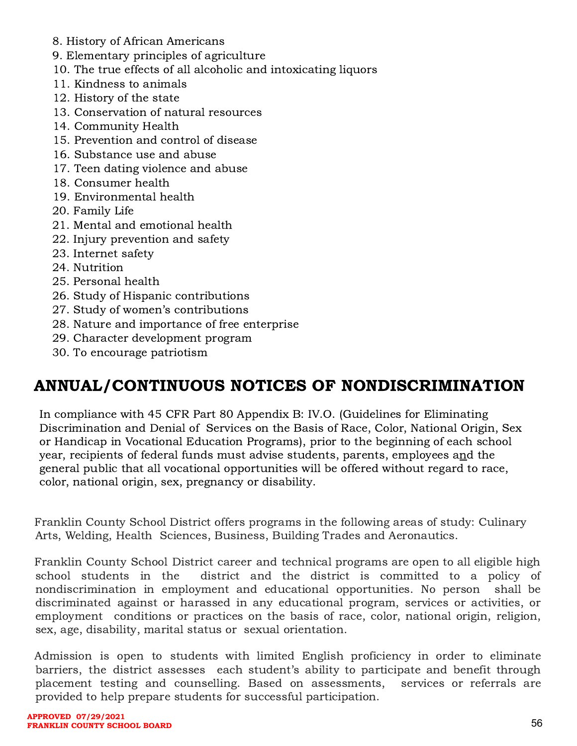8. History of African Americans
9. Elementary principles of agriculture
10. The true effects of all alcoholic and intoxicating liquors
11. Kindness to animals
12. History of the state
13. Conservation of natural resources
14. Community Health
15. Prevention and control of disease
16. Substance use and abuse
17. Teen dating violence and abuse
18. Consumer health
19. Environmental health
20. Family Life
21. Mental and emotional health
22. Injury prevention and safety
23. Internet safety
24. Nutrition
25. Personal health
26. Study of Hispanic contributions
27. Study of women's contributions
28. Nature and importance of free enterprise
29. Character development program
30. To encourage patriotism

# ANNUAL/CONTINUOUS NOTICES OF NONDISCRIMINATION

In compliance with 45 CFR Part 80 Appendix B: IV.O. (Guidelines for Eliminating Discrimination and Denial of Services on the Basis of Race, Color, National Origin, Sex or Handicap in Vocational Education Programs), prior to the beginning of each school year, recipients of federal funds must advise students, parents, employees and the general public that all vocational opportunities will be offered without regard to race, color, national origin, sex, pregnancy or disability.

Franklin County School District offers programs in the following areas of study: Culinary Arts, Welding, Health Sciences, Business, Building Trades and Aeronautics.

Franklin County School District career and technical programs are open to all eligible high school students in the district and the district is committed to a policy of nondiscrimination in employment and educational opportunities. No person shall be discriminated against or harassed in any educational program, services or activities, or employment conditions or practices on the basis of race, color, national origin, religion, sex, age, disability, marital status or sexual orientation.

Admission is open to students with limited English proficiency in order to eliminate barriers, the district assesses each student's ability to participate and benefit through placement testing and counselling. Based on assessments, services or referrals are provided to help prepare students for successful participation.

**APPROVED 07/29/2021**
**FRANKLIN COUNTY SCHOOL BOARD**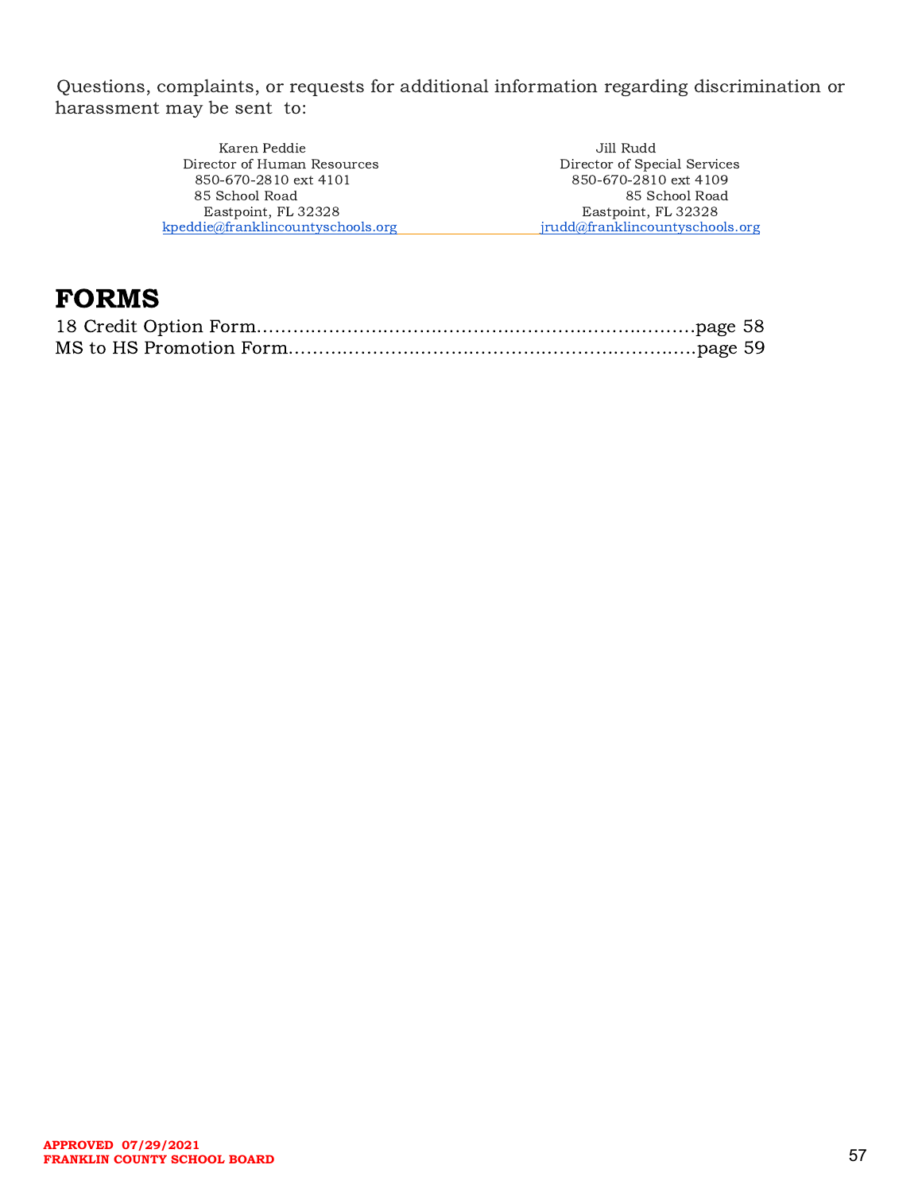Questions, complaints, or requests for additional information regarding discrimination or harassment may be sent to:

| Karen Peddie | Jill Rudd |
| --- | --- |
| Director of Human Resources | Director of Special Services |
| 850-670-2810 ext 4101 | 850-670-2810 ext 4109 |
| 85 School Road | 85 School Road |
| Eastpoint, FL 32328 | Eastpoint, FL 32328 |
| kpeddie@franklincountyschools.org | jrudd@franklincountyschools.org |

# FORMS

18 Credit Option Form……………………………………………………………page 58
MS to HS Promotion Form………………………………………………………page 59

**APPROVED 07/29/2021**
**FRANKLIN COUNTY SCHOOL BOARD**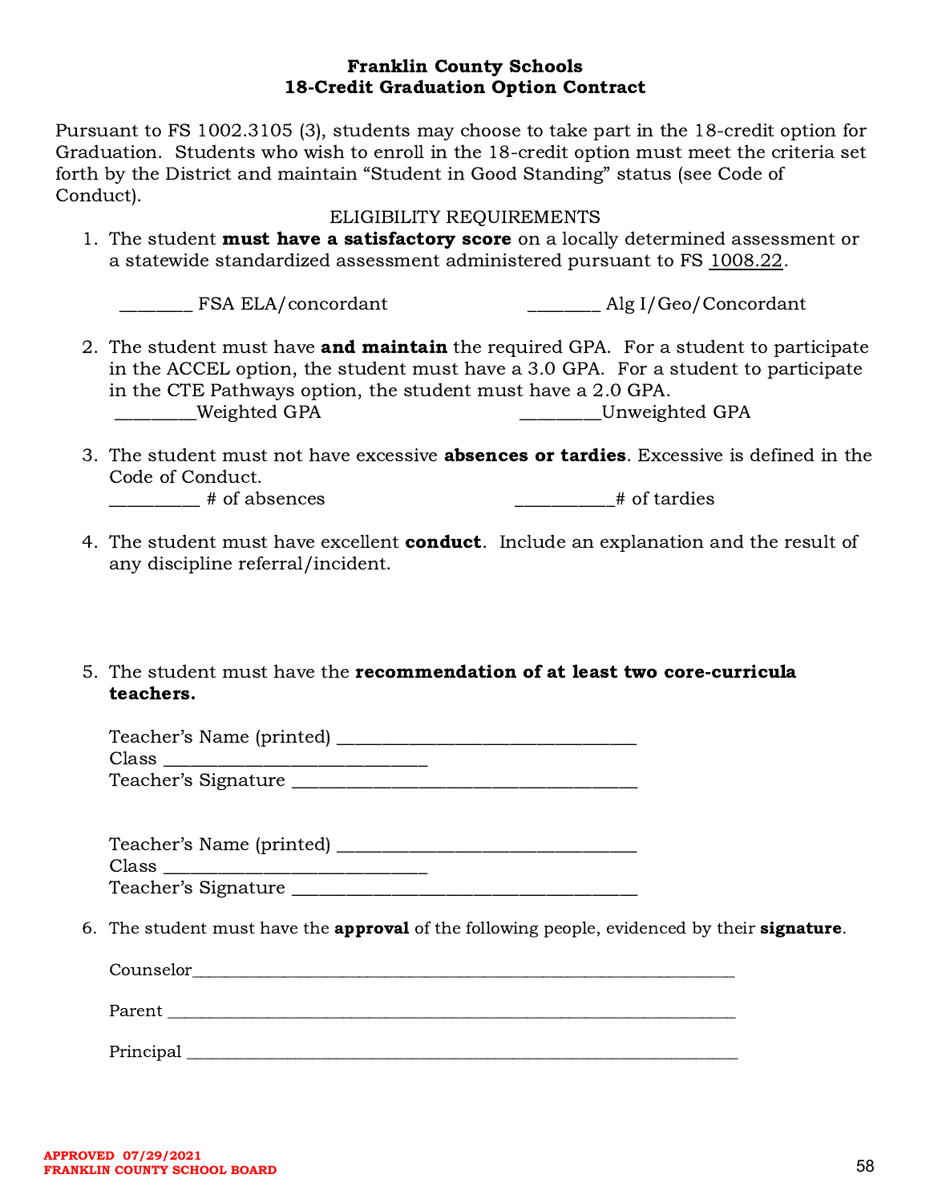# Franklin County Schools
## 18-Credit Graduation Option Contract

Pursuant to FS 1002.3105 (3), students may choose to take part in the 18-credit option for Graduation. Students who wish to enroll in the 18-credit option must meet the criteria set forth by the District and maintain "Student in Good Standing" status (see Code of Conduct).

ELIGIBILITY REQUIREMENTS

1. The student **must have a satisfactory score** on a locally determined assessment or a statewide standardized assessment administered pursuant to FS 1008.22.

   ________ FSA ELA/concordant ________ Alg I/Geo/Concordant

2. The student must have **and maintain** the required GPA. For a student to participate in the ACCEL option, the student must have a 3.0 GPA. For a student to participate in the CTE Pathways option, the student must have a 2.0 GPA.

   ________Weighted GPA ________Unweighted GPA

3. The student must not have excessive **absences or tardies**. Excessive is defined in the Code of Conduct.

   _________ # of absences __________# of tardies

4. The student must have excellent **conduct**. Include an explanation and the result of any discipline referral/incident.

5. The student must have the **recommendation of at least two core-curricula teachers.**

   Teacher's Name (printed) ______________________________
   Class ____________________________
   Teacher's Signature ___________________________________

   Teacher's Name (printed) ______________________________
   Class ____________________________
   Teacher's Signature ___________________________________

6. The student must have the **approval** of the following people, evidenced by their **signature**.

   Counselor_____________________________________________________________

   Parent _______________________________________________________________

   Principal ______________________________________________________________

APPROVED 07/29/2021
FRANKLIN COUNTY SCHOOL BOARD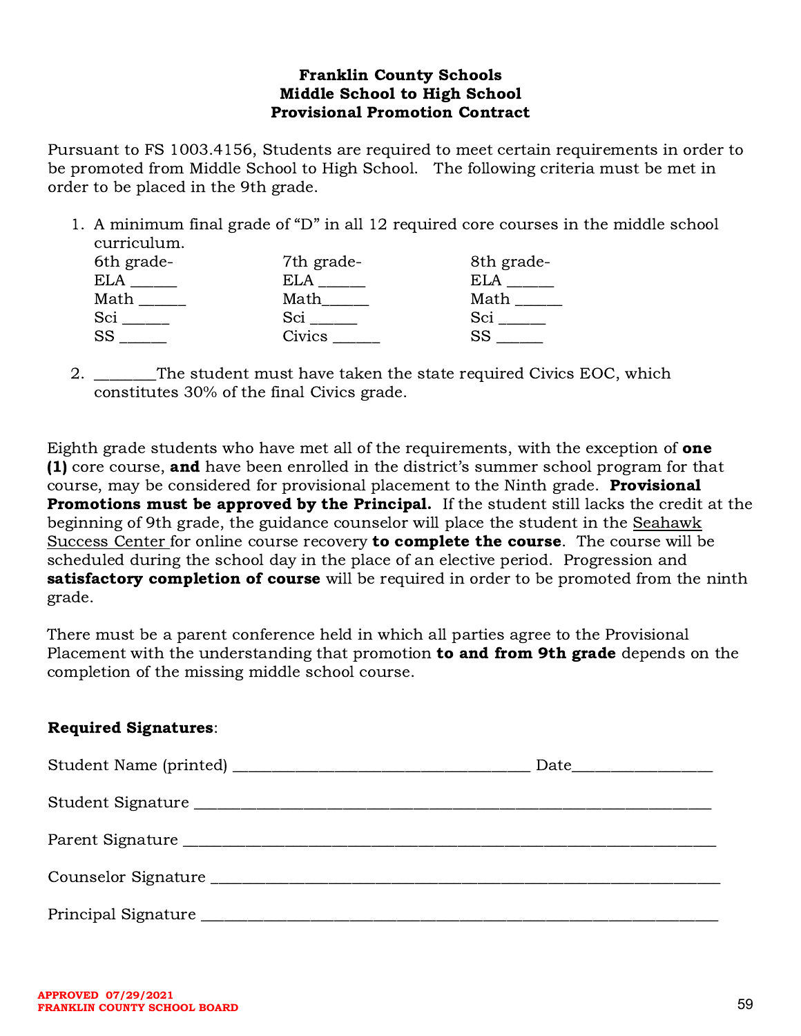**Franklin County Schools**
**Middle School to High School**
**Provisional Promotion Contract**

Pursuant to FS 1003.4156, Students are required to meet certain requirements in order to be promoted from Middle School to High School. The following criteria must be met in order to be placed in the 9th grade.

1. A minimum final grade of "D" in all 12 required core courses in the middle school curriculum.

| | | |
|---|---|---|
| 6th grade- | 7th grade- | 8th grade- |
| ELA ______ | ELA ______ | ELA ______ |
| Math ______ | Math______ | Math ______ |
| Sci ______ | Sci ______ | Sci ______ |
| SS ______ | Civics ______ | SS ______ |

2. _______The student must have taken the state required Civics EOC, which constitutes 30% of the final Civics grade.

Eighth grade students who have met all of the requirements, with the exception of **one (1)** core course, **and** have been enrolled in the district's summer school program for that course, may be considered for provisional placement to the Ninth grade. **Provisional Promotions must be approved by the Principal.** If the student still lacks the credit at the beginning of 9th grade, the guidance counselor will place the student in the Seahawk Success Center for online course recovery **to complete the course**. The course will be scheduled during the school day in the place of an elective period. Progression and **satisfactory completion of course** will be required in order to be promoted from the ninth grade.

There must be a parent conference held in which all parties agree to the Provisional Placement with the understanding that promotion **to and from 9th grade** depends on the completion of the missing middle school course.

**Required Signatures**:

Student Name (printed) ___________________________________ Date________________

Student Signature ____________________________________________________________

Parent Signature _____________________________________________________________

Counselor Signature __________________________________________________________

Principal Signature __________________________________________________________

APPROVED 07/29/2021
FRANKLIN COUNTY SCHOOL BOARD